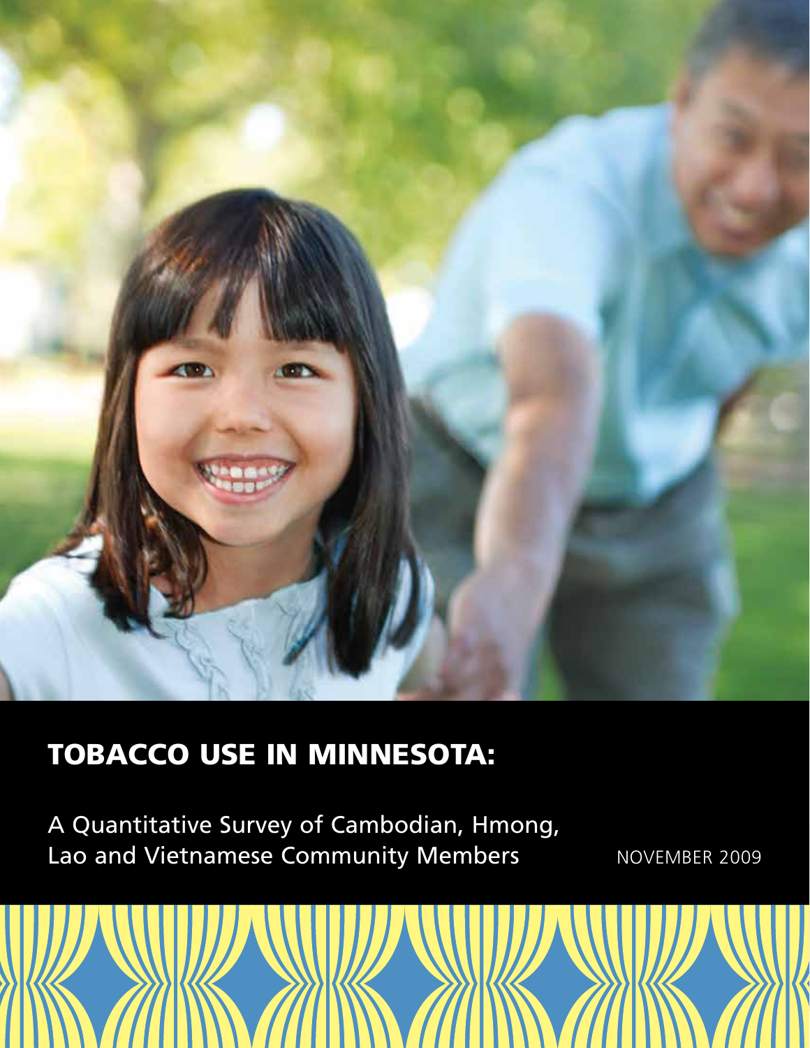# TOBACCO USE IN MINNESOTA:

A Quantitative Survey of Cambodian, Hmong, Lao and Vietnamese Community Members

NOVEMBER 2009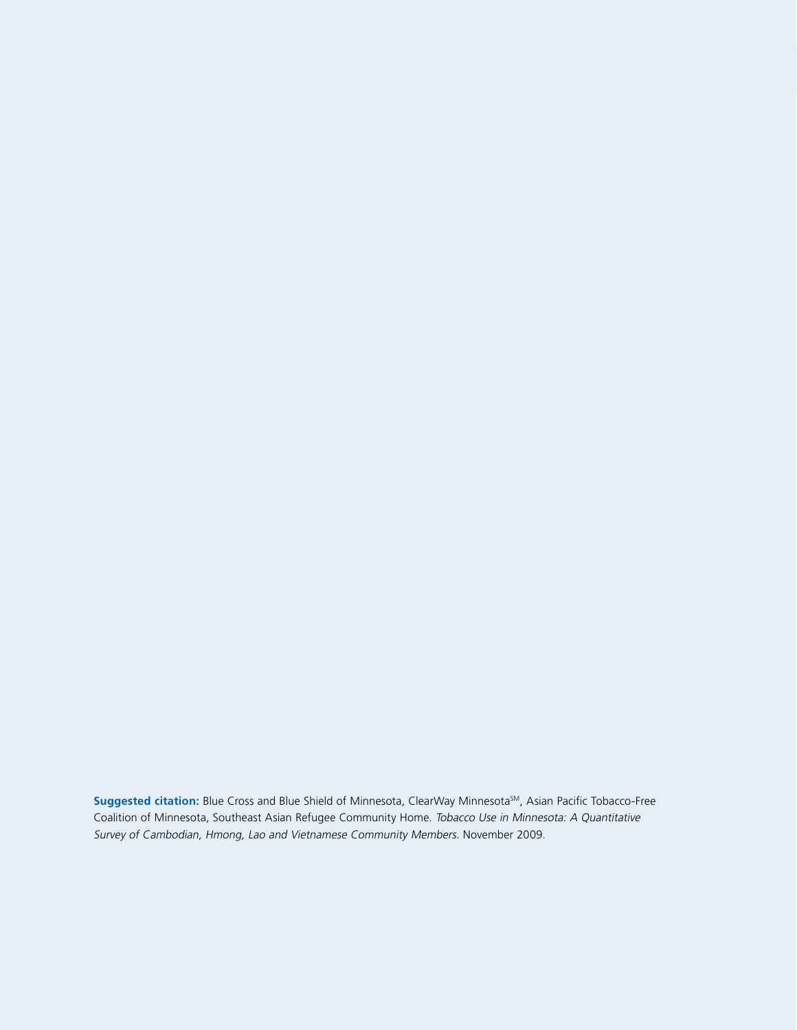**Suggested citation:** Blue Cross and Blue Shield of Minnesota, ClearWay Minnesota[SM], Asian Pacific Tobacco-Free Coalition of Minnesota, Southeast Asian Refugee Community Home. *Tobacco Use in Minnesota: A Quantitative Survey of Cambodian, Hmong, Lao and Vietnamese Community Members.* November 2009.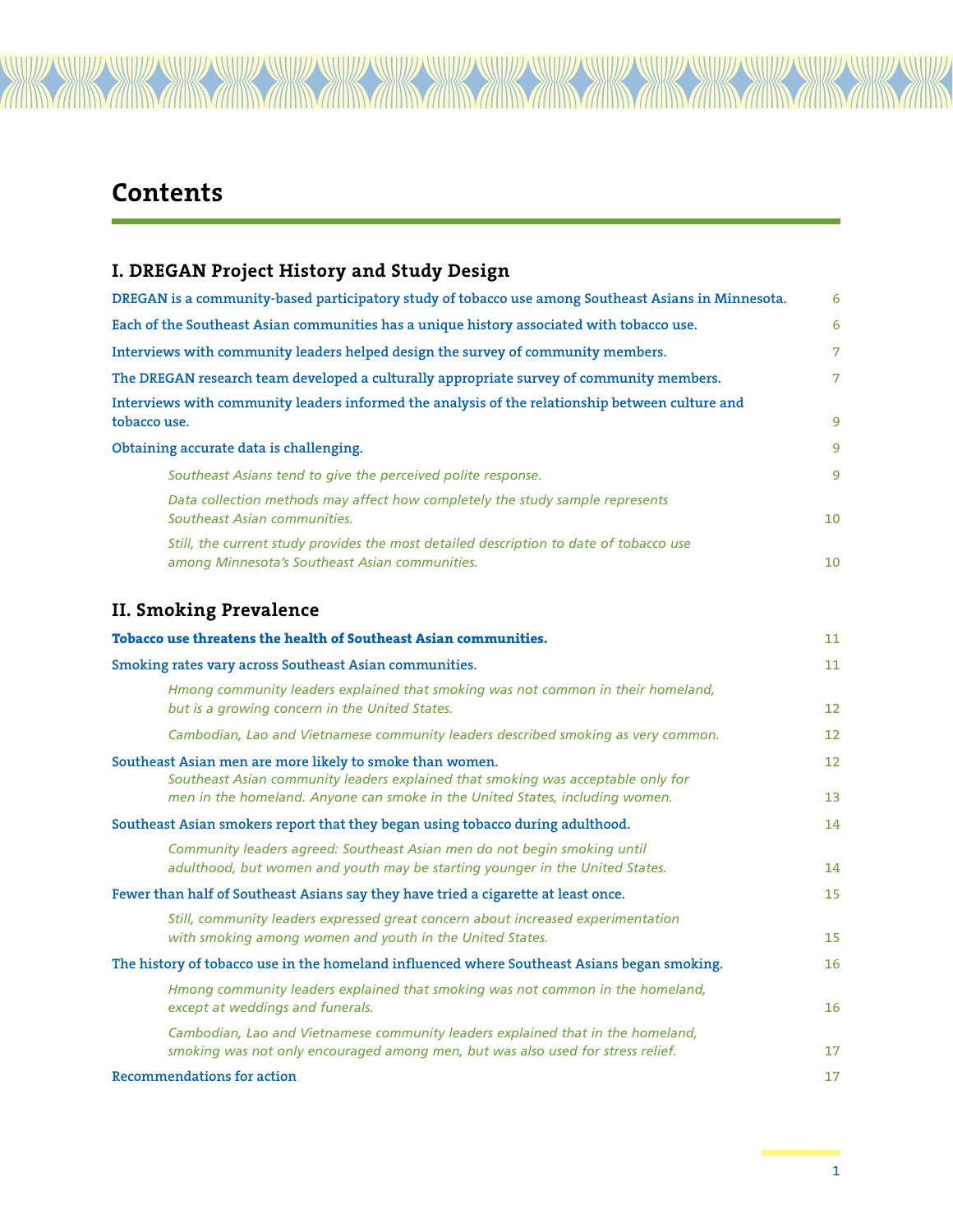# Contents

## I. DREGAN Project History and Study Design

- DREGAN is a community-based participatory study of tobacco use among Southeast Asians in Minnesota. 6
- Each of the Southeast Asian communities has a unique history associated with tobacco use. 6
- Interviews with community leaders helped design the survey of community members. 7
- The DREGAN research team developed a culturally appropriate survey of community members. 7
- Interviews with community leaders informed the analysis of the relationship between culture and tobacco use. 9
- Obtaining accurate data is challenging. 9
  - *Southeast Asians tend to give the perceived polite response.* 9
  - *Data collection methods may affect how completely the study sample represents Southeast Asian communities.* 10
  - *Still, the current study provides the most detailed description to date of tobacco use among Minnesota's Southeast Asian communities.* 10

## II. Smoking Prevalence

- **Tobacco use threatens the health of Southeast Asian communities.** 11
- Smoking rates vary across Southeast Asian communities. 11
  - *Hmong community leaders explained that smoking was not common in their homeland, but is a growing concern in the United States.* 12
  - *Cambodian, Lao and Vietnamese community leaders described smoking as very common.* 12
- Southeast Asian men are more likely to smoke than women. 12
  - *Southeast Asian community leaders explained that smoking was acceptable only for men in the homeland. Anyone can smoke in the United States, including women.* 13
- Southeast Asian smokers report that they began using tobacco during adulthood. 14
  - *Community leaders agreed: Southeast Asian men do not begin smoking until adulthood, but women and youth may be starting younger in the United States.* 14
- Fewer than half of Southeast Asians say they have tried a cigarette at least once. 15
  - *Still, community leaders expressed great concern about increased experimentation with smoking among women and youth in the United States.* 15
- The history of tobacco use in the homeland influenced where Southeast Asians began smoking. 16
  - *Hmong community leaders explained that smoking was not common in the homeland, except at weddings and funerals.* 16
  - *Cambodian, Lao and Vietnamese community leaders explained that in the homeland, smoking was not only encouraged among men, but was also used for stress relief.* 17
- Recommendations for action 17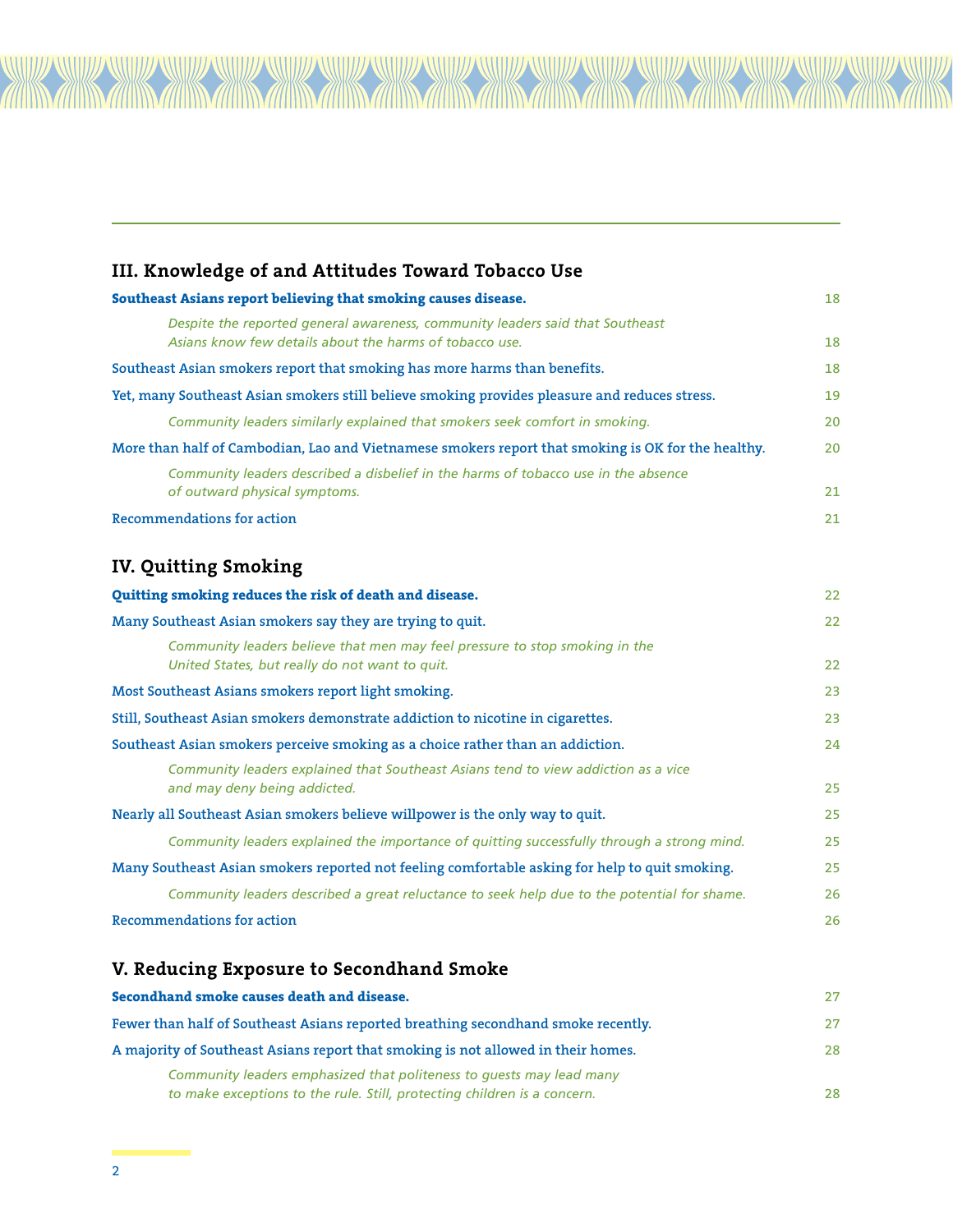## III. Knowledge of and Attitudes Toward Tobacco Use

**Southeast Asians report believing that smoking causes disease.** 18

*Despite the reported general awareness, community leaders said that Southeast Asians know few details about the harms of tobacco use.* 18

Southeast Asian smokers report that smoking has more harms than benefits. 18

Yet, many Southeast Asian smokers still believe smoking provides pleasure and reduces stress. 19

*Community leaders similarly explained that smokers seek comfort in smoking.* 20

More than half of Cambodian, Lao and Vietnamese smokers report that smoking is OK for the healthy. 20

*Community leaders described a disbelief in the harms of tobacco use in the absence of outward physical symptoms.* 21

Recommendations for action 21

## IV. Quitting Smoking

**Quitting smoking reduces the risk of death and disease.** 22

Many Southeast Asian smokers say they are trying to quit. 22

*Community leaders believe that men may feel pressure to stop smoking in the United States, but really do not want to quit.* 22

Most Southeast Asians smokers report light smoking. 23

Still, Southeast Asian smokers demonstrate addiction to nicotine in cigarettes. 23

Southeast Asian smokers perceive smoking as a choice rather than an addiction. 24

*Community leaders explained that Southeast Asians tend to view addiction as a vice and may deny being addicted.* 25

Nearly all Southeast Asian smokers believe willpower is the only way to quit. 25

*Community leaders explained the importance of quitting successfully through a strong mind.* 25

Many Southeast Asian smokers reported not feeling comfortable asking for help to quit smoking. 25

*Community leaders described a great reluctance to seek help due to the potential for shame.* 26

Recommendations for action 26

## V. Reducing Exposure to Secondhand Smoke

**Secondhand smoke causes death and disease.** 27

Fewer than half of Southeast Asians reported breathing secondhand smoke recently. 27

A majority of Southeast Asians report that smoking is not allowed in their homes. 28

*Community leaders emphasized that politeness to guests may lead many to make exceptions to the rule. Still, protecting children is a concern.* 28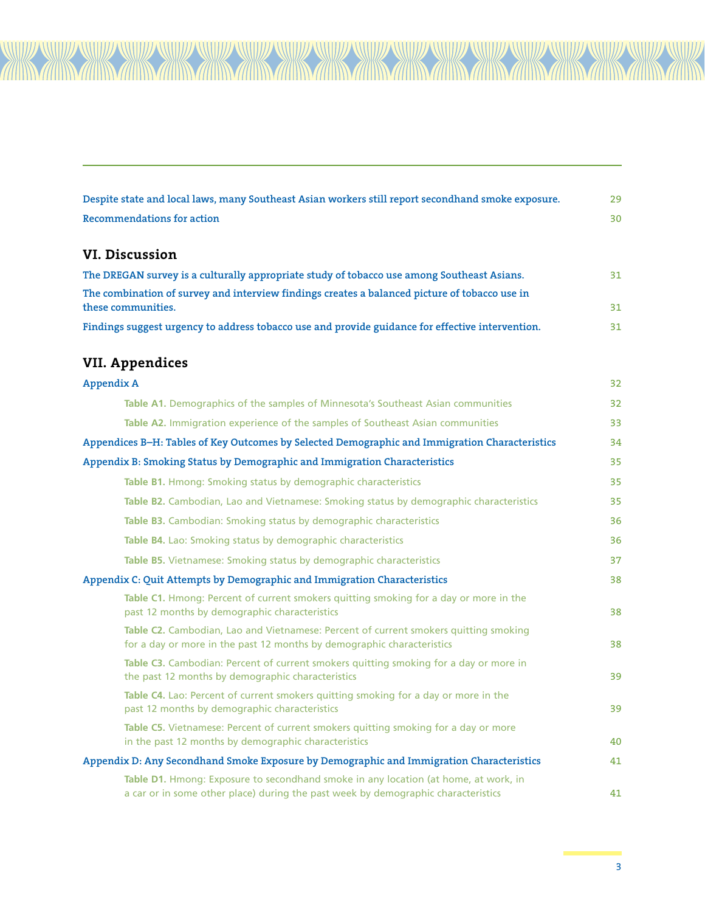Despite state and local laws, many Southeast Asian workers still report secondhand smoke exposure. 29

Recommendations for action 30

## VI. Discussion

The DREGAN survey is a culturally appropriate study of tobacco use among Southeast Asians. 31

The combination of survey and interview findings creates a balanced picture of tobacco use in these communities. 31

Findings suggest urgency to address tobacco use and provide guidance for effective intervention. 31

## VII. Appendices

Appendix A 32

- **Table A1.** Demographics of the samples of Minnesota's Southeast Asian communities 32
- **Table A2.** Immigration experience of the samples of Southeast Asian communities 33

Appendices B–H: Tables of Key Outcomes by Selected Demographic and Immigration Characteristics 34

Appendix B: Smoking Status by Demographic and Immigration Characteristics 35

- **Table B1.** Hmong: Smoking status by demographic characteristics 35
- **Table B2.** Cambodian, Lao and Vietnamese: Smoking status by demographic characteristics 35
- **Table B3.** Cambodian: Smoking status by demographic characteristics 36
- **Table B4.** Lao: Smoking status by demographic characteristics 36
- **Table B5.** Vietnamese: Smoking status by demographic characteristics 37

Appendix C: Quit Attempts by Demographic and Immigration Characteristics 38

- **Table C1.** Hmong: Percent of current smokers quitting smoking for a day or more in the past 12 months by demographic characteristics 38
- **Table C2.** Cambodian, Lao and Vietnamese: Percent of current smokers quitting smoking for a day or more in the past 12 months by demographic characteristics 38
- **Table C3.** Cambodian: Percent of current smokers quitting smoking for a day or more in the past 12 months by demographic characteristics 39
- **Table C4.** Lao: Percent of current smokers quitting smoking for a day or more in the past 12 months by demographic characteristics 39
- **Table C5.** Vietnamese: Percent of current smokers quitting smoking for a day or more in the past 12 months by demographic characteristics 40

Appendix D: Any Secondhand Smoke Exposure by Demographic and Immigration Characteristics 41

- **Table D1.** Hmong: Exposure to secondhand smoke in any location (at home, at work, in a car or in some other place) during the past week by demographic characteristics 41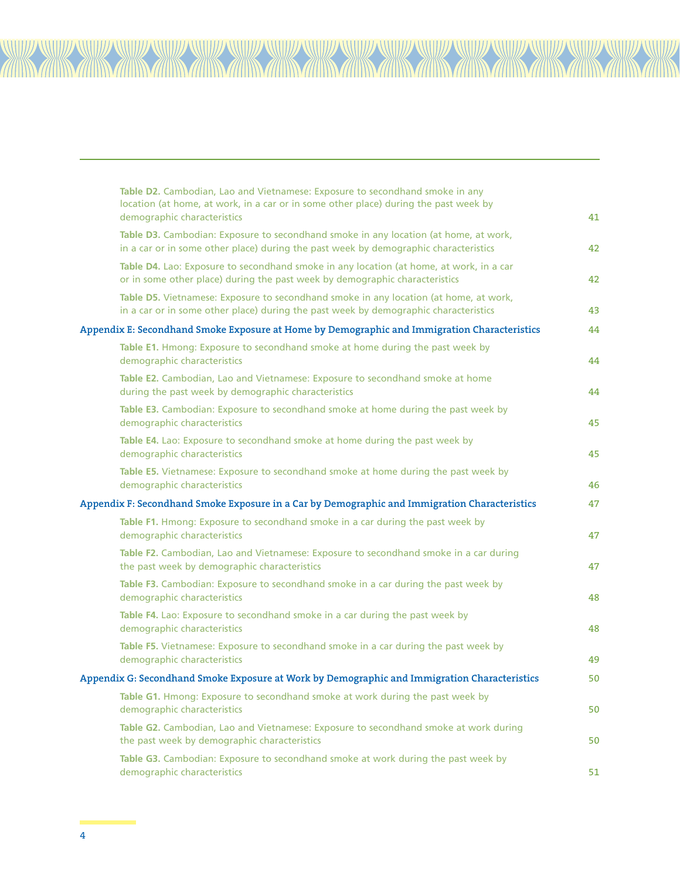**Table D2.** Cambodian, Lao and Vietnamese: Exposure to secondhand smoke in any location (at home, at work, in a car or in some other place) during the past week by demographic characteristics 41

**Table D3.** Cambodian: Exposure to secondhand smoke in any location (at home, at work, in a car or in some other place) during the past week by demographic characteristics 42

**Table D4.** Lao: Exposure to secondhand smoke in any location (at home, at work, in a car or in some other place) during the past week by demographic characteristics 42

**Table D5.** Vietnamese: Exposure to secondhand smoke in any location (at home, at work, in a car or in some other place) during the past week by demographic characteristics 43

**Appendix E: Secondhand Smoke Exposure at Home by Demographic and Immigration Characteristics** 44

**Table E1.** Hmong: Exposure to secondhand smoke at home during the past week by demographic characteristics 44

**Table E2.** Cambodian, Lao and Vietnamese: Exposure to secondhand smoke at home during the past week by demographic characteristics 44

**Table E3.** Cambodian: Exposure to secondhand smoke at home during the past week by demographic characteristics 45

**Table E4.** Lao: Exposure to secondhand smoke at home during the past week by demographic characteristics 45

**Table E5.** Vietnamese: Exposure to secondhand smoke at home during the past week by demographic characteristics 46

**Appendix F: Secondhand Smoke Exposure in a Car by Demographic and Immigration Characteristics** 47

**Table F1.** Hmong: Exposure to secondhand smoke in a car during the past week by demographic characteristics 47

**Table F2.** Cambodian, Lao and Vietnamese: Exposure to secondhand smoke in a car during the past week by demographic characteristics 47

**Table F3.** Cambodian: Exposure to secondhand smoke in a car during the past week by demographic characteristics 48

**Table F4.** Lao: Exposure to secondhand smoke in a car during the past week by demographic characteristics 48

**Table F5.** Vietnamese: Exposure to secondhand smoke in a car during the past week by demographic characteristics 49

**Appendix G: Secondhand Smoke Exposure at Work by Demographic and Immigration Characteristics** 50

**Table G1.** Hmong: Exposure to secondhand smoke at work during the past week by demographic characteristics 50

**Table G2.** Cambodian, Lao and Vietnamese: Exposure to secondhand smoke at work during the past week by demographic characteristics 50

**Table G3.** Cambodian: Exposure to secondhand smoke at work during the past week by demographic characteristics 51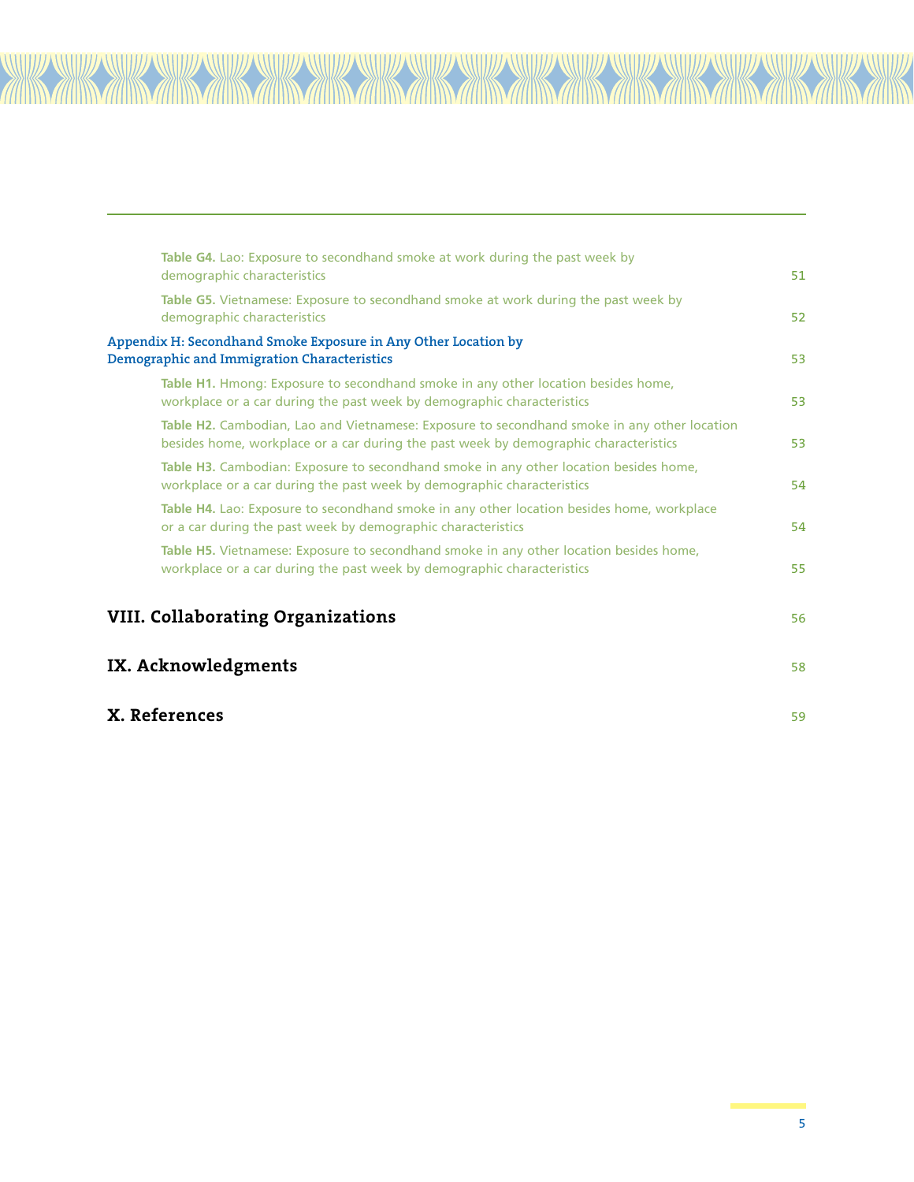**Table G4.** Lao: Exposure to secondhand smoke at work during the past week by demographic characteristics 51

**Table G5.** Vietnamese: Exposure to secondhand smoke at work during the past week by demographic characteristics 52

Appendix H: Secondhand Smoke Exposure in Any Other Location by Demographic and Immigration Characteristics 53

**Table H1.** Hmong: Exposure to secondhand smoke in any other location besides home, workplace or a car during the past week by demographic characteristics 53

**Table H2.** Cambodian, Lao and Vietnamese: Exposure to secondhand smoke in any other location besides home, workplace or a car during the past week by demographic characteristics 53

**Table H3.** Cambodian: Exposure to secondhand smoke in any other location besides home, workplace or a car during the past week by demographic characteristics 54

**Table H4.** Lao: Exposure to secondhand smoke in any other location besides home, workplace or a car during the past week by demographic characteristics 54

**Table H5.** Vietnamese: Exposure to secondhand smoke in any other location besides home, workplace or a car during the past week by demographic characteristics 55

## VIII. Collaborating Organizations 56

## IX. Acknowledgments 58

## X. References 59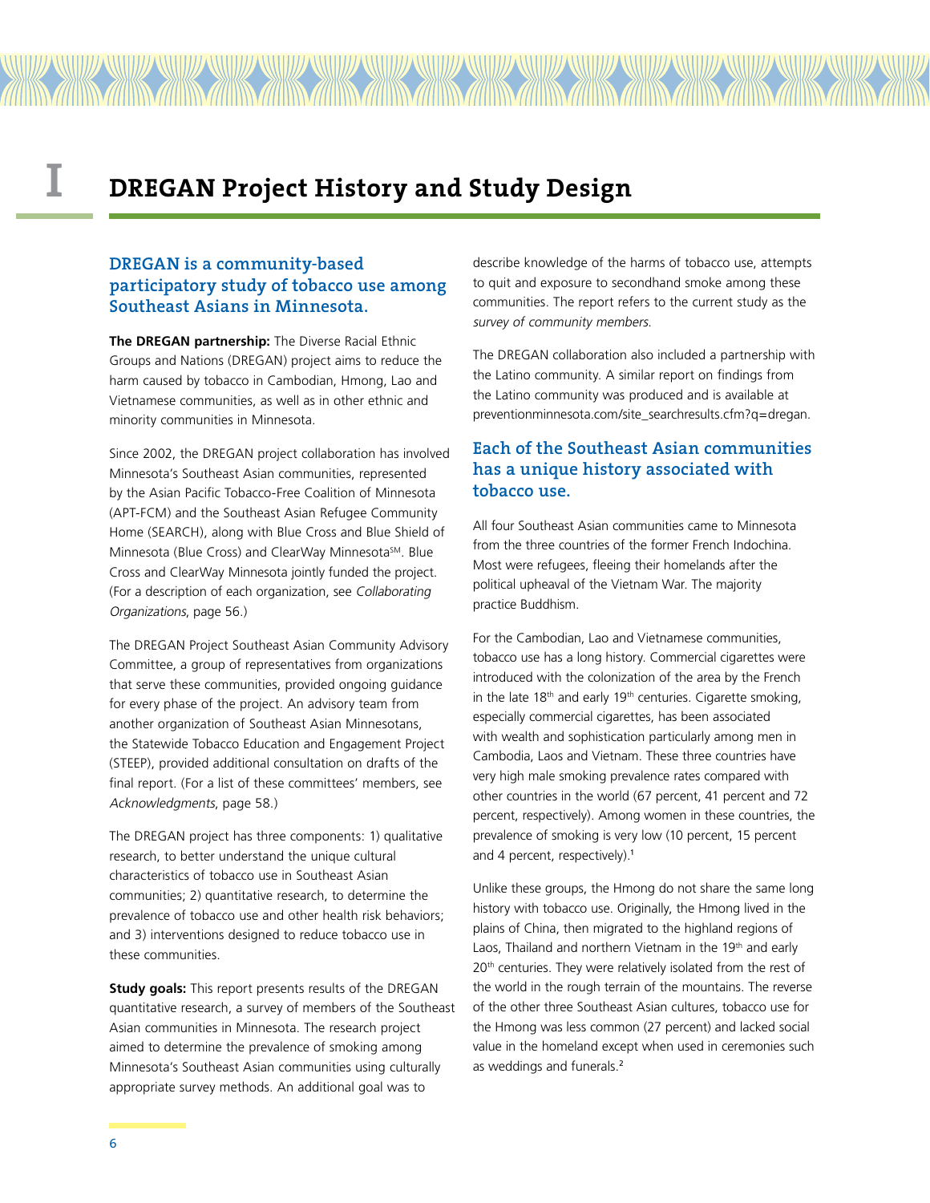# I DREGAN Project History and Study Design

## DREGAN is a community-based participatory study of tobacco use among Southeast Asians in Minnesota.

**The DREGAN partnership:** The Diverse Racial Ethnic Groups and Nations (DREGAN) project aims to reduce the harm caused by tobacco in Cambodian, Hmong, Lao and Vietnamese communities, as well as in other ethnic and minority communities in Minnesota.

Since 2002, the DREGAN project collaboration has involved Minnesota's Southeast Asian communities, represented by the Asian Pacific Tobacco-Free Coalition of Minnesota (APT-FCM) and the Southeast Asian Refugee Community Home (SEARCH), along with Blue Cross and Blue Shield of Minnesota (Blue Cross) and ClearWay Minnesota[SM]. Blue Cross and ClearWay Minnesota jointly funded the project. (For a description of each organization, see *Collaborating Organizations*, page 56.)

The DREGAN Project Southeast Asian Community Advisory Committee, a group of representatives from organizations that serve these communities, provided ongoing guidance for every phase of the project. An advisory team from another organization of Southeast Asian Minnesotans, the Statewide Tobacco Education and Engagement Project (STEEP), provided additional consultation on drafts of the final report. (For a list of these committees' members, see *Acknowledgments*, page 58.)

The DREGAN project has three components: 1) qualitative research, to better understand the unique cultural characteristics of tobacco use in Southeast Asian communities; 2) quantitative research, to determine the prevalence of tobacco use and other health risk behaviors; and 3) interventions designed to reduce tobacco use in these communities.

**Study goals:** This report presents results of the DREGAN quantitative research, a survey of members of the Southeast Asian communities in Minnesota. The research project aimed to determine the prevalence of smoking among Minnesota's Southeast Asian communities using culturally appropriate survey methods. An additional goal was to describe knowledge of the harms of tobacco use, attempts to quit and exposure to secondhand smoke among these communities. The report refers to the current study as the *survey of community members*.

The DREGAN collaboration also included a partnership with the Latino community. A similar report on findings from the Latino community was produced and is available at preventionminnesota.com/site_searchresults.cfm?q=dregan.

## Each of the Southeast Asian communities has a unique history associated with tobacco use.

All four Southeast Asian communities came to Minnesota from the three countries of the former French Indochina. Most were refugees, fleeing their homelands after the political upheaval of the Vietnam War. The majority practice Buddhism.

For the Cambodian, Lao and Vietnamese communities, tobacco use has a long history. Commercial cigarettes were introduced with the colonization of the area by the French in the late 18th and early 19th centuries. Cigarette smoking, especially commercial cigarettes, has been associated with wealth and sophistication particularly among men in Cambodia, Laos and Vietnam. These three countries have very high male smoking prevalence rates compared with other countries in the world (67 percent, 41 percent and 72 percent, respectively). Among women in these countries, the prevalence of smoking is very low (10 percent, 15 percent and 4 percent, respectively).[1]

Unlike these groups, the Hmong do not share the same long history with tobacco use. Originally, the Hmong lived in the plains of China, then migrated to the highland regions of Laos, Thailand and northern Vietnam in the 19th and early 20th centuries. They were relatively isolated from the rest of the world in the rough terrain of the mountains. The reverse of the other three Southeast Asian cultures, tobacco use for the Hmong was less common (27 percent) and lacked social value in the homeland except when used in ceremonies such as weddings and funerals.[2]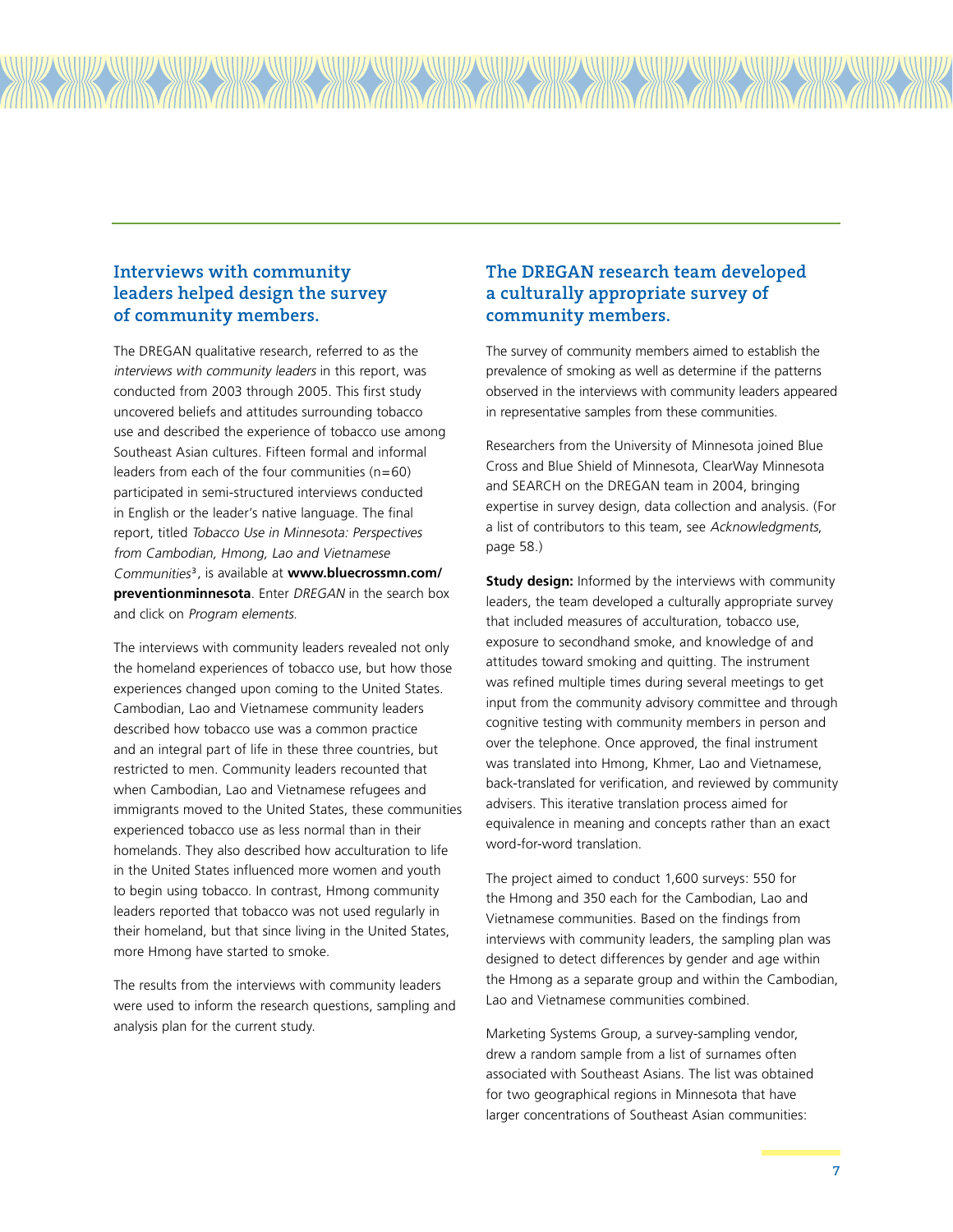## Interviews with community leaders helped design the survey of community members.

The DREGAN qualitative research, referred to as the *interviews with community leaders* in this report, was conducted from 2003 through 2005. This first study uncovered beliefs and attitudes surrounding tobacco use and described the experience of tobacco use among Southeast Asian cultures. Fifteen formal and informal leaders from each of the four communities (n=60) participated in semi-structured interviews conducted in English or the leader's native language. The final report, titled *Tobacco Use in Minnesota: Perspectives from Cambodian, Hmong, Lao and Vietnamese Communities*[3], is available at **www.bluecrossmn.com/preventionminnesota**. Enter *DREGAN* in the search box and click on *Program elements.*

The interviews with community leaders revealed not only the homeland experiences of tobacco use, but how those experiences changed upon coming to the United States. Cambodian, Lao and Vietnamese community leaders described how tobacco use was a common practice and an integral part of life in these three countries, but restricted to men. Community leaders recounted that when Cambodian, Lao and Vietnamese refugees and immigrants moved to the United States, these communities experienced tobacco use as less normal than in their homelands. They also described how acculturation to life in the United States influenced more women and youth to begin using tobacco. In contrast, Hmong community leaders reported that tobacco was not used regularly in their homeland, but that since living in the United States, more Hmong have started to smoke.

The results from the interviews with community leaders were used to inform the research questions, sampling and analysis plan for the current study.

## The DREGAN research team developed a culturally appropriate survey of community members.

The survey of community members aimed to establish the prevalence of smoking as well as determine if the patterns observed in the interviews with community leaders appeared in representative samples from these communities.

Researchers from the University of Minnesota joined Blue Cross and Blue Shield of Minnesota, ClearWay Minnesota and SEARCH on the DREGAN team in 2004, bringing expertise in survey design, data collection and analysis. (For a list of contributors to this team, see *Acknowledgments*, page 58.)

**Study design:** Informed by the interviews with community leaders, the team developed a culturally appropriate survey that included measures of acculturation, tobacco use, exposure to secondhand smoke, and knowledge of and attitudes toward smoking and quitting. The instrument was refined multiple times during several meetings to get input from the community advisory committee and through cognitive testing with community members in person and over the telephone. Once approved, the final instrument was translated into Hmong, Khmer, Lao and Vietnamese, back-translated for verification, and reviewed by community advisers. This iterative translation process aimed for equivalence in meaning and concepts rather than an exact word-for-word translation.

The project aimed to conduct 1,600 surveys: 550 for the Hmong and 350 each for the Cambodian, Lao and Vietnamese communities. Based on the findings from interviews with community leaders, the sampling plan was designed to detect differences by gender and age within the Hmong as a separate group and within the Cambodian, Lao and Vietnamese communities combined.

Marketing Systems Group, a survey-sampling vendor, drew a random sample from a list of surnames often associated with Southeast Asians. The list was obtained for two geographical regions in Minnesota that have larger concentrations of Southeast Asian communities: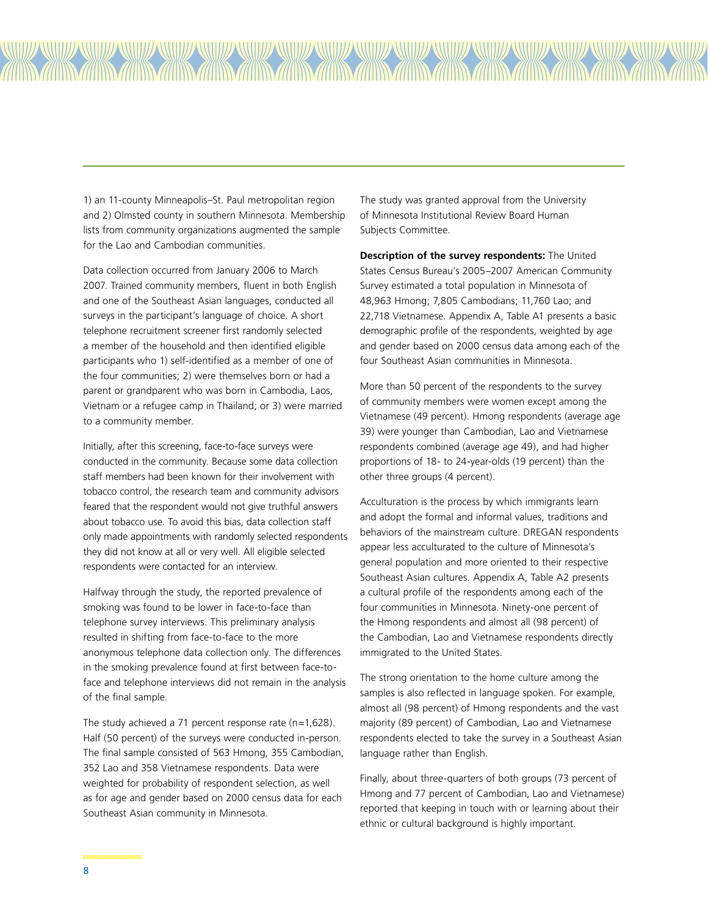1) an 11-county Minneapolis–St. Paul metropolitan region and 2) Olmsted county in southern Minnesota. Membership lists from community organizations augmented the sample for the Lao and Cambodian communities.

Data collection occurred from January 2006 to March 2007. Trained community members, fluent in both English and one of the Southeast Asian languages, conducted all surveys in the participant's language of choice. A short telephone recruitment screener first randomly selected a member of the household and then identified eligible participants who 1) self-identified as a member of one of the four communities; 2) were themselves born or had a parent or grandparent who was born in Cambodia, Laos, Vietnam or a refugee camp in Thailand; or 3) were married to a community member.

Initially, after this screening, face-to-face surveys were conducted in the community. Because some data collection staff members had been known for their involvement with tobacco control, the research team and community advisors feared that the respondent would not give truthful answers about tobacco use. To avoid this bias, data collection staff only made appointments with randomly selected respondents they did not know at all or very well. All eligible selected respondents were contacted for an interview.

Halfway through the study, the reported prevalence of smoking was found to be lower in face-to-face than telephone survey interviews. This preliminary analysis resulted in shifting from face-to-face to the more anonymous telephone data collection only. The differences in the smoking prevalence found at first between face-to-face and telephone interviews did not remain in the analysis of the final sample.

The study achieved a 71 percent response rate (n=1,628). Half (50 percent) of the surveys were conducted in-person. The final sample consisted of 563 Hmong, 355 Cambodian, 352 Lao and 358 Vietnamese respondents. Data were weighted for probability of respondent selection, as well as for age and gender based on 2000 census data for each Southeast Asian community in Minnesota.

The study was granted approval from the University of Minnesota Institutional Review Board Human Subjects Committee.

**Description of the survey respondents:** The United States Census Bureau's 2005–2007 American Community Survey estimated a total population in Minnesota of 48,963 Hmong; 7,805 Cambodians; 11,760 Lao; and 22,718 Vietnamese. Appendix A, Table A1 presents a basic demographic profile of the respondents, weighted by age and gender based on 2000 census data among each of the four Southeast Asian communities in Minnesota.

More than 50 percent of the respondents to the survey of community members were women except among the Vietnamese (49 percent). Hmong respondents (average age 39) were younger than Cambodian, Lao and Vietnamese respondents combined (average age 49), and had higher proportions of 18- to 24-year-olds (19 percent) than the other three groups (4 percent).

Acculturation is the process by which immigrants learn and adopt the formal and informal values, traditions and behaviors of the mainstream culture. DREGAN respondents appear less acculturated to the culture of Minnesota's general population and more oriented to their respective Southeast Asian cultures. Appendix A, Table A2 presents a cultural profile of the respondents among each of the four communities in Minnesota. Ninety-one percent of the Hmong respondents and almost all (98 percent) of the Cambodian, Lao and Vietnamese respondents directly immigrated to the United States.

The strong orientation to the home culture among the samples is also reflected in language spoken. For example, almost all (98 percent) of Hmong respondents and the vast majority (89 percent) of Cambodian, Lao and Vietnamese respondents elected to take the survey in a Southeast Asian language rather than English.

Finally, about three-quarters of both groups (73 percent of Hmong and 77 percent of Cambodian, Lao and Vietnamese) reported that keeping in touch with or learning about their ethnic or cultural background is highly important.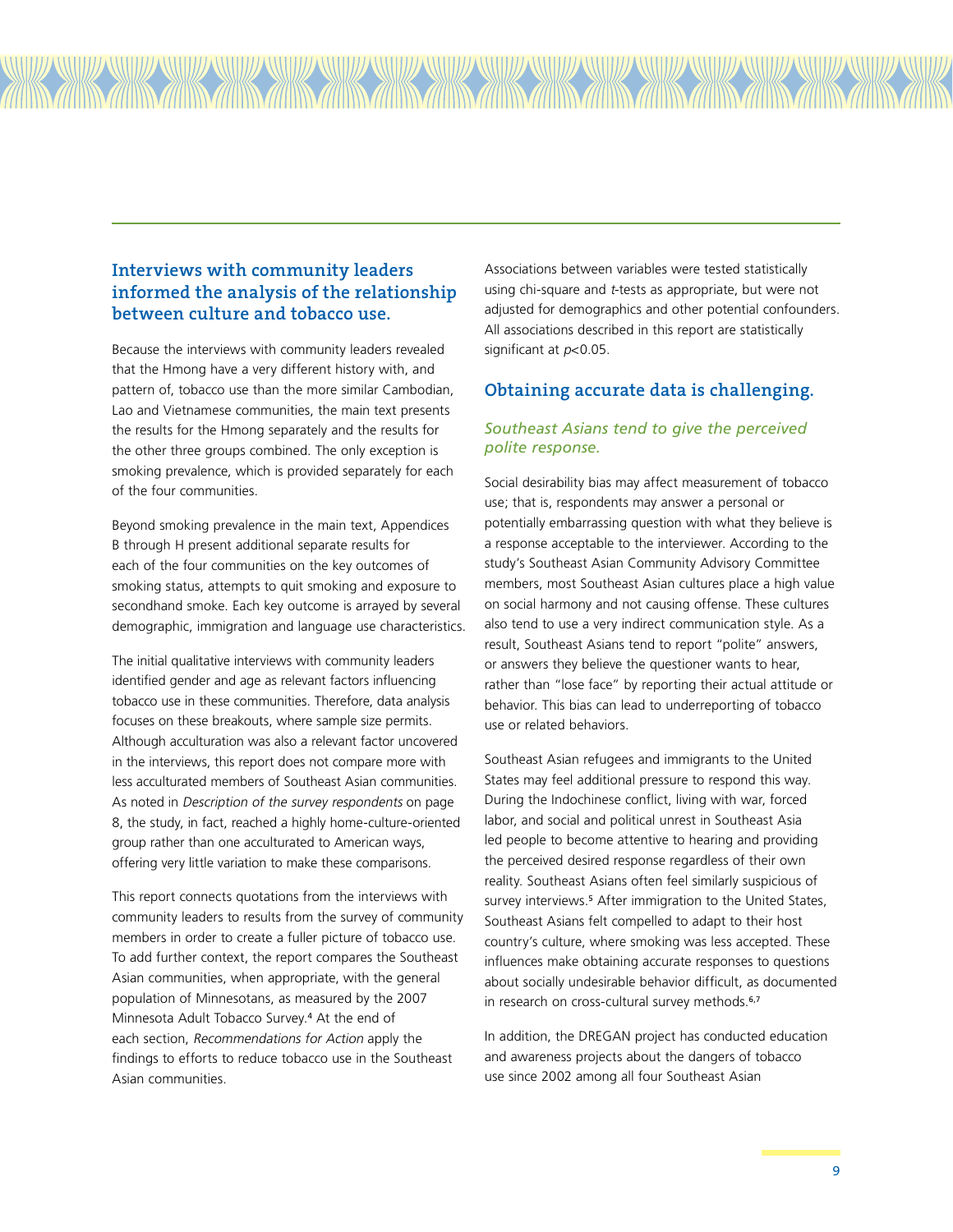## Interviews with community leaders informed the analysis of the relationship between culture and tobacco use.

Because the interviews with community leaders revealed that the Hmong have a very different history with, and pattern of, tobacco use than the more similar Cambodian, Lao and Vietnamese communities, the main text presents the results for the Hmong separately and the results for the other three groups combined. The only exception is smoking prevalence, which is provided separately for each of the four communities.

Beyond smoking prevalence in the main text, Appendices B through H present additional separate results for each of the four communities on the key outcomes of smoking status, attempts to quit smoking and exposure to secondhand smoke. Each key outcome is arrayed by several demographic, immigration and language use characteristics.

The initial qualitative interviews with community leaders identified gender and age as relevant factors influencing tobacco use in these communities. Therefore, data analysis focuses on these breakouts, where sample size permits. Although acculturation was also a relevant factor uncovered in the interviews, this report does not compare more with less acculturated members of Southeast Asian communities. As noted in *Description of the survey respondents* on page 8, the study, in fact, reached a highly home-culture-oriented group rather than one acculturated to American ways, offering very little variation to make these comparisons.

This report connects quotations from the interviews with community leaders to results from the survey of community members in order to create a fuller picture of tobacco use. To add further context, the report compares the Southeast Asian communities, when appropriate, with the general population of Minnesotans, as measured by the 2007 Minnesota Adult Tobacco Survey.[4] At the end of each section, *Recommendations for Action* apply the findings to efforts to reduce tobacco use in the Southeast Asian communities.

Associations between variables were tested statistically using chi-square and *t*-tests as appropriate, but were not adjusted for demographics and other potential confounders. All associations described in this report are statistically significant at $p<0.05$.

## Obtaining accurate data is challenging.

### *Southeast Asians tend to give the perceived polite response.*

Social desirability bias may affect measurement of tobacco use; that is, respondents may answer a personal or potentially embarrassing question with what they believe is a response acceptable to the interviewer. According to the study's Southeast Asian Community Advisory Committee members, most Southeast Asian cultures place a high value on social harmony and not causing offense. These cultures also tend to use a very indirect communication style. As a result, Southeast Asians tend to report "polite" answers, or answers they believe the questioner wants to hear, rather than "lose face" by reporting their actual attitude or behavior. This bias can lead to underreporting of tobacco use or related behaviors.

Southeast Asian refugees and immigrants to the United States may feel additional pressure to respond this way. During the Indochinese conflict, living with war, forced labor, and social and political unrest in Southeast Asia led people to become attentive to hearing and providing the perceived desired response regardless of their own reality. Southeast Asians often feel similarly suspicious of survey interviews.[5] After immigration to the United States, Southeast Asians felt compelled to adapt to their host country's culture, where smoking was less accepted. These influences make obtaining accurate responses to questions about socially undesirable behavior difficult, as documented in research on cross-cultural survey methods.[6,7]

In addition, the DREGAN project has conducted education and awareness projects about the dangers of tobacco use since 2002 among all four Southeast Asian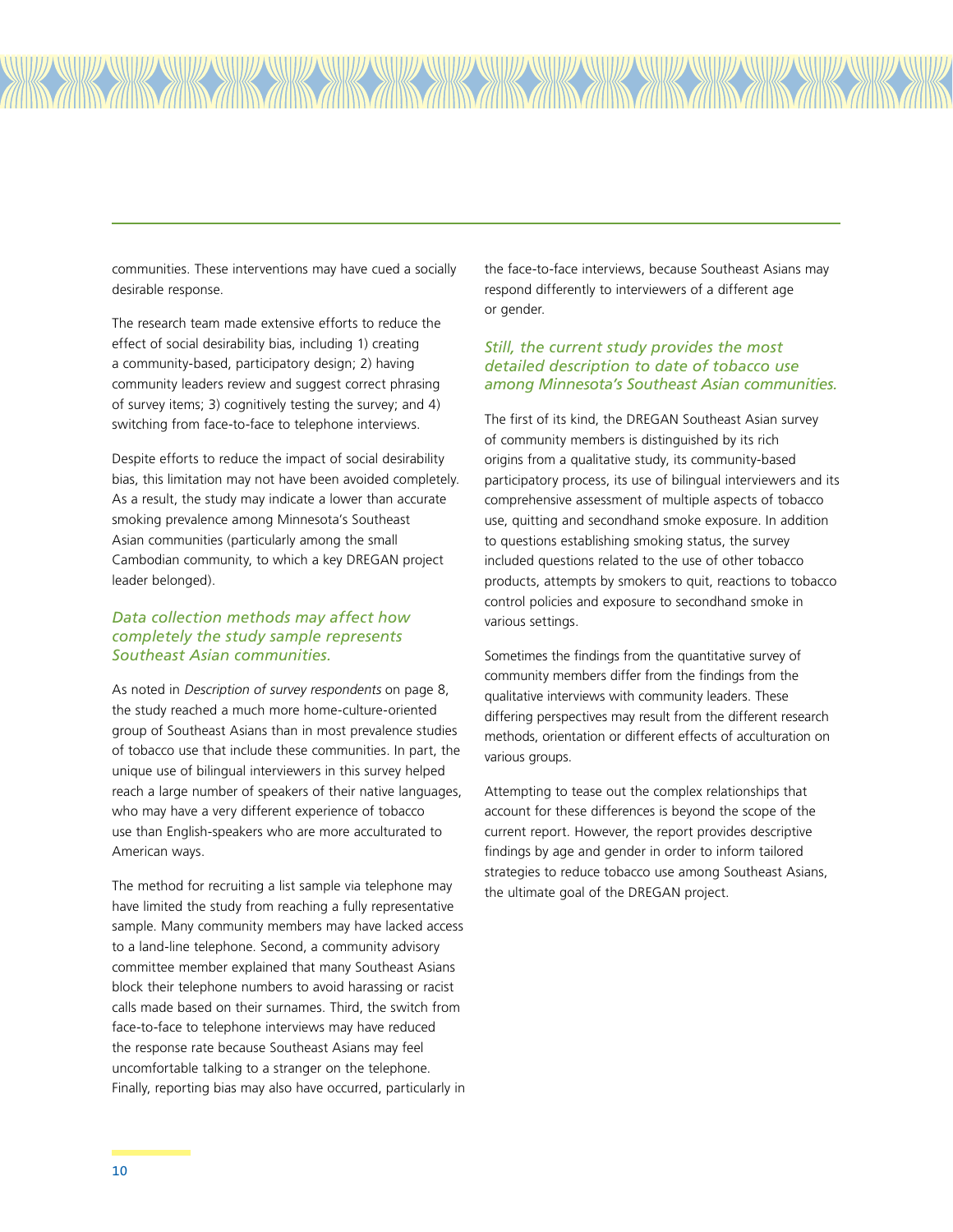communities. These interventions may have cued a socially desirable response.

The research team made extensive efforts to reduce the effect of social desirability bias, including 1) creating a community-based, participatory design; 2) having community leaders review and suggest correct phrasing of survey items; 3) cognitively testing the survey; and 4) switching from face-to-face to telephone interviews.

Despite efforts to reduce the impact of social desirability bias, this limitation may not have been avoided completely. As a result, the study may indicate a lower than accurate smoking prevalence among Minnesota's Southeast Asian communities (particularly among the small Cambodian community, to which a key DREGAN project leader belonged).

### *Data collection methods may affect how completely the study sample represents Southeast Asian communities.*

As noted in *Description of survey respondents* on page 8, the study reached a much more home-culture-oriented group of Southeast Asians than in most prevalence studies of tobacco use that include these communities. In part, the unique use of bilingual interviewers in this survey helped reach a large number of speakers of their native languages, who may have a very different experience of tobacco use than English-speakers who are more acculturated to American ways.

The method for recruiting a list sample via telephone may have limited the study from reaching a fully representative sample. Many community members may have lacked access to a land-line telephone. Second, a community advisory committee member explained that many Southeast Asians block their telephone numbers to avoid harassing or racist calls made based on their surnames. Third, the switch from face-to-face to telephone interviews may have reduced the response rate because Southeast Asians may feel uncomfortable talking to a stranger on the telephone. Finally, reporting bias may also have occurred, particularly in the face-to-face interviews, because Southeast Asians may respond differently to interviewers of a different age or gender.

### *Still, the current study provides the most detailed description to date of tobacco use among Minnesota's Southeast Asian communities.*

The first of its kind, the DREGAN Southeast Asian survey of community members is distinguished by its rich origins from a qualitative study, its community-based participatory process, its use of bilingual interviewers and its comprehensive assessment of multiple aspects of tobacco use, quitting and secondhand smoke exposure. In addition to questions establishing smoking status, the survey included questions related to the use of other tobacco products, attempts by smokers to quit, reactions to tobacco control policies and exposure to secondhand smoke in various settings.

Sometimes the findings from the quantitative survey of community members differ from the findings from the qualitative interviews with community leaders. These differing perspectives may result from the different research methods, orientation or different effects of acculturation on various groups.

Attempting to tease out the complex relationships that account for these differences is beyond the scope of the current report. However, the report provides descriptive findings by age and gender in order to inform tailored strategies to reduce tobacco use among Southeast Asians, the ultimate goal of the DREGAN project.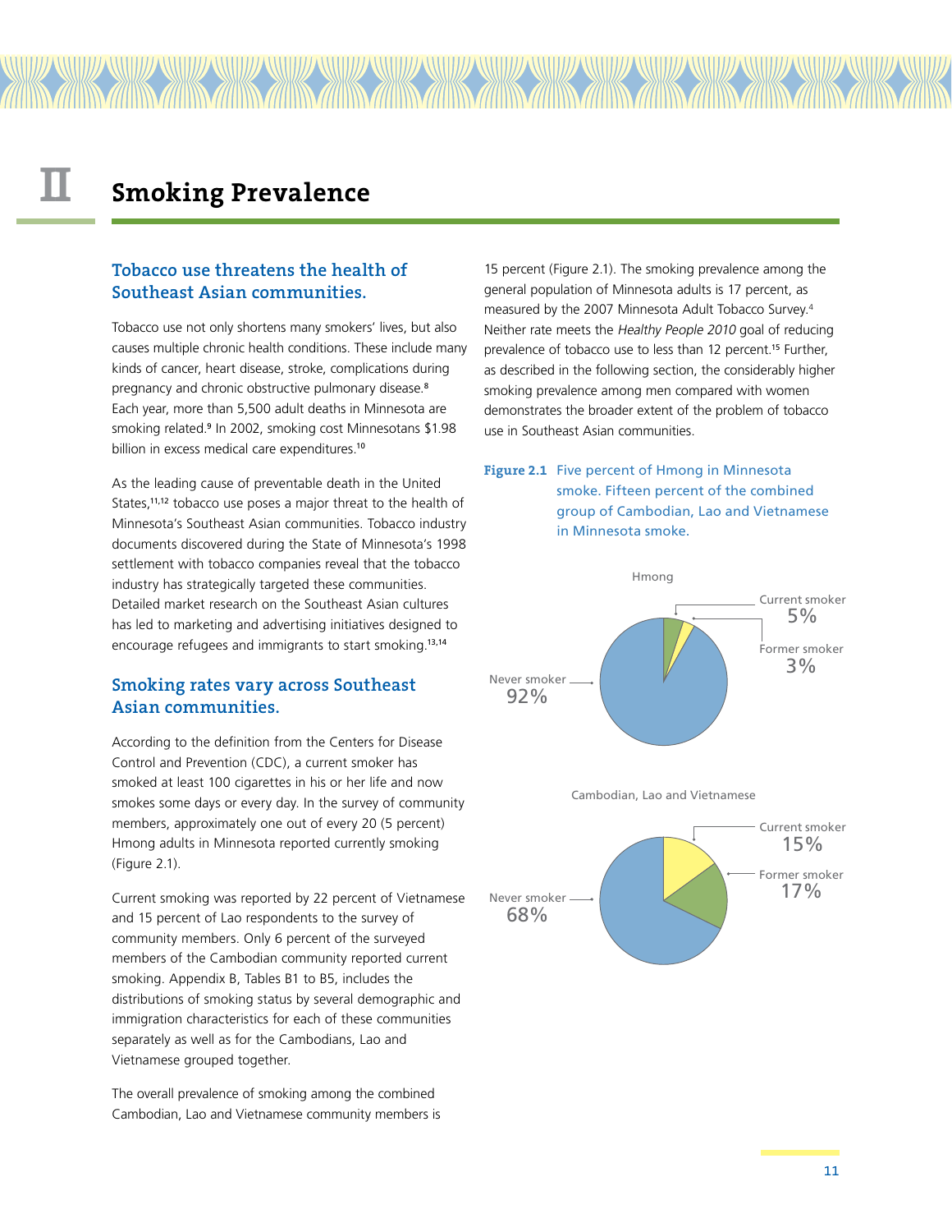# II Smoking Prevalence

## Tobacco use threatens the health of Southeast Asian communities.

Tobacco use not only shortens many smokers' lives, but also causes multiple chronic health conditions. These include many kinds of cancer, heart disease, stroke, complications during pregnancy and chronic obstructive pulmonary disease.[8] Each year, more than 5,500 adult deaths in Minnesota are smoking related.[9] In 2002, smoking cost Minnesotans $1.98 billion in excess medical care expenditures.[10]

As the leading cause of preventable death in the United States,[11,12] tobacco use poses a major threat to the health of Minnesota's Southeast Asian communities. Tobacco industry documents discovered during the State of Minnesota's 1998 settlement with tobacco companies reveal that the tobacco industry has strategically targeted these communities. Detailed market research on the Southeast Asian cultures has led to marketing and advertising initiatives designed to encourage refugees and immigrants to start smoking.[13,14]

## Smoking rates vary across Southeast Asian communities.

According to the definition from the Centers for Disease Control and Prevention (CDC), a current smoker has smoked at least 100 cigarettes in his or her life and now smokes some days or every day. In the survey of community members, approximately one out of every 20 (5 percent) Hmong adults in Minnesota reported currently smoking (Figure 2.1).

Current smoking was reported by 22 percent of Vietnamese and 15 percent of Lao respondents to the survey of community members. Only 6 percent of the surveyed members of the Cambodian community reported current smoking. Appendix B, Tables B1 to B5, includes the distributions of smoking status by several demographic and immigration characteristics for each of these communities separately as well as for the Cambodians, Lao and Vietnamese grouped together.

The overall prevalence of smoking among the combined Cambodian, Lao and Vietnamese community members is 15 percent (Figure 2.1). The smoking prevalence among the general population of Minnesota adults is 17 percent, as measured by the 2007 Minnesota Adult Tobacco Survey.[4] Neither rate meets the *Healthy People 2010* goal of reducing prevalence of tobacco use to less than 12 percent.[15] Further, as described in the following section, the considerably higher smoking prevalence among men compared with women demonstrates the broader extent of the problem of tobacco use in Southeast Asian communities.

**Figure 2.1** Five percent of Hmong in Minnesota smoke. Fifteen percent of the combined group of Cambodian, Lao and Vietnamese in Minnesota smoke.

Hmong

- Current smoker 5%
- Former smoker 3%
- Never smoker 92%

Cambodian, Lao and Vietnamese

- Current smoker 15%
- Former smoker 17%
- Never smoker 68%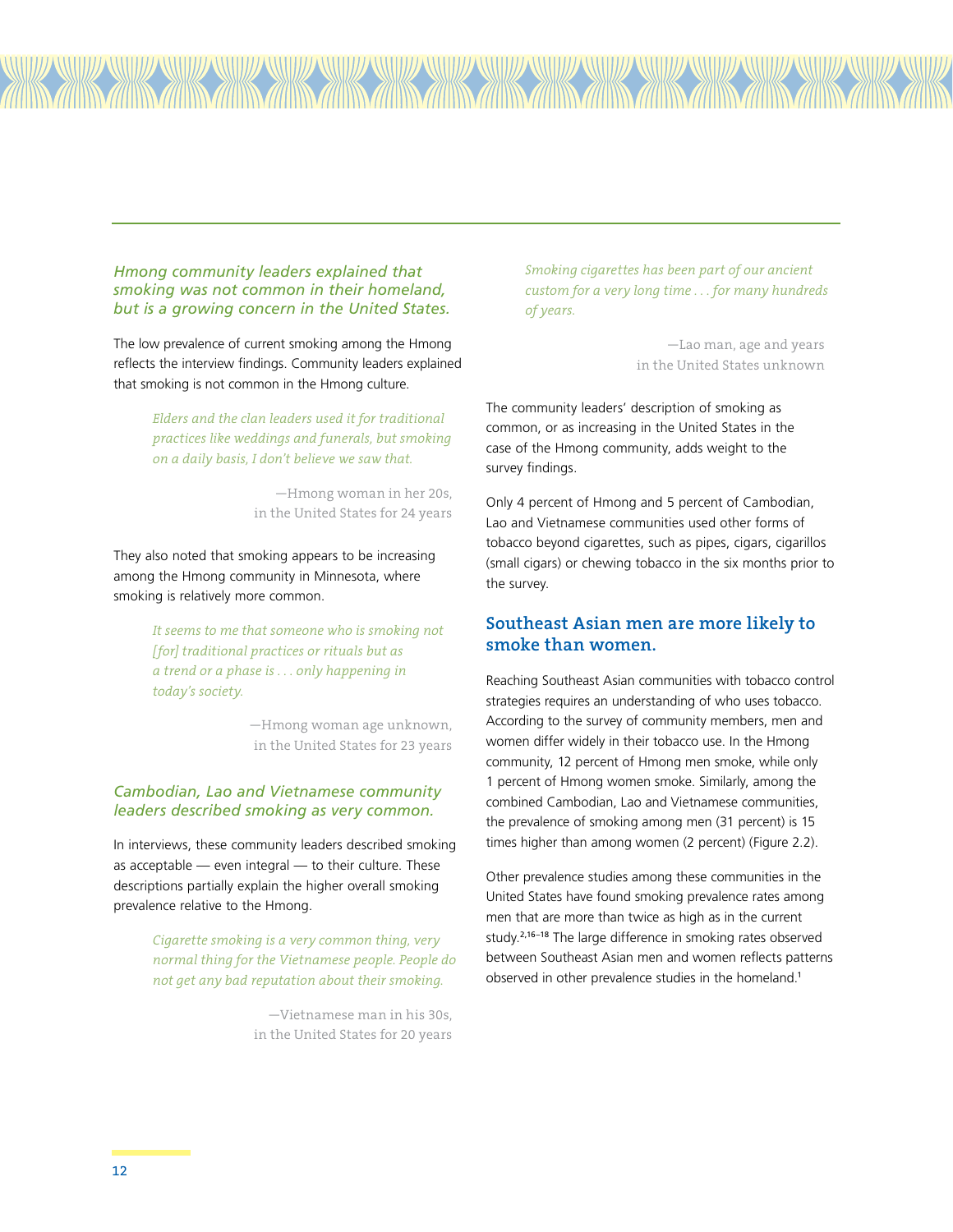### *Hmong community leaders explained that smoking was not common in their homeland, but is a growing concern in the United States.*

The low prevalence of current smoking among the Hmong reflects the interview findings. Community leaders explained that smoking is not common in the Hmong culture.

> *Elders and the clan leaders used it for traditional practices like weddings and funerals, but smoking on a daily basis, I don't believe we saw that.*
>
> —Hmong woman in her 20s, in the United States for 24 years

They also noted that smoking appears to be increasing among the Hmong community in Minnesota, where smoking is relatively more common.

> *It seems to me that someone who is smoking not [for] traditional practices or rituals but as a trend or a phase is . . . only happening in today's society.*
>
> —Hmong woman age unknown, in the United States for 23 years

### *Cambodian, Lao and Vietnamese community leaders described smoking as very common.*

In interviews, these community leaders described smoking as acceptable — even integral — to their culture. These descriptions partially explain the higher overall smoking prevalence relative to the Hmong.

> *Cigarette smoking is a very common thing, very normal thing for the Vietnamese people. People do not get any bad reputation about their smoking.*
>
> —Vietnamese man in his 30s, in the United States for 20 years

> *Smoking cigarettes has been part of our ancient custom for a very long time . . . for many hundreds of years.*
>
> —Lao man, age and years in the United States unknown

The community leaders' description of smoking as common, or as increasing in the United States in the case of the Hmong community, adds weight to the survey findings.

Only 4 percent of Hmong and 5 percent of Cambodian, Lao and Vietnamese communities used other forms of tobacco beyond cigarettes, such as pipes, cigars, cigarillos (small cigars) or chewing tobacco in the six months prior to the survey.

## Southeast Asian men are more likely to smoke than women.

Reaching Southeast Asian communities with tobacco control strategies requires an understanding of who uses tobacco. According to the survey of community members, men and women differ widely in their tobacco use. In the Hmong community, 12 percent of Hmong men smoke, while only 1 percent of Hmong women smoke. Similarly, among the combined Cambodian, Lao and Vietnamese communities, the prevalence of smoking among men (31 percent) is 15 times higher than among women (2 percent) (Figure 2.2).

Other prevalence studies among these communities in the United States have found smoking prevalence rates among men that are more than twice as high as in the current study.[2,16–18] The large difference in smoking rates observed between Southeast Asian men and women reflects patterns observed in other prevalence studies in the homeland.[1]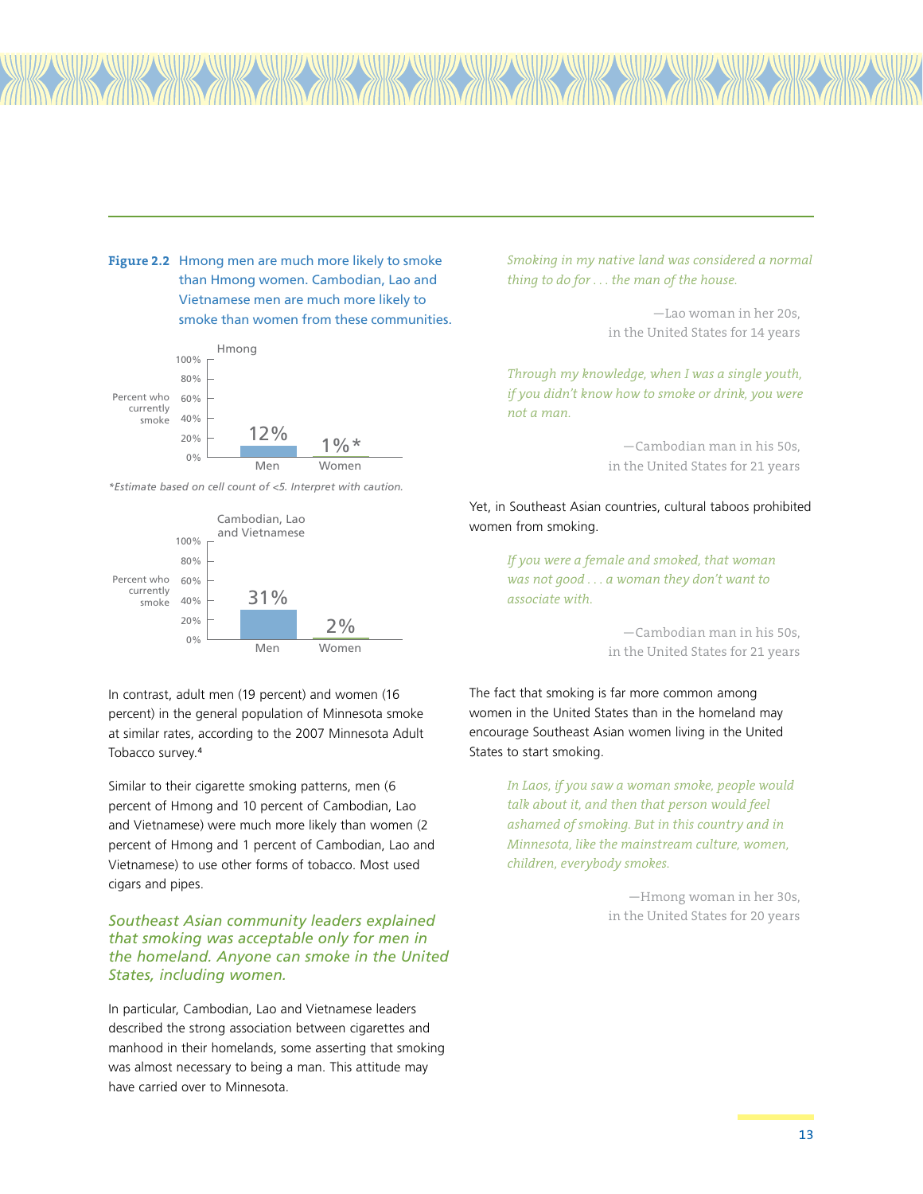**Figure 2.2** Hmong men are much more likely to smoke than Hmong women. Cambodian, Lao and Vietnamese men are much more likely to smoke than women from these communities.

**Hmong**

| | Men | Women |
|---|---|---|
| Percent who currently smoke | 12% | 1%* |

*Estimate based on cell count of <5. Interpret with caution.

**Cambodian, Lao and Vietnamese**

| | Men | Women |
|---|---|---|
| Percent who currently smoke | 31% | 2% |

In contrast, adult men (19 percent) and women (16 percent) in the general population of Minnesota smoke at similar rates, according to the 2007 Minnesota Adult Tobacco survey.[4]

Similar to their cigarette smoking patterns, men (6 percent of Hmong and 10 percent of Cambodian, Lao and Vietnamese) were much more likely than women (2 percent of Hmong and 1 percent of Cambodian, Lao and Vietnamese) to use other forms of tobacco. Most used cigars and pipes.

*Southeast Asian community leaders explained that smoking was acceptable only for men in the homeland. Anyone can smoke in the United States, including women.*

In particular, Cambodian, Lao and Vietnamese leaders described the strong association between cigarettes and manhood in their homelands, some asserting that smoking was almost necessary to being a man. This attitude may have carried over to Minnesota.

> *Smoking in my native land was considered a normal thing to do for . . . the man of the house.*
>
> —Lao woman in her 20s, in the United States for 14 years

> *Through my knowledge, when I was a single youth, if you didn't know how to smoke or drink, you were not a man.*
>
> —Cambodian man in his 50s, in the United States for 21 years

Yet, in Southeast Asian countries, cultural taboos prohibited women from smoking.

> *If you were a female and smoked, that woman was not good . . . a woman they don't want to associate with.*
>
> —Cambodian man in his 50s, in the United States for 21 years

The fact that smoking is far more common among women in the United States than in the homeland may encourage Southeast Asian women living in the United States to start smoking.

> *In Laos, if you saw a woman smoke, people would talk about it, and then that person would feel ashamed of smoking. But in this country and in Minnesota, like the mainstream culture, women, children, everybody smokes.*
>
> —Hmong woman in her 30s, in the United States for 20 years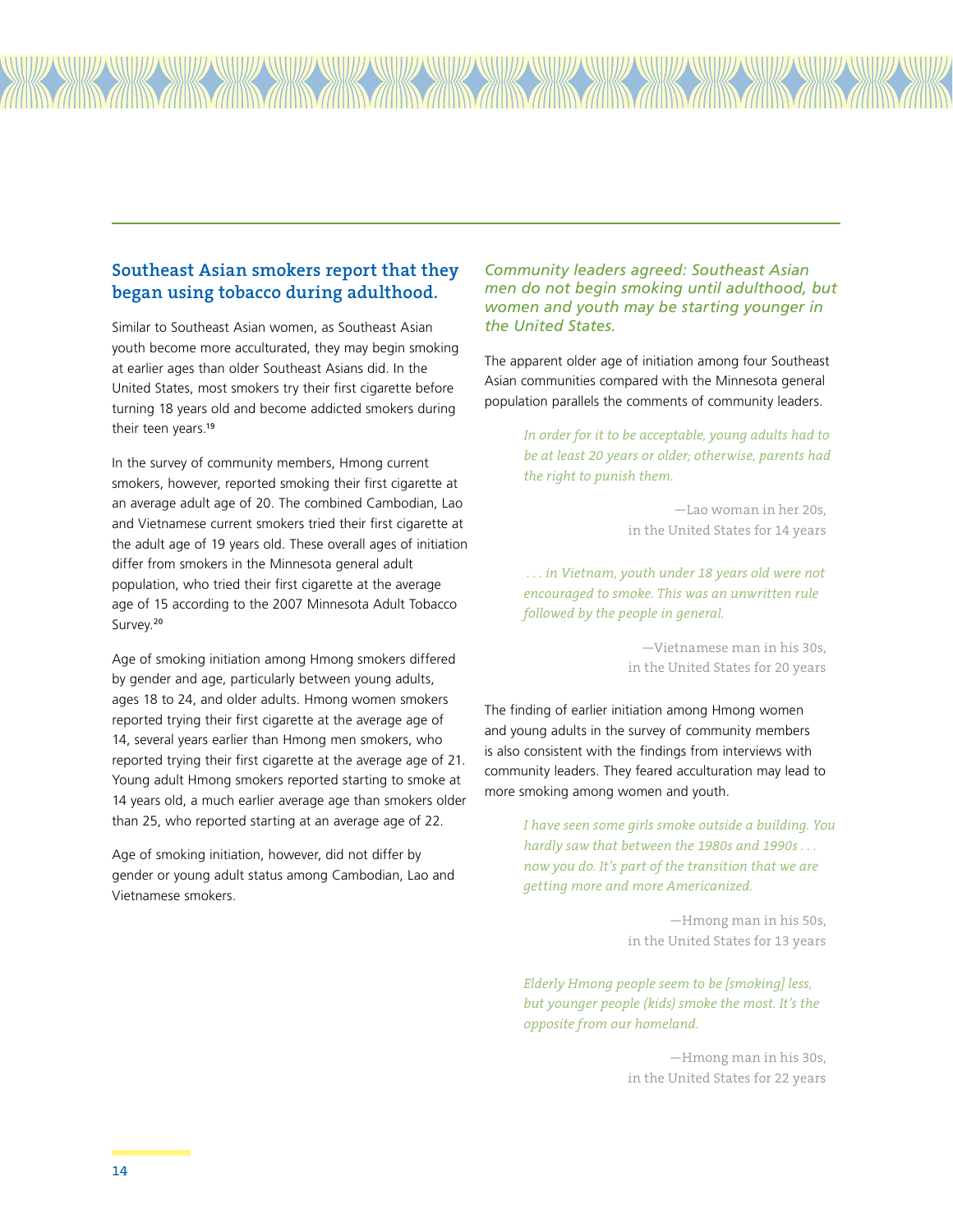## Southeast Asian smokers report that they began using tobacco during adulthood.

Similar to Southeast Asian women, as Southeast Asian youth become more acculturated, they may begin smoking at earlier ages than older Southeast Asians did. In the United States, most smokers try their first cigarette before turning 18 years old and become addicted smokers during their teen years.[19]

In the survey of community members, Hmong current smokers, however, reported smoking their first cigarette at an average adult age of 20. The combined Cambodian, Lao and Vietnamese current smokers tried their first cigarette at the adult age of 19 years old. These overall ages of initiation differ from smokers in the Minnesota general adult population, who tried their first cigarette at the average age of 15 according to the 2007 Minnesota Adult Tobacco Survey.[20]

Age of smoking initiation among Hmong smokers differed by gender and age, particularly between young adults, ages 18 to 24, and older adults. Hmong women smokers reported trying their first cigarette at the average age of 14, several years earlier than Hmong men smokers, who reported trying their first cigarette at the average age of 21. Young adult Hmong smokers reported starting to smoke at 14 years old, a much earlier average age than smokers older than 25, who reported starting at an average age of 22.

Age of smoking initiation, however, did not differ by gender or young adult status among Cambodian, Lao and Vietnamese smokers.

### *Community leaders agreed: Southeast Asian men do not begin smoking until adulthood, but women and youth may be starting younger in the United States.*

The apparent older age of initiation among four Southeast Asian communities compared with the Minnesota general population parallels the comments of community leaders.

> *In order for it to be acceptable, young adults had to be at least 20 years or older; otherwise, parents had the right to punish them.*
>
> —Lao woman in her 20s, in the United States for 14 years

> *. . . in Vietnam, youth under 18 years old were not encouraged to smoke. This was an unwritten rule followed by the people in general.*
>
> —Vietnamese man in his 30s, in the United States for 20 years

The finding of earlier initiation among Hmong women and young adults in the survey of community members is also consistent with the findings from interviews with community leaders. They feared acculturation may lead to more smoking among women and youth.

> *I have seen some girls smoke outside a building. You hardly saw that between the 1980s and 1990s . . . now you do. It's part of the transition that we are getting more and more Americanized.*
>
> —Hmong man in his 50s, in the United States for 13 years

> *Elderly Hmong people seem to be [smoking] less, but younger people (kids) smoke the most. It's the opposite from our homeland.*
>
> —Hmong man in his 30s, in the United States for 22 years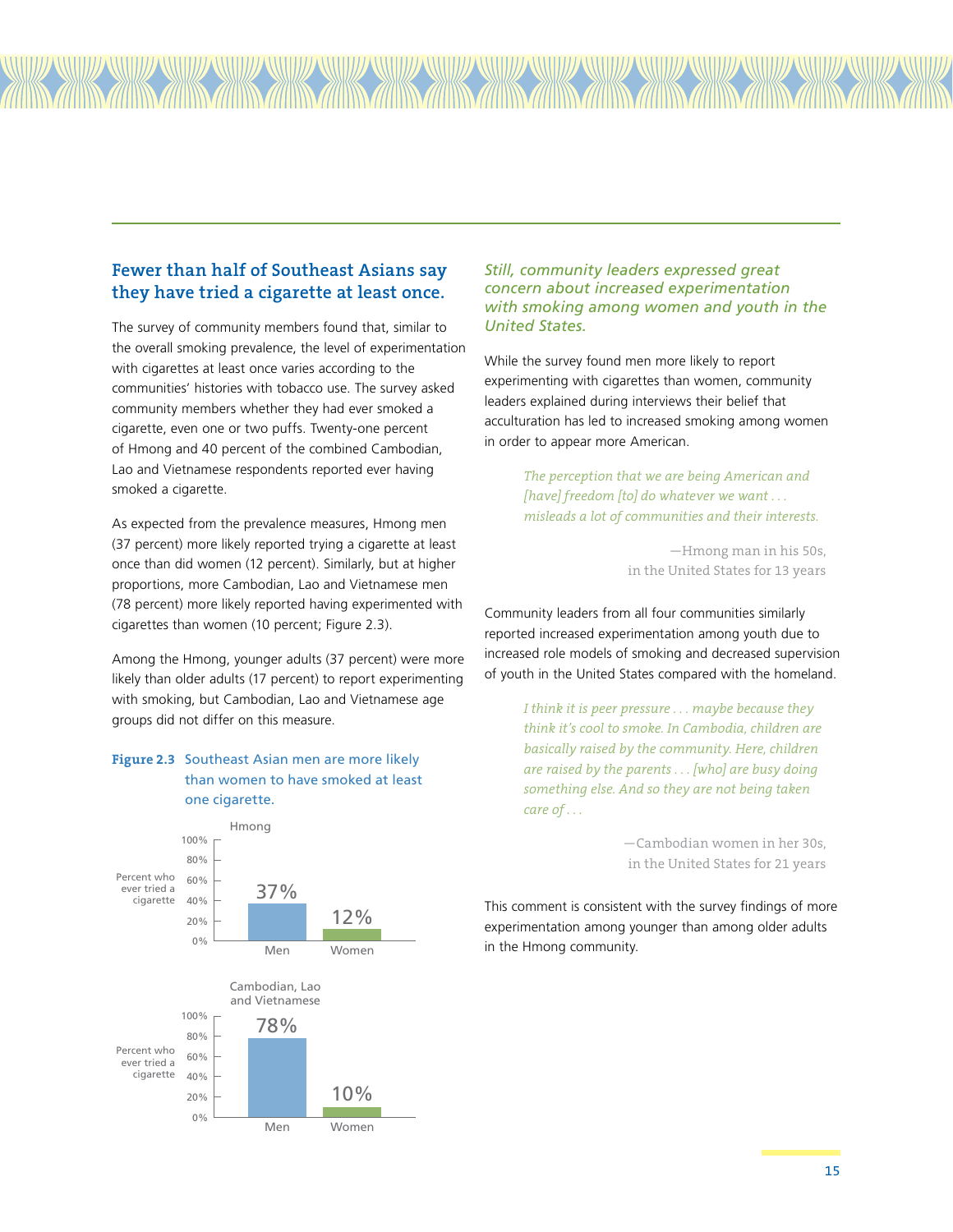## Fewer than half of Southeast Asians say they have tried a cigarette at least once.

The survey of community members found that, similar to the overall smoking prevalence, the level of experimentation with cigarettes at least once varies according to the communities' histories with tobacco use. The survey asked community members whether they had ever smoked a cigarette, even one or two puffs. Twenty-one percent of Hmong and 40 percent of the combined Cambodian, Lao and Vietnamese respondents reported ever having smoked a cigarette.

As expected from the prevalence measures, Hmong men (37 percent) more likely reported trying a cigarette at least once than did women (12 percent). Similarly, but at higher proportions, more Cambodian, Lao and Vietnamese men (78 percent) more likely reported having experimented with cigarettes than women (10 percent; Figure 2.3).

Among the Hmong, younger adults (37 percent) were more likely than older adults (17 percent) to report experimenting with smoking, but Cambodian, Lao and Vietnamese age groups did not differ on this measure.

**Figure 2.3** Southeast Asian men are more likely than women to have smoked at least one cigarette.

Percent who ever tried a cigarette

| | Men | Women |
|---|---|---|
| Hmong | 37% | 12% |
| Cambodian, Lao and Vietnamese | 78% | 10% |

### *Still, community leaders expressed great concern about increased experimentation with smoking among women and youth in the United States.*

While the survey found men more likely to report experimenting with cigarettes than women, community leaders explained during interviews their belief that acculturation has led to increased smoking among women in order to appear more American.

> *The perception that we are being American and [have] freedom [to] do whatever we want . . . misleads a lot of communities and their interests.*
>
> —Hmong man in his 50s, in the United States for 13 years

Community leaders from all four communities similarly reported increased experimentation among youth due to increased role models of smoking and decreased supervision of youth in the United States compared with the homeland.

> *I think it is peer pressure . . . maybe because they think it's cool to smoke. In Cambodia, children are basically raised by the community. Here, children are raised by the parents . . . [who] are busy doing something else. And so they are not being taken care of . . .*
>
> —Cambodian women in her 30s, in the United States for 21 years

This comment is consistent with the survey findings of more experimentation among younger than among older adults in the Hmong community.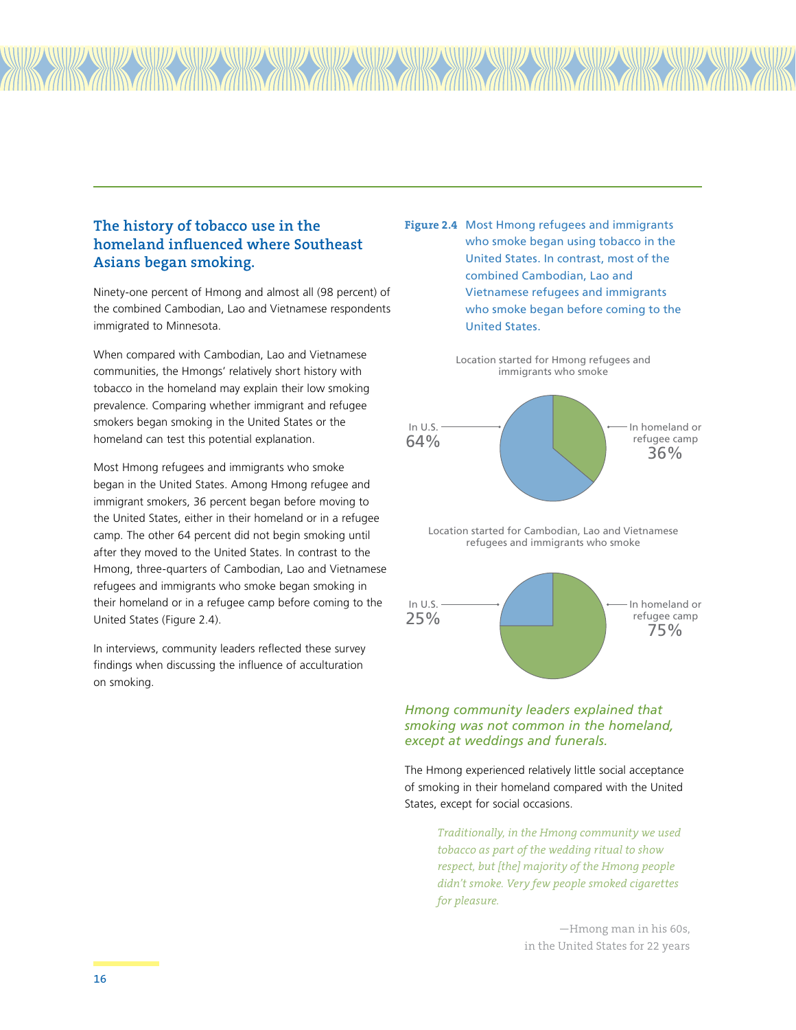## The history of tobacco use in the homeland influenced where Southeast Asians began smoking.

Ninety-one percent of Hmong and almost all (98 percent) of the combined Cambodian, Lao and Vietnamese respondents immigrated to Minnesota.

When compared with Cambodian, Lao and Vietnamese communities, the Hmongs' relatively short history with tobacco in the homeland may explain their low smoking prevalence. Comparing whether immigrant and refugee smokers began smoking in the United States or the homeland can test this potential explanation.

Most Hmong refugees and immigrants who smoke began in the United States. Among Hmong refugee and immigrant smokers, 36 percent began before moving to the United States, either in their homeland or in a refugee camp. The other 64 percent did not begin smoking until after they moved to the United States. In contrast to the Hmong, three-quarters of Cambodian, Lao and Vietnamese refugees and immigrants who smoke began smoking in their homeland or in a refugee camp before coming to the United States (Figure 2.4).

In interviews, community leaders reflected these survey findings when discussing the influence of acculturation on smoking.

**Figure 2.4** Most Hmong refugees and immigrants who smoke began using tobacco in the United States. In contrast, most of the combined Cambodian, Lao and Vietnamese refugees and immigrants who smoke began before coming to the United States.

Location started for Hmong refugees and immigrants who smoke

| Location | Percent |
|---|---|
| In U.S. | 64% |
| In homeland or refugee camp | 36% |

Location started for Cambodian, Lao and Vietnamese refugees and immigrants who smoke

| Location | Percent |
|---|---|
| In U.S. | 25% |
| In homeland or refugee camp | 75% |

### *Hmong community leaders explained that smoking was not common in the homeland, except at weddings and funerals.*

The Hmong experienced relatively little social acceptance of smoking in their homeland compared with the United States, except for social occasions.

> *Traditionally, in the Hmong community we used tobacco as part of the wedding ritual to show respect, but [the] majority of the Hmong people didn't smoke. Very few people smoked cigarettes for pleasure.*
>
> —Hmong man in his 60s, in the United States for 22 years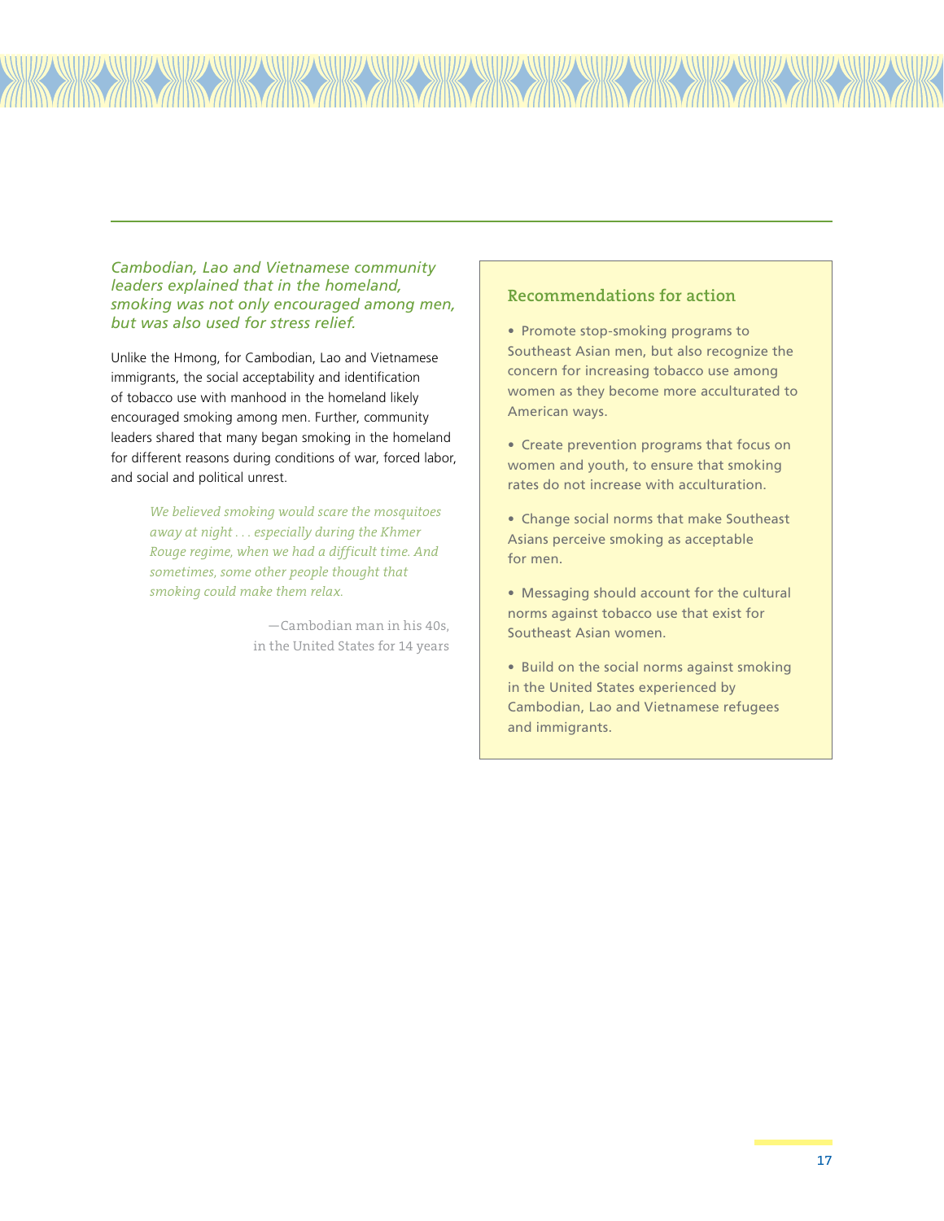*Cambodian, Lao and Vietnamese community leaders explained that in the homeland, smoking was not only encouraged among men, but was also used for stress relief.*

Unlike the Hmong, for Cambodian, Lao and Vietnamese immigrants, the social acceptability and identification of tobacco use with manhood in the homeland likely encouraged smoking among men. Further, community leaders shared that many began smoking in the homeland for different reasons during conditions of war, forced labor, and social and political unrest.

> *We believed smoking would scare the mosquitoes away at night . . . especially during the Khmer Rouge regime, when we had a difficult time. And sometimes, some other people thought that smoking could make them relax.*
>
> —Cambodian man in his 40s, in the United States for 14 years

## Recommendations for action

- Promote stop-smoking programs to Southeast Asian men, but also recognize the concern for increasing tobacco use among women as they become more acculturated to American ways.
- Create prevention programs that focus on women and youth, to ensure that smoking rates do not increase with acculturation.
- Change social norms that make Southeast Asians perceive smoking as acceptable for men.
- Messaging should account for the cultural norms against tobacco use that exist for Southeast Asian women.
- Build on the social norms against smoking in the United States experienced by Cambodian, Lao and Vietnamese refugees and immigrants.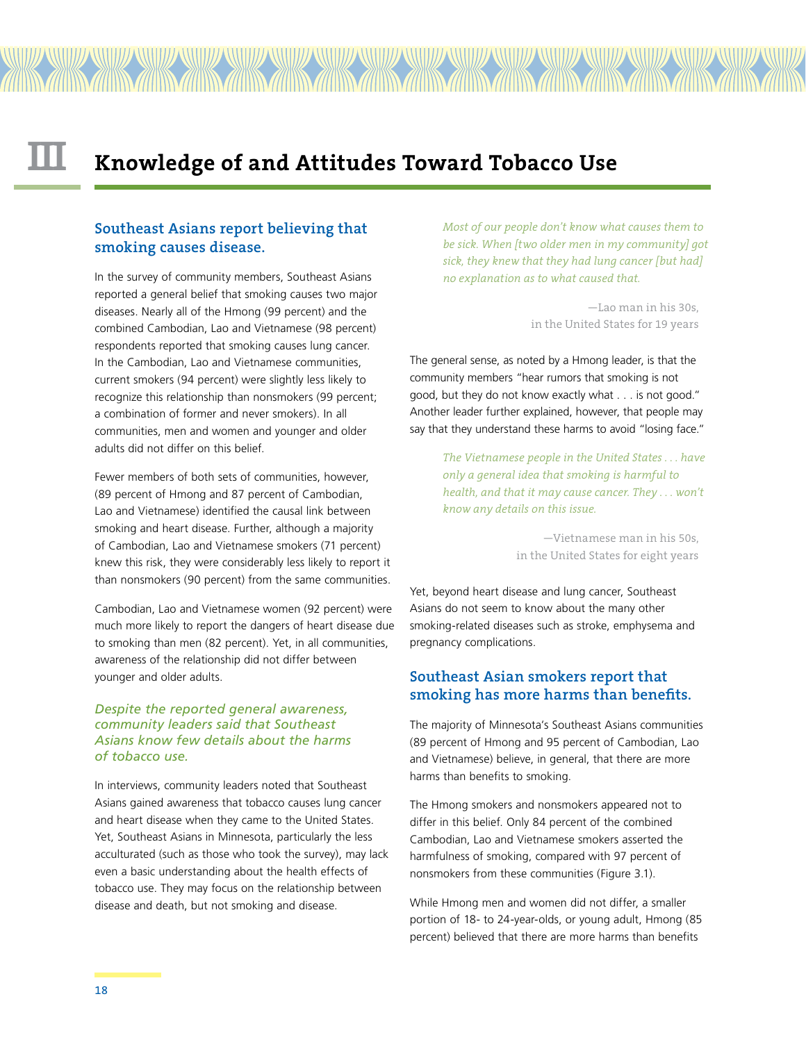# III Knowledge of and Attitudes Toward Tobacco Use

## Southeast Asians report believing that smoking causes disease.

In the survey of community members, Southeast Asians reported a general belief that smoking causes two major diseases. Nearly all of the Hmong (99 percent) and the combined Cambodian, Lao and Vietnamese (98 percent) respondents reported that smoking causes lung cancer. In the Cambodian, Lao and Vietnamese communities, current smokers (94 percent) were slightly less likely to recognize this relationship than nonsmokers (99 percent; a combination of former and never smokers). In all communities, men and women and younger and older adults did not differ on this belief.

Fewer members of both sets of communities, however, (89 percent of Hmong and 87 percent of Cambodian, Lao and Vietnamese) identified the causal link between smoking and heart disease. Further, although a majority of Cambodian, Lao and Vietnamese smokers (71 percent) knew this risk, they were considerably less likely to report it than nonsmokers (90 percent) from the same communities.

Cambodian, Lao and Vietnamese women (92 percent) were much more likely to report the dangers of heart disease due to smoking than men (82 percent). Yet, in all communities, awareness of the relationship did not differ between younger and older adults.

### *Despite the reported general awareness, community leaders said that Southeast Asians know few details about the harms of tobacco use.*

In interviews, community leaders noted that Southeast Asians gained awareness that tobacco causes lung cancer and heart disease when they came to the United States. Yet, Southeast Asians in Minnesota, particularly the less acculturated (such as those who took the survey), may lack even a basic understanding about the health effects of tobacco use. They may focus on the relationship between disease and death, but not smoking and disease.

> *Most of our people don't know what causes them to be sick. When [two older men in my community] got sick, they knew that they had lung cancer [but had] no explanation as to what caused that.*
>
> —Lao man in his 30s, in the United States for 19 years

The general sense, as noted by a Hmong leader, is that the community members "hear rumors that smoking is not good, but they do not know exactly what . . . is not good." Another leader further explained, however, that people may say that they understand these harms to avoid "losing face."

> *The Vietnamese people in the United States . . . have only a general idea that smoking is harmful to health, and that it may cause cancer. They . . . won't know any details on this issue.*
>
> —Vietnamese man in his 50s, in the United States for eight years

Yet, beyond heart disease and lung cancer, Southeast Asians do not seem to know about the many other smoking-related diseases such as stroke, emphysema and pregnancy complications.

## Southeast Asian smokers report that smoking has more harms than benefits.

The majority of Minnesota's Southeast Asians communities (89 percent of Hmong and 95 percent of Cambodian, Lao and Vietnamese) believe, in general, that there are more harms than benefits to smoking.

The Hmong smokers and nonsmokers appeared not to differ in this belief. Only 84 percent of the combined Cambodian, Lao and Vietnamese smokers asserted the harmfulness of smoking, compared with 97 percent of nonsmokers from these communities (Figure 3.1).

While Hmong men and women did not differ, a smaller portion of 18- to 24-year-olds, or young adult, Hmong (85 percent) believed that there are more harms than benefits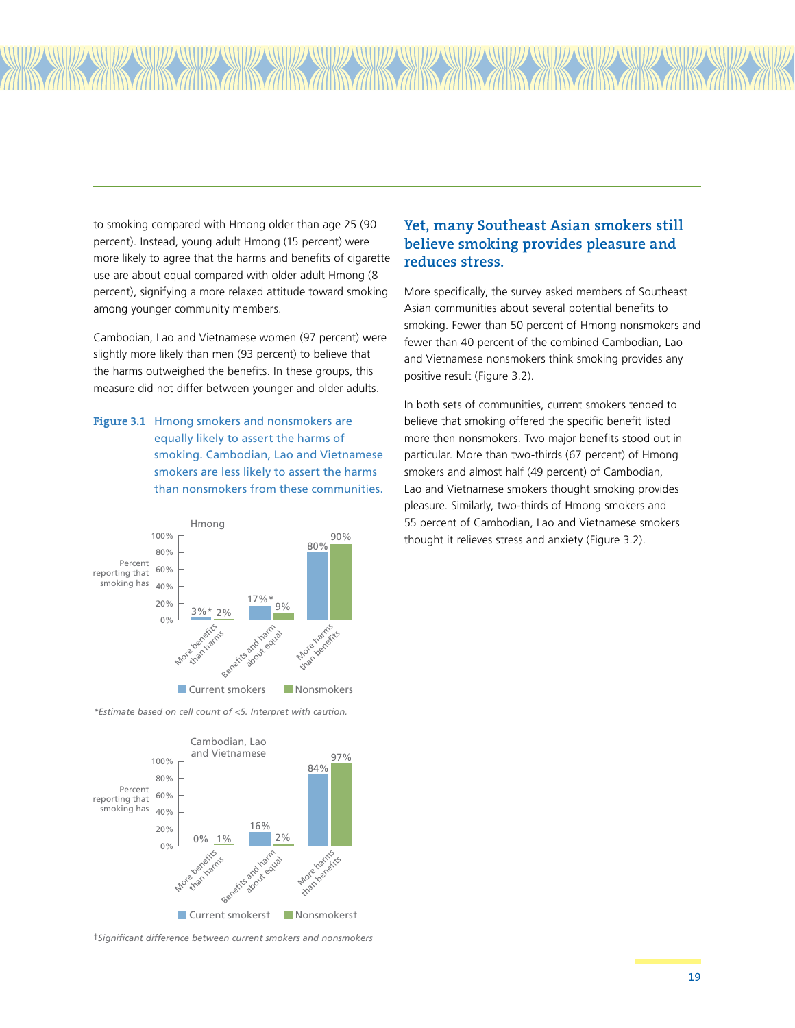to smoking compared with Hmong older than age 25 (90 percent). Instead, young adult Hmong (15 percent) were more likely to agree that the harms and benefits of cigarette use are about equal compared with older adult Hmong (8 percent), signifying a more relaxed attitude toward smoking among younger community members.

Cambodian, Lao and Vietnamese women (97 percent) were slightly more likely than men (93 percent) to believe that the harms outweighed the benefits. In these groups, this measure did not differ between younger and older adults.

**Figure 3.1** Hmong smokers and nonsmokers are equally likely to assert the harms of smoking. Cambodian, Lao and Vietnamese smokers are less likely to assert the harms than nonsmokers from these communities.

**Hmong** — Percent reporting that smoking has:

| | Current smokers | Nonsmokers |
|---|---|---|
| More benefits than harms | 3%* | 2% |
| Benefits and harm about equal | 17%* | 9% |
| More harms than benefits | 80% | 90% |

*Estimate based on cell count of <5. Interpret with caution.

**Cambodian, Lao and Vietnamese** — Percent reporting that smoking has:

| | Current smokers‡ | Nonsmokers‡ |
|---|---|---|
| More benefits than harms | 0% | 1% |
| Benefits and harm about equal | 16% | 2% |
| More harms than benefits | 84% | 97% |

‡*Significant difference between current smokers and nonsmokers*

## Yet, many Southeast Asian smokers still believe smoking provides pleasure and reduces stress.

More specifically, the survey asked members of Southeast Asian communities about several potential benefits to smoking. Fewer than 50 percent of Hmong nonsmokers and fewer than 40 percent of the combined Cambodian, Lao and Vietnamese nonsmokers think smoking provides any positive result (Figure 3.2).

In both sets of communities, current smokers tended to believe that smoking offered the specific benefit listed more then nonsmokers. Two major benefits stood out in particular. More than two-thirds (67 percent) of Hmong smokers and almost half (49 percent) of Cambodian, Lao and Vietnamese smokers thought smoking provides pleasure. Similarly, two-thirds of Hmong smokers and 55 percent of Cambodian, Lao and Vietnamese smokers thought it relieves stress and anxiety (Figure 3.2).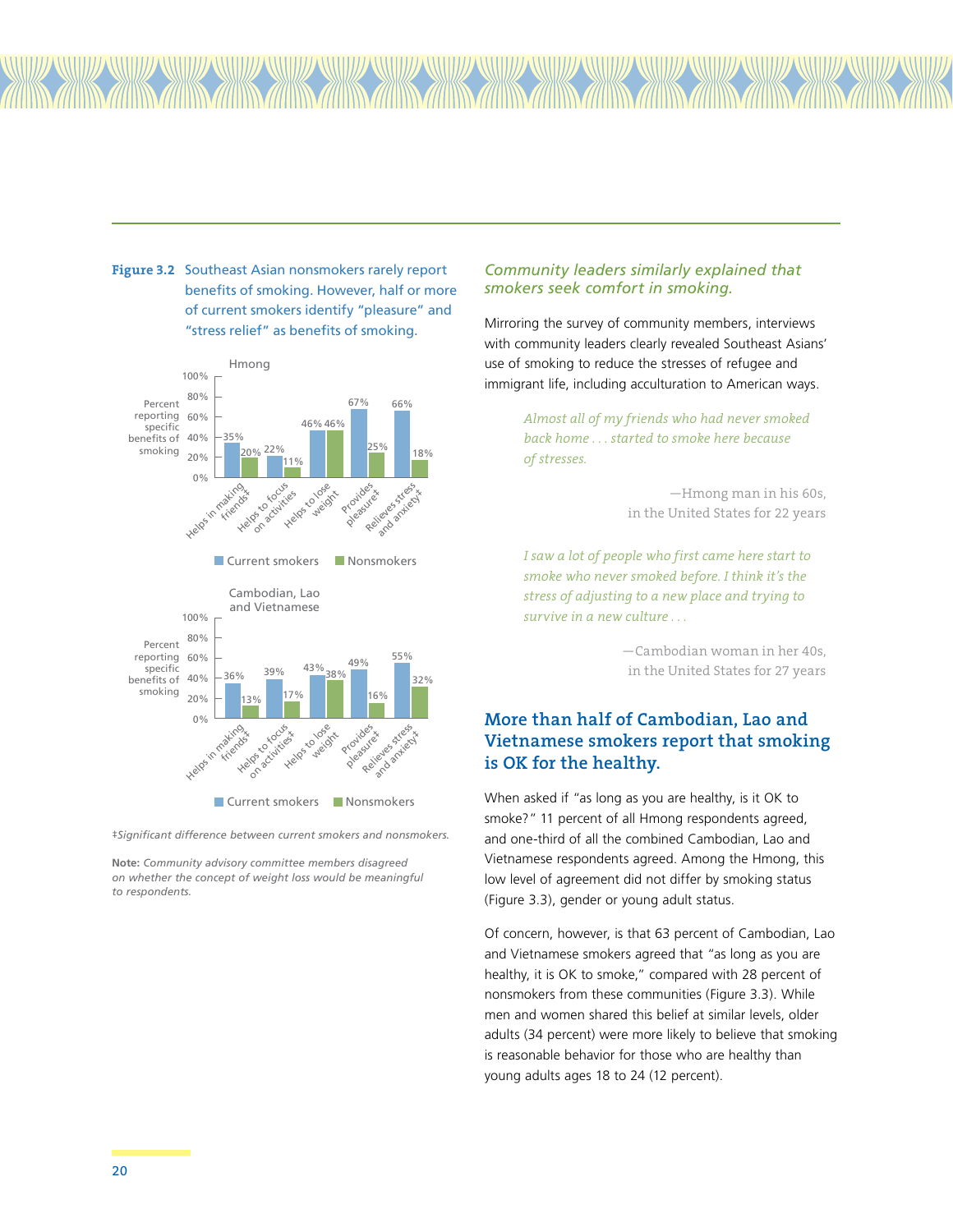**Figure 3.2** Southeast Asian nonsmokers rarely report benefits of smoking. However, half or more of current smokers identify "pleasure" and "stress relief" as benefits of smoking.

**Hmong** — Percent reporting specific benefits of smoking

| Benefit | Current smokers | Nonsmokers |
|---|---|---|
| Helps in making friends‡ | 35% | 20% |
| Helps to focus on activities | 22% | 11% |
| Helps to lose weight | 46% | 46% |
| Provides pleasure‡ | 67% | 25% |
| Relieves stress and anxiety‡ | 66% | 18% |

**Cambodian, Lao and Vietnamese** — Percent reporting specific benefits of smoking

| Benefit | Current smokers | Nonsmokers |
|---|---|---|
| Helps in making friends‡ | 36% | 13% |
| Helps to focus on activities‡ | 39% | 17% |
| Helps to lose weight | 43% | 38% |
| Provides pleasure‡ | 49% | 16% |
| Relieves stress and anxiety‡ | 55% | 32% |

*‡Significant difference between current smokers and nonsmokers.*

**Note:** *Community advisory committee members disagreed on whether the concept of weight loss would be meaningful to respondents.*

### *Community leaders similarly explained that smokers seek comfort in smoking.*

Mirroring the survey of community members, interviews with community leaders clearly revealed Southeast Asians' use of smoking to reduce the stresses of refugee and immigrant life, including acculturation to American ways.

> *Almost all of my friends who had never smoked back home . . . started to smoke here because of stresses.*
>
> —Hmong man in his 60s, in the United States for 22 years

> *I saw a lot of people who first came here start to smoke who never smoked before. I think it's the stress of adjusting to a new place and trying to survive in a new culture . . .*
>
> —Cambodian woman in her 40s, in the United States for 27 years

## More than half of Cambodian, Lao and Vietnamese smokers report that smoking is OK for the healthy.

When asked if "as long as you are healthy, is it OK to smoke?" 11 percent of all Hmong respondents agreed, and one-third of all the combined Cambodian, Lao and Vietnamese respondents agreed. Among the Hmong, this low level of agreement did not differ by smoking status (Figure 3.3), gender or young adult status.

Of concern, however, is that 63 percent of Cambodian, Lao and Vietnamese smokers agreed that "as long as you are healthy, it is OK to smoke," compared with 28 percent of nonsmokers from these communities (Figure 3.3). While men and women shared this belief at similar levels, older adults (34 percent) were more likely to believe that smoking is reasonable behavior for those who are healthy than young adults ages 18 to 24 (12 percent).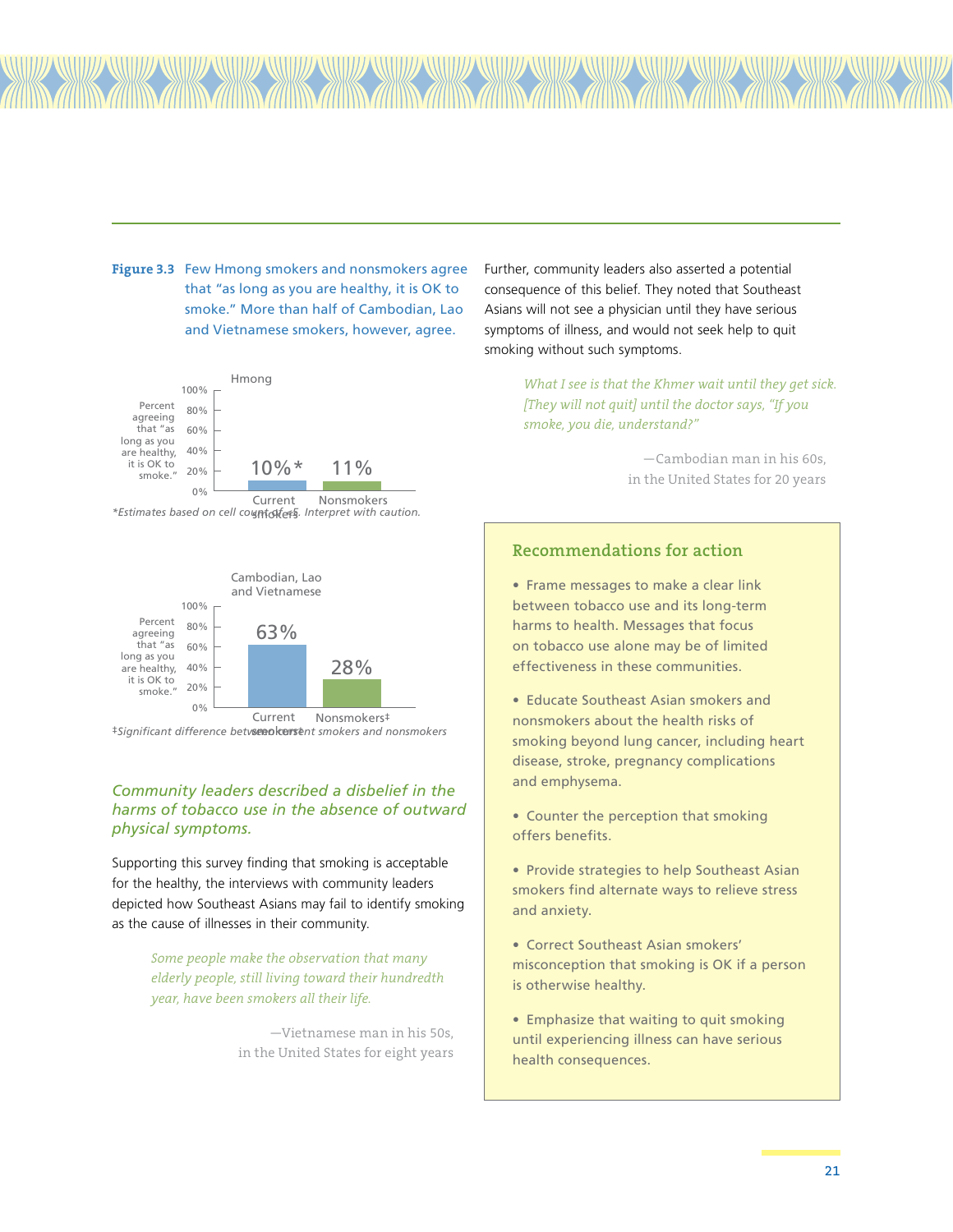**Figure 3.3** Few Hmong smokers and nonsmokers agree that "as long as you are healthy, it is OK to smoke." More than half of Cambodian, Lao and Vietnamese smokers, however, agree.

**Hmong**

Percent agreeing that "as long as you are healthy, it is OK to smoke."

| | Current smokers | Nonsmokers |
|---|---|---|
| Hmong | 10%* | 11% |

*Estimates based on cell count of <5. Interpret with caution.

**Cambodian, Lao and Vietnamese**

Percent agreeing that "as long as you are healthy, it is OK to smoke."

| | Current smokers | Nonsmokers‡ |
|---|---|---|
| Cambodian, Lao and Vietnamese | 63% | 28% |

‡Significant difference between current smokers and nonsmokers

*Community leaders described a disbelief in the harms of tobacco use in the absence of outward physical symptoms.*

Supporting this survey finding that smoking is acceptable for the healthy, the interviews with community leaders depicted how Southeast Asians may fail to identify smoking as the cause of illnesses in their community.

> *Some people make the observation that many elderly people, still living toward their hundredth year, have been smokers all their life.*
>
> —Vietnamese man in his 50s, in the United States for eight years

Further, community leaders also asserted a potential consequence of this belief. They noted that Southeast Asians will not see a physician until they have serious symptoms of illness, and would not seek help to quit smoking without such symptoms.

> *What I see is that the Khmer wait until they get sick. [They will not quit] until the doctor says, "If you smoke, you die, understand?"*
>
> —Cambodian man in his 60s, in the United States for 20 years

## Recommendations for action

- Frame messages to make a clear link between tobacco use and its long-term harms to health. Messages that focus on tobacco use alone may be of limited effectiveness in these communities.
- Educate Southeast Asian smokers and nonsmokers about the health risks of smoking beyond lung cancer, including heart disease, stroke, pregnancy complications and emphysema.
- Counter the perception that smoking offers benefits.
- Provide strategies to help Southeast Asian smokers find alternate ways to relieve stress and anxiety.
- Correct Southeast Asian smokers' misconception that smoking is OK if a person is otherwise healthy.
- Emphasize that waiting to quit smoking until experiencing illness can have serious health consequences.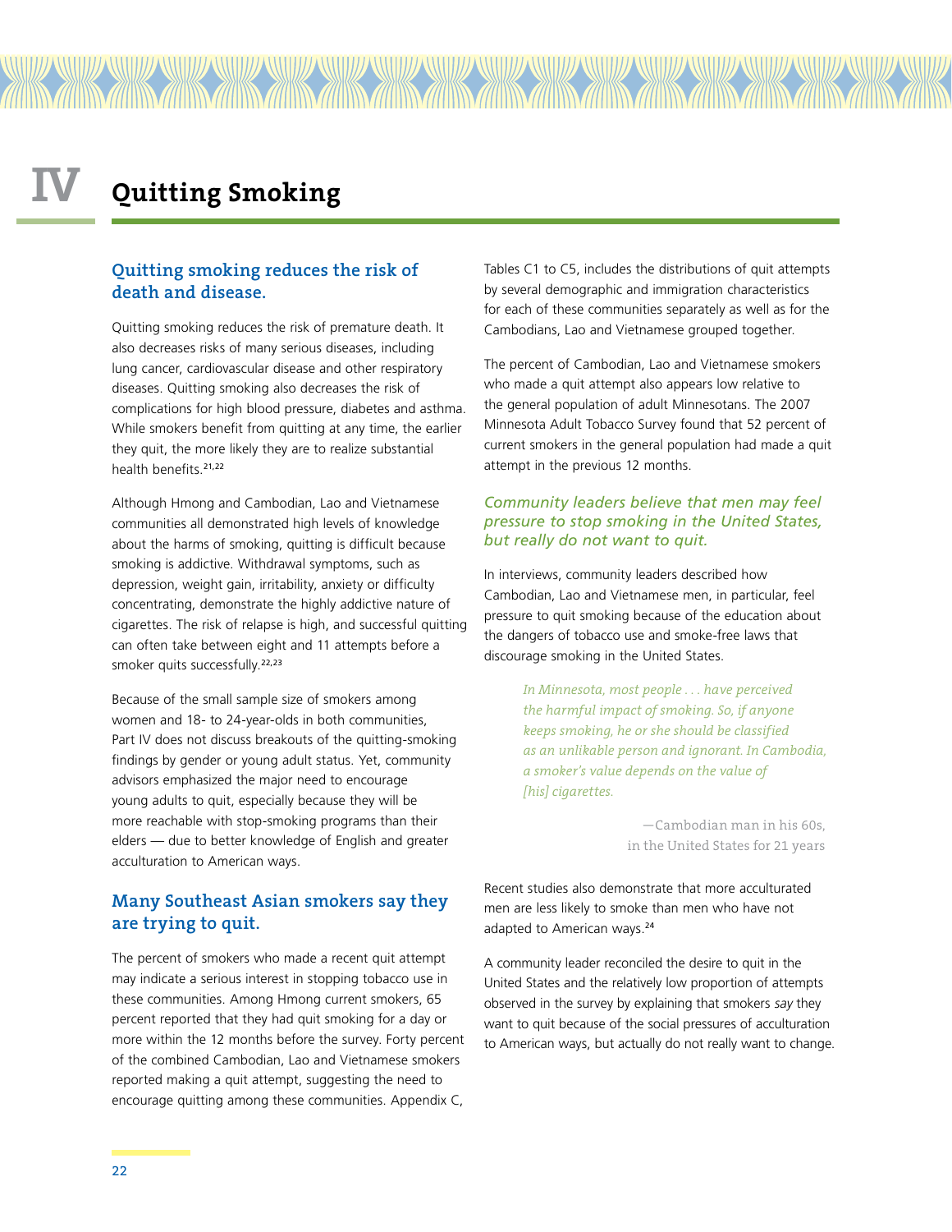# IV Quitting Smoking

## Quitting smoking reduces the risk of death and disease.

Quitting smoking reduces the risk of premature death. It also decreases risks of many serious diseases, including lung cancer, cardiovascular disease and other respiratory diseases. Quitting smoking also decreases the risk of complications for high blood pressure, diabetes and asthma. While smokers benefit from quitting at any time, the earlier they quit, the more likely they are to realize substantial health benefits.[21,22]

Although Hmong and Cambodian, Lao and Vietnamese communities all demonstrated high levels of knowledge about the harms of smoking, quitting is difficult because smoking is addictive. Withdrawal symptoms, such as depression, weight gain, irritability, anxiety or difficulty concentrating, demonstrate the highly addictive nature of cigarettes. The risk of relapse is high, and successful quitting can often take between eight and 11 attempts before a smoker quits successfully.[22,23]

Because of the small sample size of smokers among women and 18- to 24-year-olds in both communities, Part IV does not discuss breakouts of the quitting-smoking findings by gender or young adult status. Yet, community advisors emphasized the major need to encourage young adults to quit, especially because they will be more reachable with stop-smoking programs than their elders — due to better knowledge of English and greater acculturation to American ways.

## Many Southeast Asian smokers say they are trying to quit.

The percent of smokers who made a recent quit attempt may indicate a serious interest in stopping tobacco use in these communities. Among Hmong current smokers, 65 percent reported that they had quit smoking for a day or more within the 12 months before the survey. Forty percent of the combined Cambodian, Lao and Vietnamese smokers reported making a quit attempt, suggesting the need to encourage quitting among these communities. Appendix C, Tables C1 to C5, includes the distributions of quit attempts by several demographic and immigration characteristics for each of these communities separately as well as for the Cambodians, Lao and Vietnamese grouped together.

The percent of Cambodian, Lao and Vietnamese smokers who made a quit attempt also appears low relative to the general population of adult Minnesotans. The 2007 Minnesota Adult Tobacco Survey found that 52 percent of current smokers in the general population had made a quit attempt in the previous 12 months.

### *Community leaders believe that men may feel pressure to stop smoking in the United States, but really do not want to quit.*

In interviews, community leaders described how Cambodian, Lao and Vietnamese men, in particular, feel pressure to quit smoking because of the education about the dangers of tobacco use and smoke-free laws that discourage smoking in the United States.

> *In Minnesota, most people . . . have perceived the harmful impact of smoking. So, if anyone keeps smoking, he or she should be classified as an unlikable person and ignorant. In Cambodia, a smoker's value depends on the value of [his] cigarettes.*
>
> —Cambodian man in his 60s, in the United States for 21 years

Recent studies also demonstrate that more acculturated men are less likely to smoke than men who have not adapted to American ways.[24]

A community leader reconciled the desire to quit in the United States and the relatively low proportion of attempts observed in the survey by explaining that smokers *say* they want to quit because of the social pressures of acculturation to American ways, but actually do not really want to change.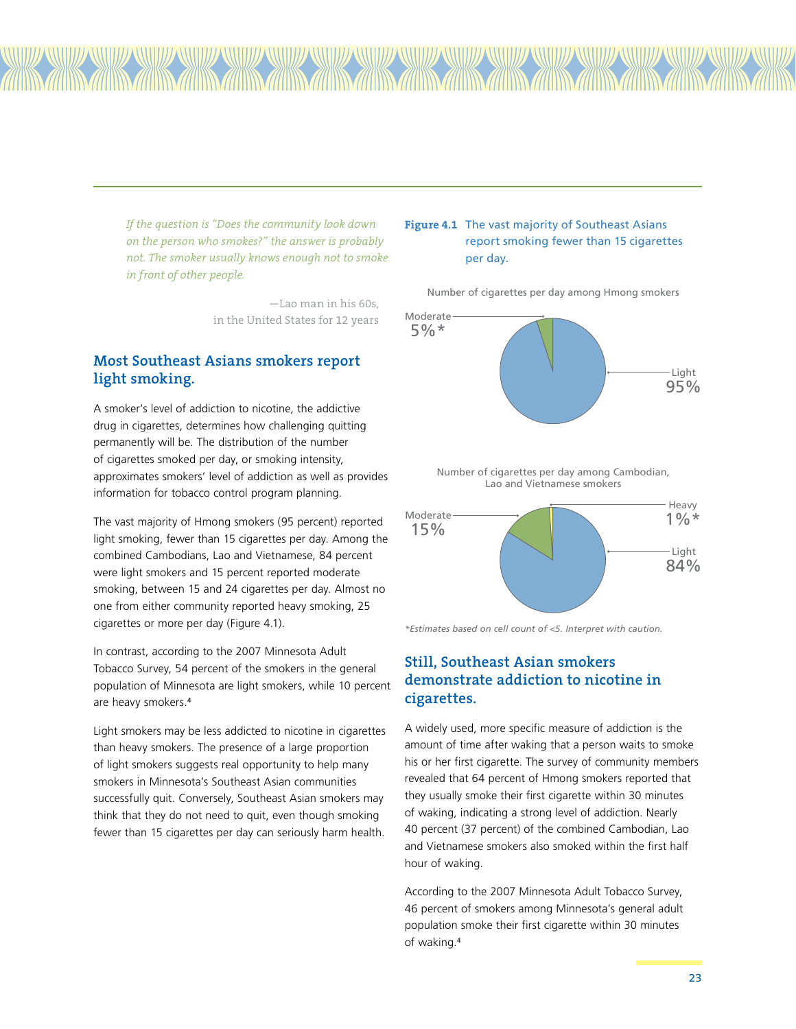*If the question is "Does the community look down on the person who smokes?" the answer is probably not. The smoker usually knows enough not to smoke in front of other people.*

—Lao man in his 60s, in the United States for 12 years

## Most Southeast Asians smokers report light smoking.

A smoker's level of addiction to nicotine, the addictive drug in cigarettes, determines how challenging quitting permanently will be. The distribution of the number of cigarettes smoked per day, or smoking intensity, approximates smokers' level of addiction as well as provides information for tobacco control program planning.

The vast majority of Hmong smokers (95 percent) reported light smoking, fewer than 15 cigarettes per day. Among the combined Cambodians, Lao and Vietnamese, 84 percent were light smokers and 15 percent reported moderate smoking, between 15 and 24 cigarettes per day. Almost no one from either community reported heavy smoking, 25 cigarettes or more per day (Figure 4.1).

In contrast, according to the 2007 Minnesota Adult Tobacco Survey, 54 percent of the smokers in the general population of Minnesota are light smokers, while 10 percent are heavy smokers.[4]

Light smokers may be less addicted to nicotine in cigarettes than heavy smokers. The presence of a large proportion of light smokers suggests real opportunity to help many smokers in Minnesota's Southeast Asian communities successfully quit. Conversely, Southeast Asian smokers may think that they do not need to quit, even though smoking fewer than 15 cigarettes per day can seriously harm health.

**Figure 4.1** The vast majority of Southeast Asians report smoking fewer than 15 cigarettes per day.

Number of cigarettes per day among Hmong smokers

- Moderate 5%*
- Light 95%

Number of cigarettes per day among Cambodian, Lao and Vietnamese smokers

- Moderate 15%
- Heavy 1%*
- Light 84%

*\*Estimates based on cell count of <5. Interpret with caution.*

## Still, Southeast Asian smokers demonstrate addiction to nicotine in cigarettes.

A widely used, more specific measure of addiction is the amount of time after waking that a person waits to smoke his or her first cigarette. The survey of community members revealed that 64 percent of Hmong smokers reported that they usually smoke their first cigarette within 30 minutes of waking, indicating a strong level of addiction. Nearly 40 percent (37 percent) of the combined Cambodian, Lao and Vietnamese smokers also smoked within the first half hour of waking.

According to the 2007 Minnesota Adult Tobacco Survey, 46 percent of smokers among Minnesota's general adult population smoke their first cigarette within 30 minutes of waking.[4]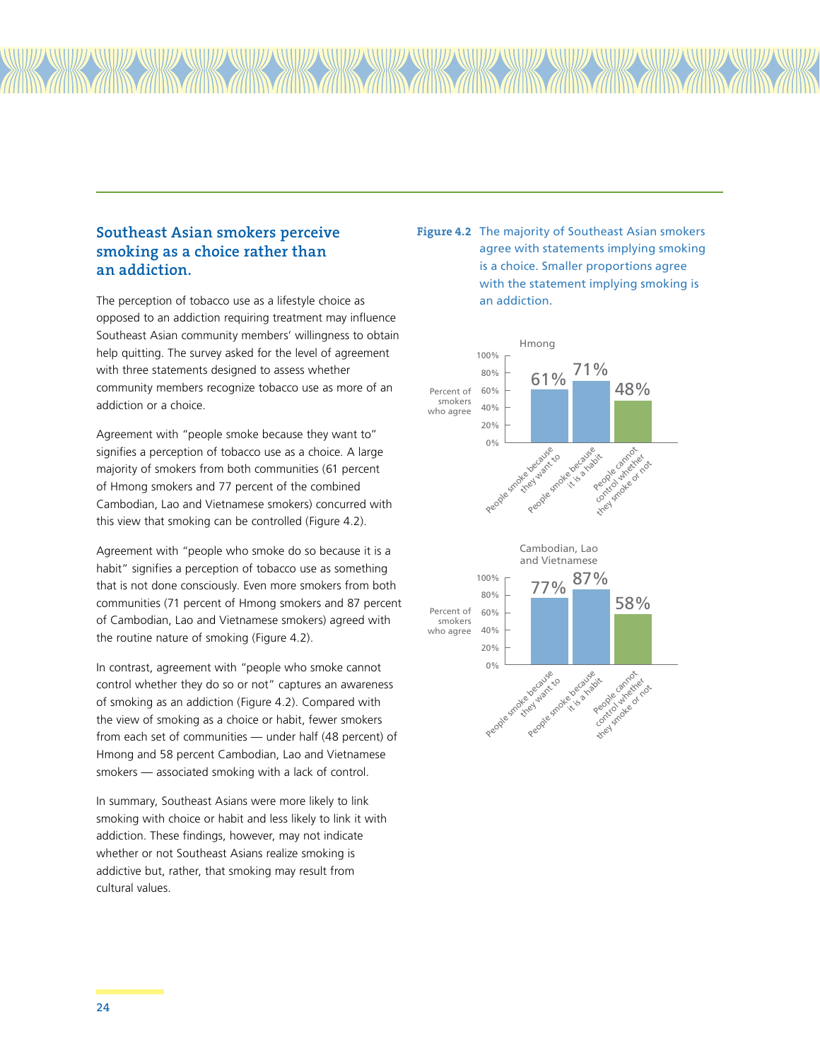## Southeast Asian smokers perceive smoking as a choice rather than an addiction.

The perception of tobacco use as a lifestyle choice as opposed to an addiction requiring treatment may influence Southeast Asian community members' willingness to obtain help quitting. The survey asked for the level of agreement with three statements designed to assess whether community members recognize tobacco use as more of an addiction or a choice.

Agreement with "people smoke because they want to" signifies a perception of tobacco use as a choice. A large majority of smokers from both communities (61 percent of Hmong smokers and 77 percent of the combined Cambodian, Lao and Vietnamese smokers) concurred with this view that smoking can be controlled (Figure 4.2).

Agreement with "people who smoke do so because it is a habit" signifies a perception of tobacco use as something that is not done consciously. Even more smokers from both communities (71 percent of Hmong smokers and 87 percent of Cambodian, Lao and Vietnamese smokers) agreed with the routine nature of smoking (Figure 4.2).

In contrast, agreement with "people who smoke cannot control whether they do so or not" captures an awareness of smoking as an addiction (Figure 4.2). Compared with the view of smoking as a choice or habit, fewer smokers from each set of communities — under half (48 percent) of Hmong and 58 percent Cambodian, Lao and Vietnamese smokers — associated smoking with a lack of control.

In summary, Southeast Asians were more likely to link smoking with choice or habit and less likely to link it with addiction. These findings, however, may not indicate whether or not Southeast Asians realize smoking is addictive but, rather, that smoking may result from cultural values.

**Figure 4.2** The majority of Southeast Asian smokers agree with statements implying smoking is a choice. Smaller proportions agree with the statement implying smoking is an addiction.

Percent of smokers who agree

| | People smoke because they want to | People smoke because it is a habit | People cannot control whether they smoke or not |
|---|---|---|---|
| Hmong | 61% | 71% | 48% |
| Cambodian, Lao and Vietnamese | 77% | 87% | 58% |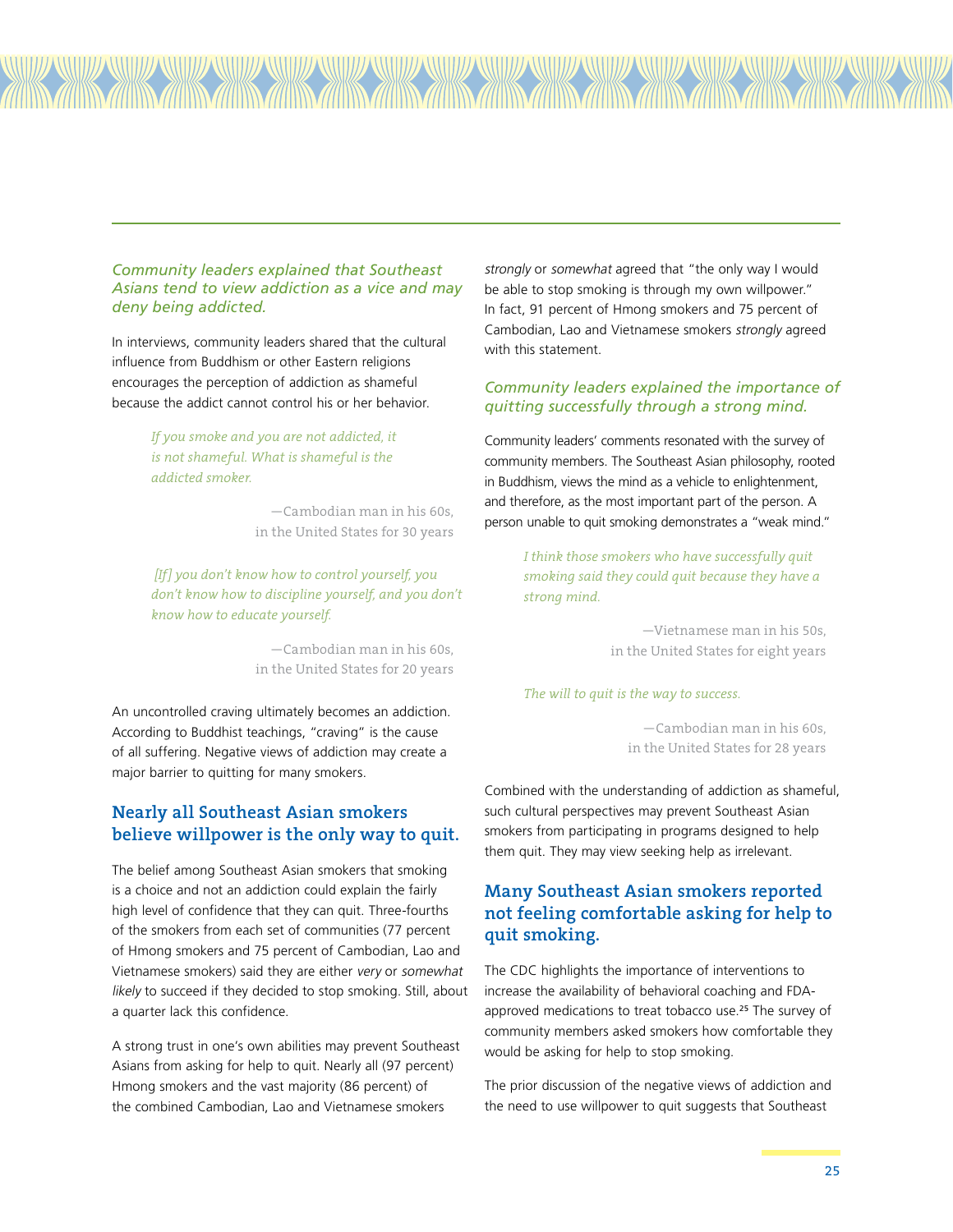*Community leaders explained that Southeast Asians tend to view addiction as a vice and may deny being addicted.*

In interviews, community leaders shared that the cultural influence from Buddhism or other Eastern religions encourages the perception of addiction as shameful because the addict cannot control his or her behavior.

> *If you smoke and you are not addicted, it is not shameful. What is shameful is the addicted smoker.*
>
> —Cambodian man in his 60s, in the United States for 30 years

> *[If] you don't know how to control yourself, you don't know how to discipline yourself, and you don't know how to educate yourself.*
>
> —Cambodian man in his 60s, in the United States for 20 years

An uncontrolled craving ultimately becomes an addiction. According to Buddhist teachings, "craving" is the cause of all suffering. Negative views of addiction may create a major barrier to quitting for many smokers.

## Nearly all Southeast Asian smokers believe willpower is the only way to quit.

The belief among Southeast Asian smokers that smoking is a choice and not an addiction could explain the fairly high level of confidence that they can quit. Three-fourths of the smokers from each set of communities (77 percent of Hmong smokers and 75 percent of Cambodian, Lao and Vietnamese smokers) said they are either *very* or *somewhat likely* to succeed if they decided to stop smoking. Still, about a quarter lack this confidence.

A strong trust in one's own abilities may prevent Southeast Asians from asking for help to quit. Nearly all (97 percent) Hmong smokers and the vast majority (86 percent) of the combined Cambodian, Lao and Vietnamese smokers *strongly* or *somewhat* agreed that "the only way I would be able to stop smoking is through my own willpower." In fact, 91 percent of Hmong smokers and 75 percent of Cambodian, Lao and Vietnamese smokers *strongly* agreed with this statement.

*Community leaders explained the importance of quitting successfully through a strong mind.*

Community leaders' comments resonated with the survey of community members. The Southeast Asian philosophy, rooted in Buddhism, views the mind as a vehicle to enlightenment, and therefore, as the most important part of the person. A person unable to quit smoking demonstrates a "weak mind."

> *I think those smokers who have successfully quit smoking said they could quit because they have a strong mind.*
>
> —Vietnamese man in his 50s, in the United States for eight years

> *The will to quit is the way to success.*
>
> —Cambodian man in his 60s, in the United States for 28 years

Combined with the understanding of addiction as shameful, such cultural perspectives may prevent Southeast Asian smokers from participating in programs designed to help them quit. They may view seeking help as irrelevant.

## Many Southeast Asian smokers reported not feeling comfortable asking for help to quit smoking.

The CDC highlights the importance of interventions to increase the availability of behavioral coaching and FDA-approved medications to treat tobacco use.[25] The survey of community members asked smokers how comfortable they would be asking for help to stop smoking.

The prior discussion of the negative views of addiction and the need to use willpower to quit suggests that Southeast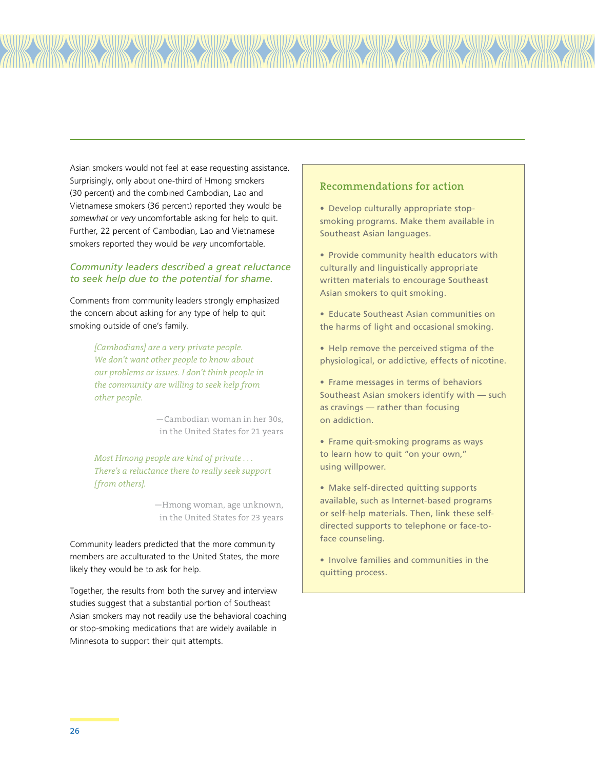Asian smokers would not feel at ease requesting assistance. Surprisingly, only about one-third of Hmong smokers (30 percent) and the combined Cambodian, Lao and Vietnamese smokers (36 percent) reported they would be *somewhat* or *very* uncomfortable asking for help to quit. Further, 22 percent of Cambodian, Lao and Vietnamese smokers reported they would be *very* uncomfortable.

### *Community leaders described a great reluctance to seek help due to the potential for shame.*

Comments from community leaders strongly emphasized the concern about asking for any type of help to quit smoking outside of one's family.

> *[Cambodians] are a very private people. We don't want other people to know about our problems or issues. I don't think people in the community are willing to seek help from other people.*
>
> —Cambodian woman in her 30s, in the United States for 21 years

> *Most Hmong people are kind of private . . . There's a reluctance there to really seek support [from others].*
>
> —Hmong woman, age unknown, in the United States for 23 years

Community leaders predicted that the more community members are acculturated to the United States, the more likely they would be to ask for help.

Together, the results from both the survey and interview studies suggest that a substantial portion of Southeast Asian smokers may not readily use the behavioral coaching or stop-smoking medications that are widely available in Minnesota to support their quit attempts.

### Recommendations for action

- Develop culturally appropriate stop-smoking programs. Make them available in Southeast Asian languages.
- Provide community health educators with culturally and linguistically appropriate written materials to encourage Southeast Asian smokers to quit smoking.
- Educate Southeast Asian communities on the harms of light and occasional smoking.
- Help remove the perceived stigma of the physiological, or addictive, effects of nicotine.
- Frame messages in terms of behaviors Southeast Asian smokers identify with — such as cravings — rather than focusing on addiction.
- Frame quit-smoking programs as ways to learn how to quit "on your own," using willpower.
- Make self-directed quitting supports available, such as Internet-based programs or self-help materials. Then, link these self-directed supports to telephone or face-to-face counseling.
- Involve families and communities in the quitting process.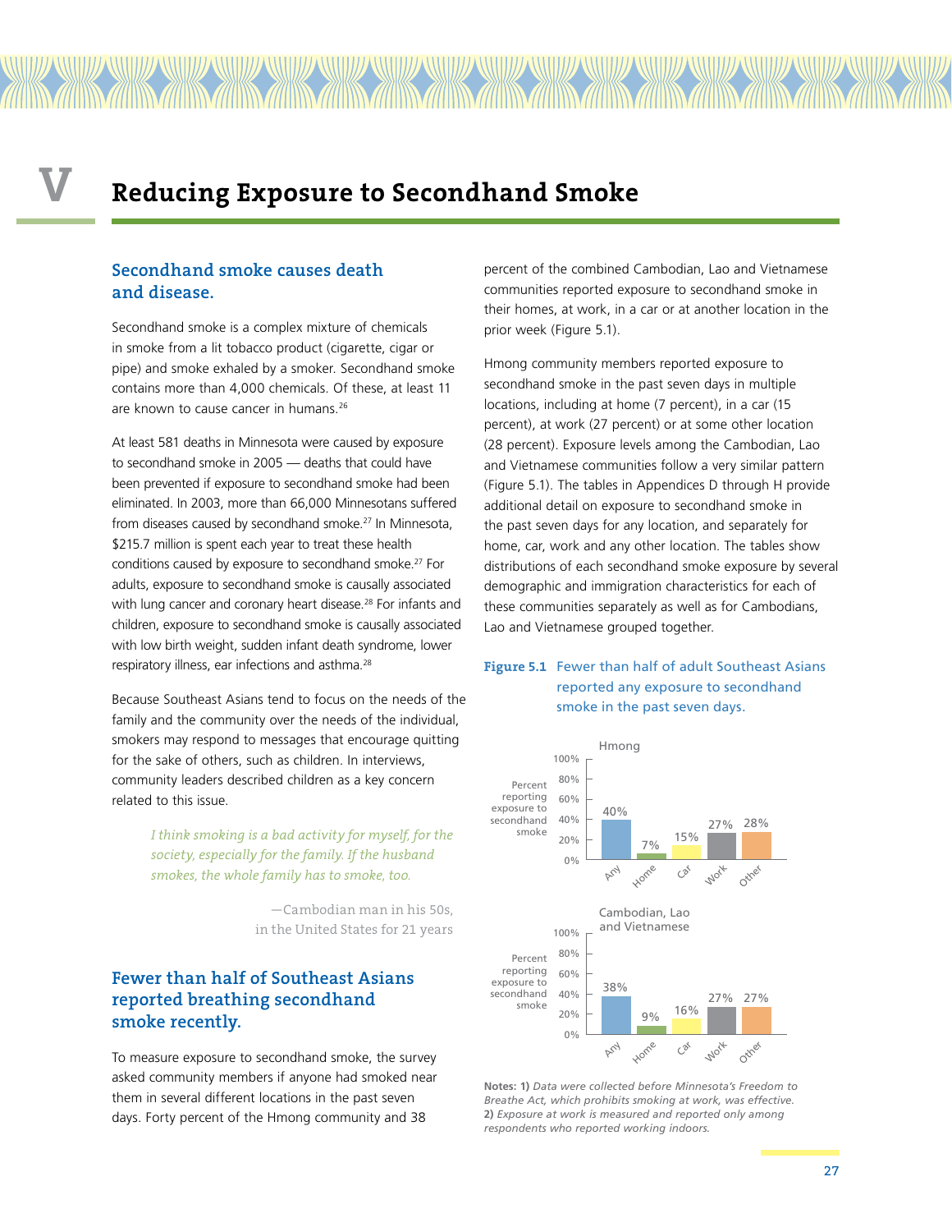# V Reducing Exposure to Secondhand Smoke

## Secondhand smoke causes death and disease.

Secondhand smoke is a complex mixture of chemicals in smoke from a lit tobacco product (cigarette, cigar or pipe) and smoke exhaled by a smoker. Secondhand smoke contains more than 4,000 chemicals. Of these, at least 11 are known to cause cancer in humans.[26]

At least 581 deaths in Minnesota were caused by exposure to secondhand smoke in 2005 — deaths that could have been prevented if exposure to secondhand smoke had been eliminated. In 2003, more than 66,000 Minnesotans suffered from diseases caused by secondhand smoke.[27] In Minnesota, $215.7 million is spent each year to treat these health conditions caused by exposure to secondhand smoke.[27] For adults, exposure to secondhand smoke is causally associated with lung cancer and coronary heart disease.[28] For infants and children, exposure to secondhand smoke is causally associated with low birth weight, sudden infant death syndrome, lower respiratory illness, ear infections and asthma.[28]

Because Southeast Asians tend to focus on the needs of the family and the community over the needs of the individual, smokers may respond to messages that encourage quitting for the sake of others, such as children. In interviews, community leaders described children as a key concern related to this issue.

> *I think smoking is a bad activity for myself, for the society, especially for the family. If the husband smokes, the whole family has to smoke, too.*
>
> —Cambodian man in his 50s, in the United States for 21 years

## Fewer than half of Southeast Asians reported breathing secondhand smoke recently.

To measure exposure to secondhand smoke, the survey asked community members if anyone had smoked near them in several different locations in the past seven days. Forty percent of the Hmong community and 38 percent of the combined Cambodian, Lao and Vietnamese communities reported exposure to secondhand smoke in their homes, at work, in a car or at another location in the prior week (Figure 5.1).

Hmong community members reported exposure to secondhand smoke in the past seven days in multiple locations, including at home (7 percent), in a car (15 percent), at work (27 percent) or at some other location (28 percent). Exposure levels among the Cambodian, Lao and Vietnamese communities follow a very similar pattern (Figure 5.1). The tables in Appendices D through H provide additional detail on exposure to secondhand smoke in the past seven days for any location, and separately for home, car, work and any other location. The tables show distributions of each secondhand smoke exposure by several demographic and immigration characteristics for each of these communities separately as well as for Cambodians, Lao and Vietnamese grouped together.

**Figure 5.1** Fewer than half of adult Southeast Asians reported any exposure to secondhand smoke in the past seven days.

Percent reporting exposure to secondhand smoke:

| | Any | Home | Car | Work | Other |
|---|---|---|---|---|---|
| Hmong | 40% | 7% | 15% | 27% | 28% |
| Cambodian, Lao and Vietnamese | 38% | 9% | 16% | 27% | 27% |

**Notes: 1)** *Data were collected before Minnesota's Freedom to Breathe Act, which prohibits smoking at work, was effective.* **2)** *Exposure at work is measured and reported only among respondents who reported working indoors.*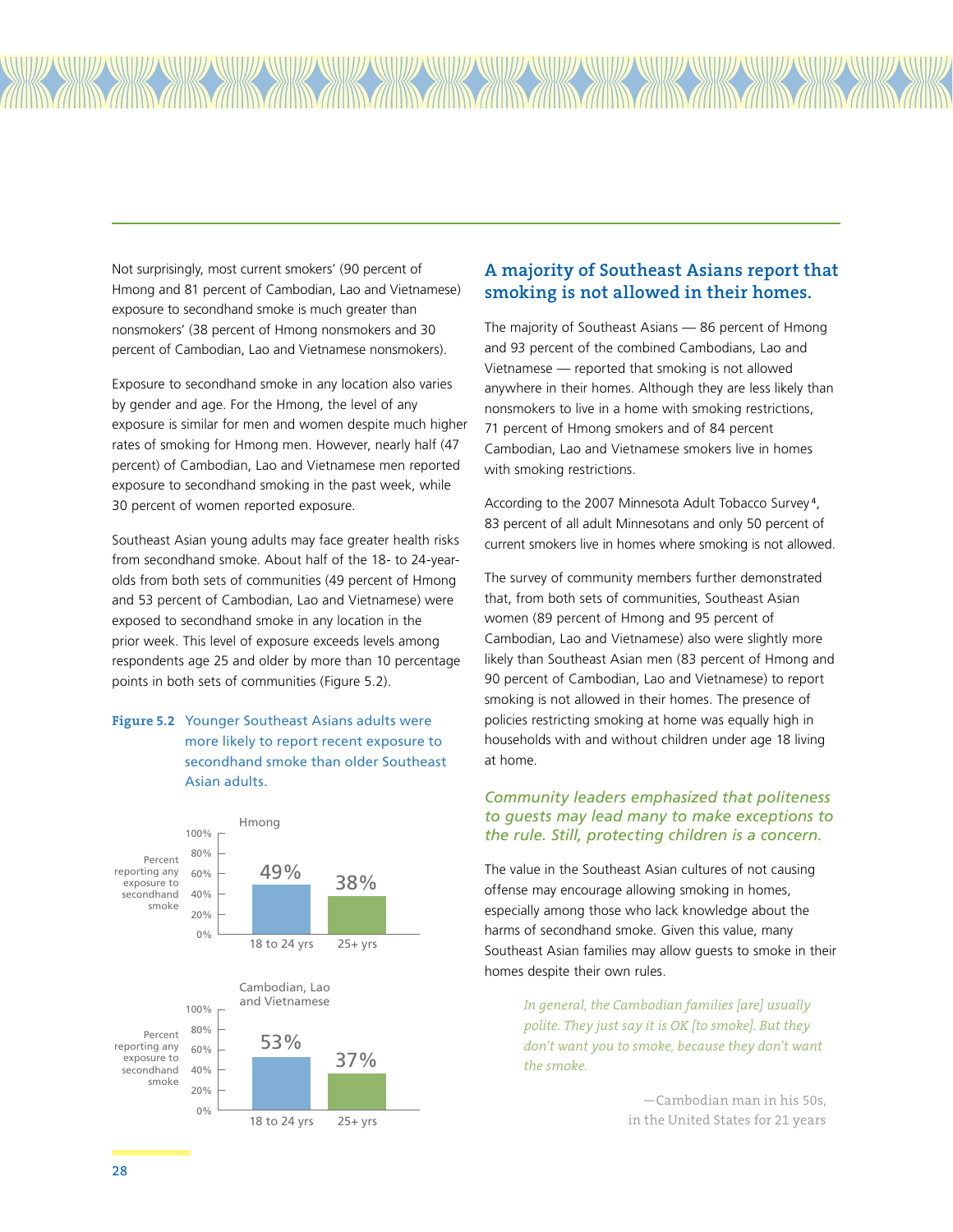Not surprisingly, most current smokers' (90 percent of Hmong and 81 percent of Cambodian, Lao and Vietnamese) exposure to secondhand smoke is much greater than nonsmokers' (38 percent of Hmong nonsmokers and 30 percent of Cambodian, Lao and Vietnamese nonsmokers).

Exposure to secondhand smoke in any location also varies by gender and age. For the Hmong, the level of any exposure is similar for men and women despite much higher rates of smoking for Hmong men. However, nearly half (47 percent) of Cambodian, Lao and Vietnamese men reported exposure to secondhand smoking in the past week, while 30 percent of women reported exposure.

Southeast Asian young adults may face greater health risks from secondhand smoke. About half of the 18- to 24-year-olds from both sets of communities (49 percent of Hmong and 53 percent of Cambodian, Lao and Vietnamese) were exposed to secondhand smoke in any location in the prior week. This level of exposure exceeds levels among respondents age 25 and older by more than 10 percentage points in both sets of communities (Figure 5.2).

**Figure 5.2** Younger Southeast Asians adults were more likely to report recent exposure to secondhand smoke than older Southeast Asian adults.

Percent reporting any exposure to secondhand smoke

| | 18 to 24 yrs | 25+ yrs |
|---|---|---|
| Hmong | 49% | 38% |
| Cambodian, Lao and Vietnamese | 53% | 37% |

## A majority of Southeast Asians report that smoking is not allowed in their homes.

The majority of Southeast Asians — 86 percent of Hmong and 93 percent of the combined Cambodians, Lao and Vietnamese — reported that smoking is not allowed anywhere in their homes. Although they are less likely than nonsmokers to live in a home with smoking restrictions, 71 percent of Hmong smokers and of 84 percent Cambodian, Lao and Vietnamese smokers live in homes with smoking restrictions.

According to the 2007 Minnesota Adult Tobacco Survey[4], 83 percent of all adult Minnesotans and only 50 percent of current smokers live in homes where smoking is not allowed.

The survey of community members further demonstrated that, from both sets of communities, Southeast Asian women (89 percent of Hmong and 95 percent of Cambodian, Lao and Vietnamese) also were slightly more likely than Southeast Asian men (83 percent of Hmong and 90 percent of Cambodian, Lao and Vietnamese) to report smoking is not allowed in their homes. The presence of policies restricting smoking at home was equally high in households with and without children under age 18 living at home.

### *Community leaders emphasized that politeness to guests may lead many to make exceptions to the rule. Still, protecting children is a concern.*

The value in the Southeast Asian cultures of not causing offense may encourage allowing smoking in homes, especially among those who lack knowledge about the harms of secondhand smoke. Given this value, many Southeast Asian families may allow guests to smoke in their homes despite their own rules.

> *In general, the Cambodian families [are] usually polite. They just say it is OK [to smoke]. But they don't want you to smoke, because they don't want the smoke.*
>
> —Cambodian man in his 50s, in the United States for 21 years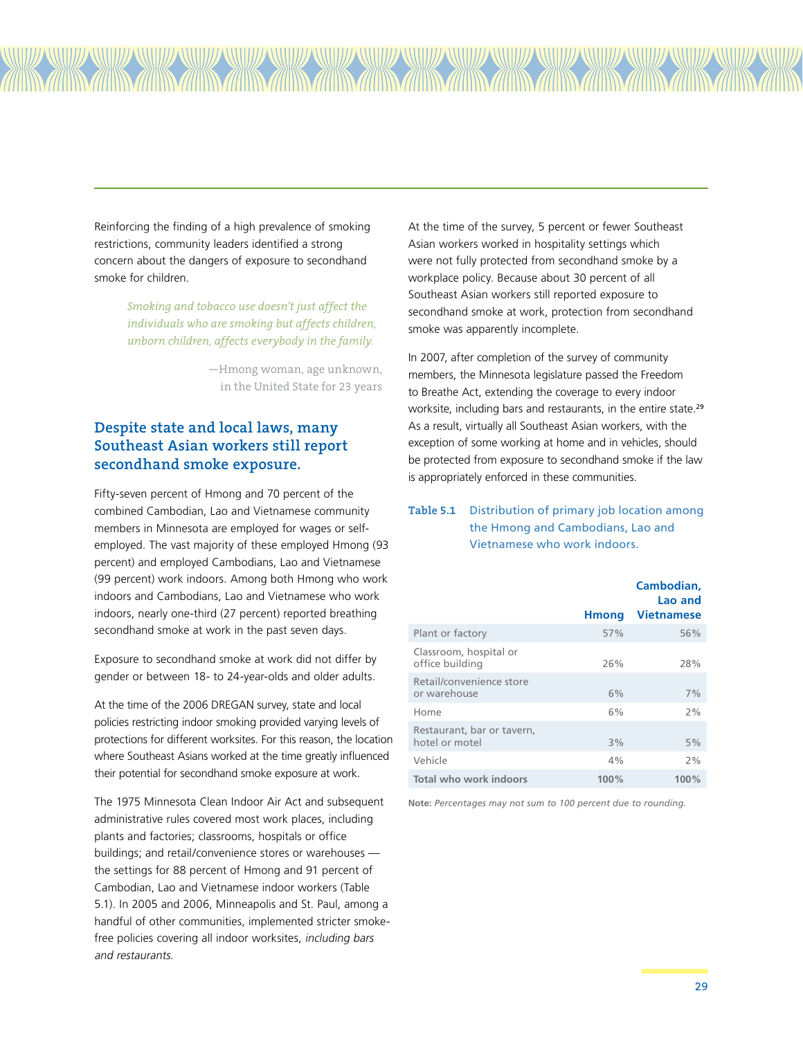Reinforcing the finding of a high prevalence of smoking restrictions, community leaders identified a strong concern about the dangers of exposure to secondhand smoke for children.

> *Smoking and tobacco use doesn't just affect the individuals who are smoking but affects children, unborn children, affects everybody in the family.*
>
> —Hmong woman, age unknown, in the United State for 23 years

## Despite state and local laws, many Southeast Asian workers still report secondhand smoke exposure.

Fifty-seven percent of Hmong and 70 percent of the combined Cambodian, Lao and Vietnamese community members in Minnesota are employed for wages or self-employed. The vast majority of these employed Hmong (93 percent) and employed Cambodians, Lao and Vietnamese (99 percent) work indoors. Among both Hmong who work indoors and Cambodians, Lao and Vietnamese who work indoors, nearly one-third (27 percent) reported breathing secondhand smoke at work in the past seven days.

Exposure to secondhand smoke at work did not differ by gender or between 18- to 24-year-olds and older adults.

At the time of the 2006 DREGAN survey, state and local policies restricting indoor smoking provided varying levels of protections for different worksites. For this reason, the location where Southeast Asians worked at the time greatly influenced their potential for secondhand smoke exposure at work.

The 1975 Minnesota Clean Indoor Air Act and subsequent administrative rules covered most work places, including plants and factories; classrooms, hospitals or office buildings; and retail/convenience stores or warehouses — the settings for 88 percent of Hmong and 91 percent of Cambodian, Lao and Vietnamese indoor workers (Table 5.1). In 2005 and 2006, Minneapolis and St. Paul, among a handful of other communities, implemented stricter smoke-free policies covering all indoor worksites, *including bars and restaurants.*

At the time of the survey, 5 percent or fewer Southeast Asian workers worked in hospitality settings which were not fully protected from secondhand smoke by a workplace policy. Because about 30 percent of all Southeast Asian workers still reported exposure to secondhand smoke at work, protection from secondhand smoke was apparently incomplete.

In 2007, after completion of the survey of community members, the Minnesota legislature passed the Freedom to Breathe Act, extending the coverage to every indoor worksite, including bars and restaurants, in the entire state.[29] As a result, virtually all Southeast Asian workers, with the exception of some working at home and in vehicles, should be protected from exposure to secondhand smoke if the law is appropriately enforced in these communities.

**Table 5.1** Distribution of primary job location among the Hmong and Cambodians, Lao and Vietnamese who work indoors.

| | Hmong | Cambodian, Lao and Vietnamese |
|---|---|---|
| Plant or factory | 57% | 56% |
| Classroom, hospital or office building | 26% | 28% |
| Retail/convenience store or warehouse | 6% | 7% |
| Home | 6% | 2% |
| Restaurant, bar or tavern, hotel or motel | 3% | 5% |
| Vehicle | 4% | 2% |
| **Total who work indoors** | **100%** | **100%** |

**Note:** *Percentages may not sum to 100 percent due to rounding.*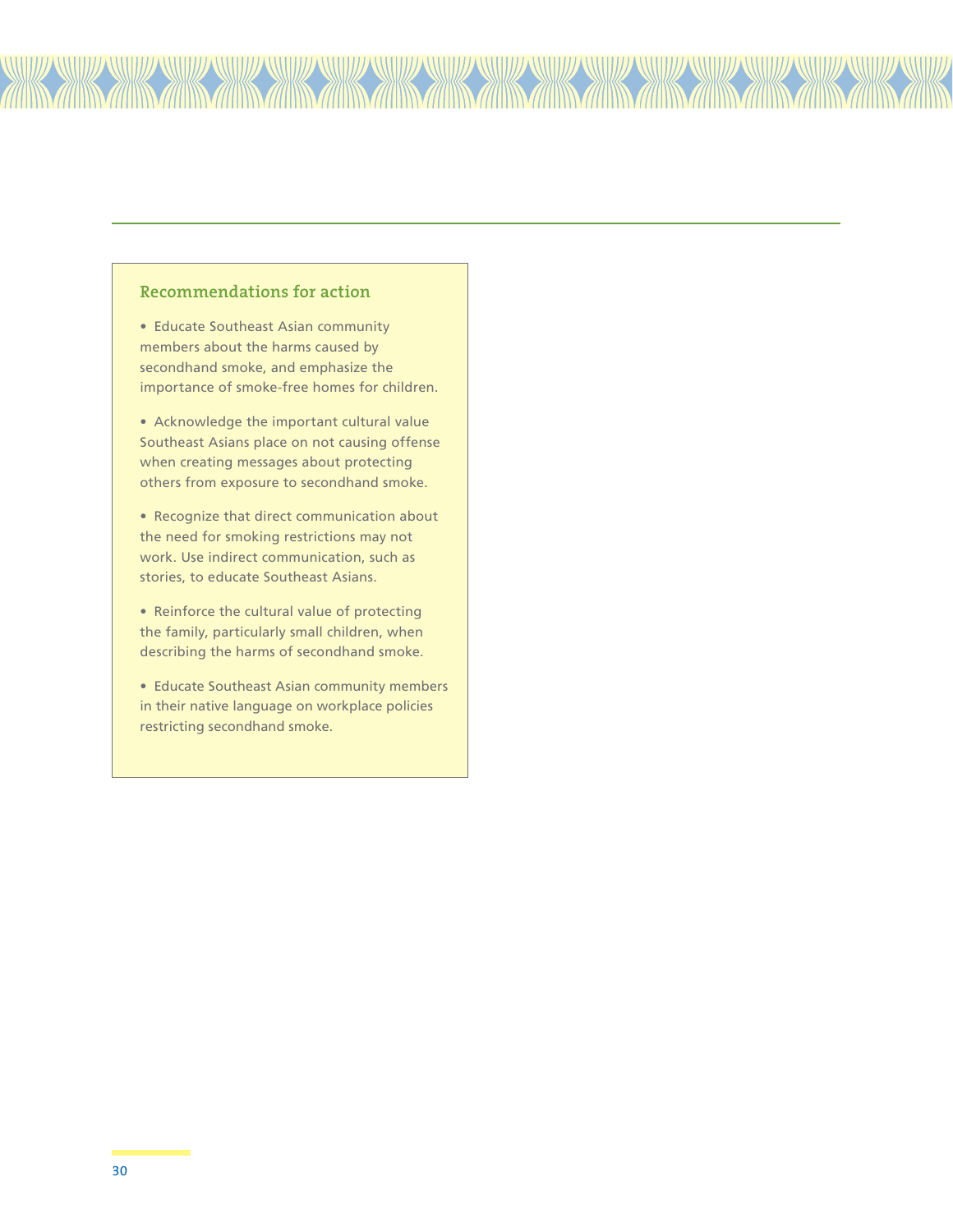### Recommendations for action

- Educate Southeast Asian community members about the harms caused by secondhand smoke, and emphasize the importance of smoke-free homes for children.
- Acknowledge the important cultural value Southeast Asians place on not causing offense when creating messages about protecting others from exposure to secondhand smoke.
- Recognize that direct communication about the need for smoking restrictions may not work. Use indirect communication, such as stories, to educate Southeast Asians.
- Reinforce the cultural value of protecting the family, particularly small children, when describing the harms of secondhand smoke.
- Educate Southeast Asian community members in their native language on workplace policies restricting secondhand smoke.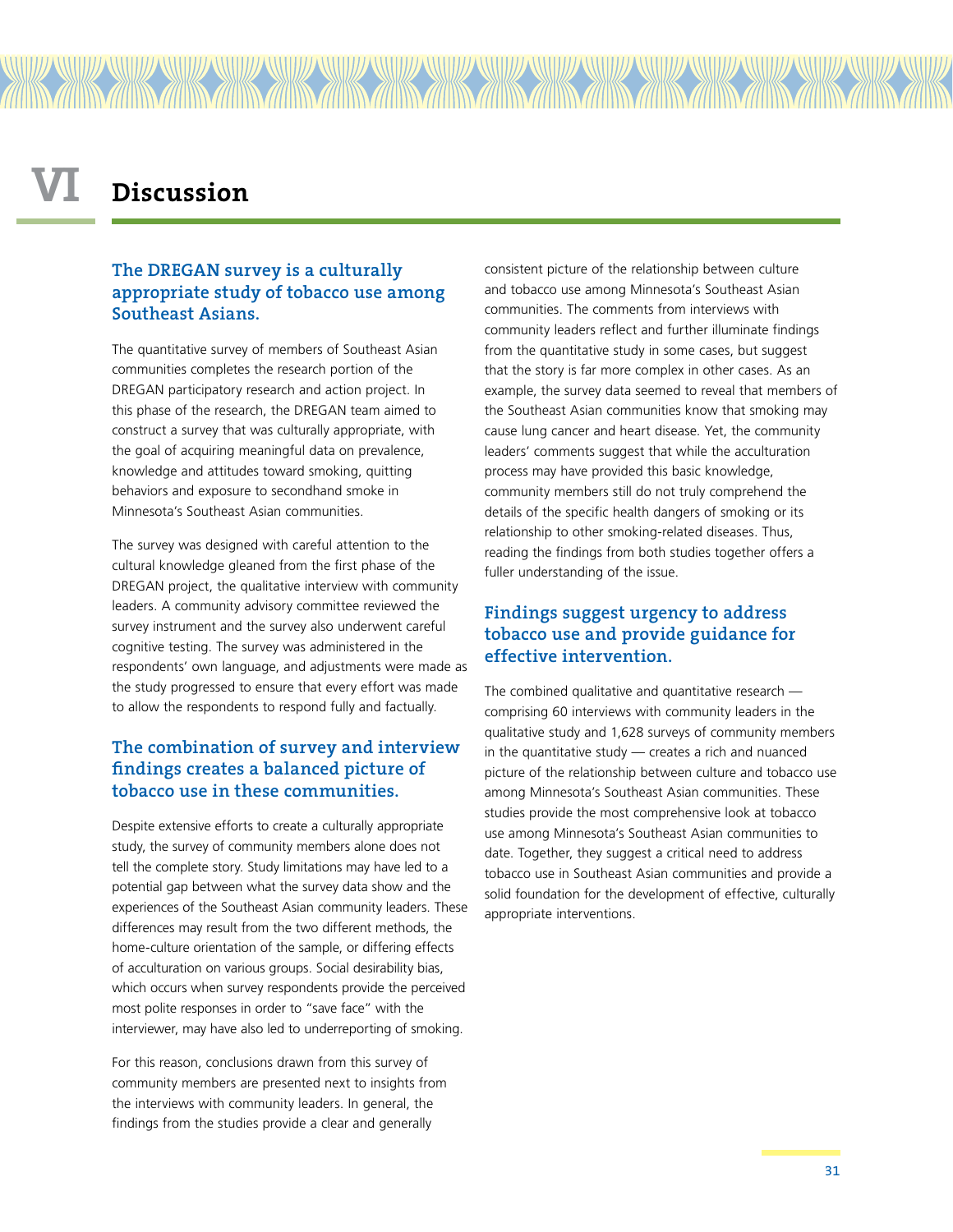# VI Discussion

## The DREGAN survey is a culturally appropriate study of tobacco use among Southeast Asians.

The quantitative survey of members of Southeast Asian communities completes the research portion of the DREGAN participatory research and action project. In this phase of the research, the DREGAN team aimed to construct a survey that was culturally appropriate, with the goal of acquiring meaningful data on prevalence, knowledge and attitudes toward smoking, quitting behaviors and exposure to secondhand smoke in Minnesota's Southeast Asian communities.

The survey was designed with careful attention to the cultural knowledge gleaned from the first phase of the DREGAN project, the qualitative interview with community leaders. A community advisory committee reviewed the survey instrument and the survey also underwent careful cognitive testing. The survey was administered in the respondents' own language, and adjustments were made as the study progressed to ensure that every effort was made to allow the respondents to respond fully and factually.

## The combination of survey and interview findings creates a balanced picture of tobacco use in these communities.

Despite extensive efforts to create a culturally appropriate study, the survey of community members alone does not tell the complete story. Study limitations may have led to a potential gap between what the survey data show and the experiences of the Southeast Asian community leaders. These differences may result from the two different methods, the home-culture orientation of the sample, or differing effects of acculturation on various groups. Social desirability bias, which occurs when survey respondents provide the perceived most polite responses in order to "save face" with the interviewer, may have also led to underreporting of smoking.

For this reason, conclusions drawn from this survey of community members are presented next to insights from the interviews with community leaders. In general, the findings from the studies provide a clear and generally consistent picture of the relationship between culture and tobacco use among Minnesota's Southeast Asian communities. The comments from interviews with community leaders reflect and further illuminate findings from the quantitative study in some cases, but suggest that the story is far more complex in other cases. As an example, the survey data seemed to reveal that members of the Southeast Asian communities know that smoking may cause lung cancer and heart disease. Yet, the community leaders' comments suggest that while the acculturation process may have provided this basic knowledge, community members still do not truly comprehend the details of the specific health dangers of smoking or its relationship to other smoking-related diseases. Thus, reading the findings from both studies together offers a fuller understanding of the issue.

## Findings suggest urgency to address tobacco use and provide guidance for effective intervention.

The combined qualitative and quantitative research — comprising 60 interviews with community leaders in the qualitative study and 1,628 surveys of community members in the quantitative study — creates a rich and nuanced picture of the relationship between culture and tobacco use among Minnesota's Southeast Asian communities. These studies provide the most comprehensive look at tobacco use among Minnesota's Southeast Asian communities to date. Together, they suggest a critical need to address tobacco use in Southeast Asian communities and provide a solid foundation for the development of effective, culturally appropriate interventions.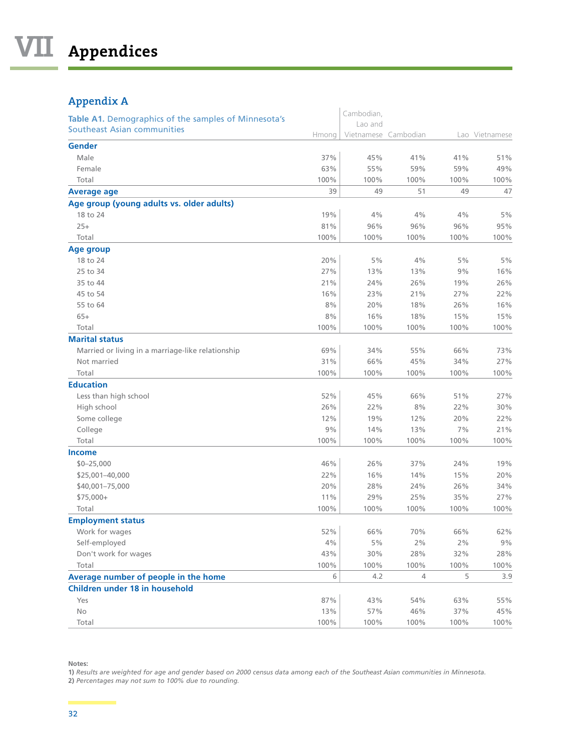# VII Appendices

## Appendix A

**Table A1.** Demographics of the samples of Minnesota's Southeast Asian communities

| | Hmong | Cambodian, Lao and Vietnamese | Cambodian | Lao | Vietnamese |
|---|---|---|---|---|---|
| **Gender** | | | | | |
| Male | 37% | 45% | 41% | 41% | 51% |
| Female | 63% | 55% | 59% | 59% | 49% |
| Total | 100% | 100% | 100% | 100% | 100% |
| **Average age** | 39 | 49 | 51 | 49 | 47 |
| **Age group (young adults vs. older adults)** | | | | | |
| 18 to 24 | 19% | 4% | 4% | 4% | 5% |
| 25+ | 81% | 96% | 96% | 96% | 95% |
| Total | 100% | 100% | 100% | 100% | 100% |
| **Age group** | | | | | |
| 18 to 24 | 20% | 5% | 4% | 5% | 5% |
| 25 to 34 | 27% | 13% | 13% | 9% | 16% |
| 35 to 44 | 21% | 24% | 26% | 19% | 26% |
| 45 to 54 | 16% | 23% | 21% | 27% | 22% |
| 55 to 64 | 8% | 20% | 18% | 26% | 16% |
| 65+ | 8% | 16% | 18% | 15% | 15% |
| Total | 100% | 100% | 100% | 100% | 100% |
| **Marital status** | | | | | |
| Married or living in a marriage-like relationship | 69% | 34% | 55% | 66% | 73% |
| Not married | 31% | 66% | 45% | 34% | 27% |
| Total | 100% | 100% | 100% | 100% | 100% |
| **Education** | | | | | |
| Less than high school | 52% | 45% | 66% | 51% | 27% |
| High school | 26% | 22% | 8% | 22% | 30% |
| Some college | 12% | 19% | 12% | 20% | 22% |
| College | 9% | 14% | 13% | 7% | 21% |
| Total | 100% | 100% | 100% | 100% | 100% |
| **Income** | | | | | |
| $0–25,000 | 46% | 26% | 37% | 24% | 19% |
| $25,001–40,000 | 22% | 16% | 14% | 15% | 20% |
| $40,001–75,000 | 20% | 28% | 24% | 26% | 34% |
| $75,000+ | 11% | 29% | 25% | 35% | 27% |
| Total | 100% | 100% | 100% | 100% | 100% |
| **Employment status** | | | | | |
| Work for wages | 52% | 66% | 70% | 66% | 62% |
| Self-employed | 4% | 5% | 2% | 2% | 9% |
| Don't work for wages | 43% | 30% | 28% | 32% | 28% |
| Total | 100% | 100% | 100% | 100% | 100% |
| **Average number of people in the home** | 6 | 4.2 | 4 | 5 | 3.9 |
| **Children under 18 in household** | | | | | |
| Yes | 87% | 43% | 54% | 63% | 55% |
| No | 13% | 57% | 46% | 37% | 45% |
| Total | 100% | 100% | 100% | 100% | 100% |

**Notes:**
**1)** *Results are weighted for age and gender based on 2000 census data among each of the Southeast Asian communities in Minnesota.*
**2)** *Percentages may not sum to 100% due to rounding.*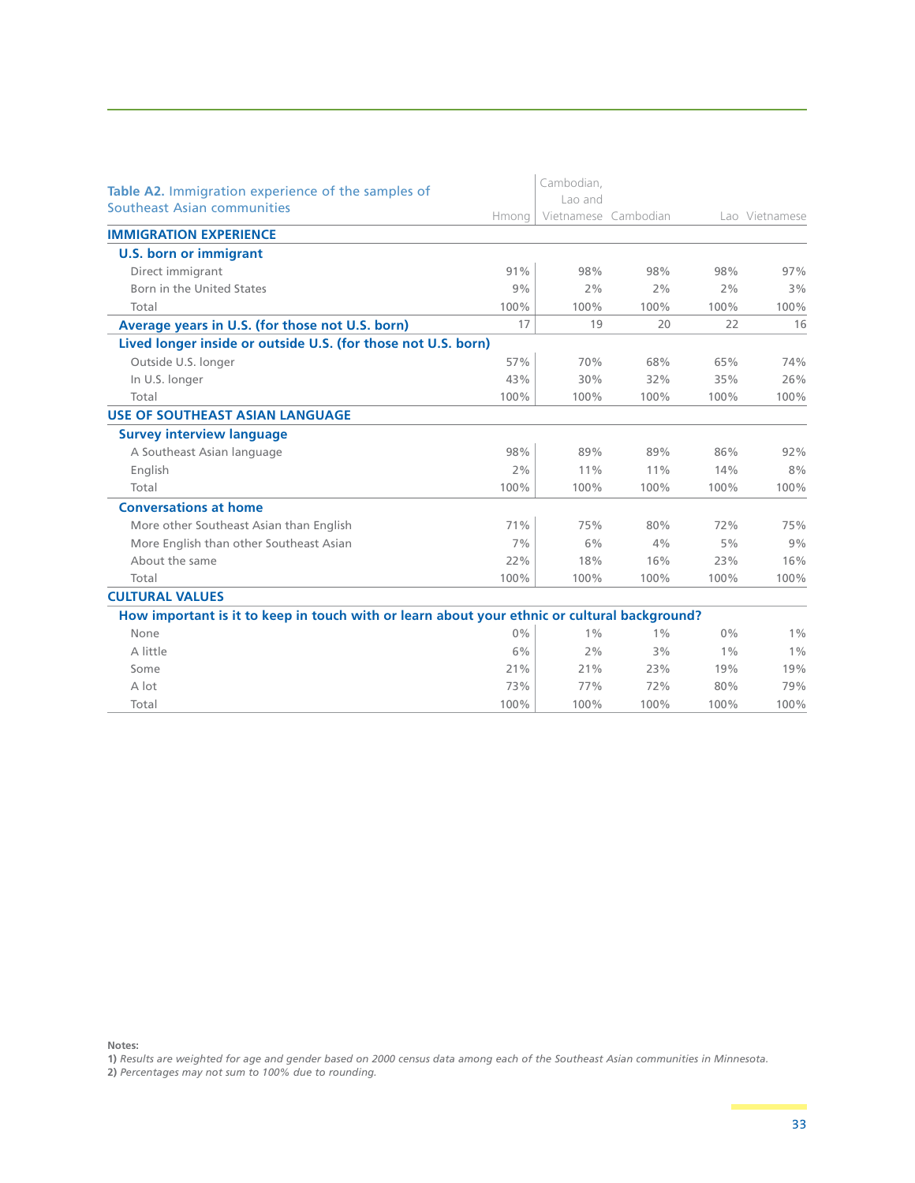**Table A2.** Immigration experience of the samples of Southeast Asian communities

| | Hmong | Cambodian, Lao and Vietnamese | Cambodian | Lao | Vietnamese |
|---|---|---|---|---|---|
| **IMMIGRATION EXPERIENCE** | | | | | |
| **U.S. born or immigrant** | | | | | |
| Direct immigrant | 91% | 98% | 98% | 98% | 97% |
| Born in the United States | 9% | 2% | 2% | 2% | 3% |
| Total | 100% | 100% | 100% | 100% | 100% |
| **Average years in U.S. (for those not U.S. born)** | 17 | 19 | 20 | 22 | 16 |
| **Lived longer inside or outside U.S. (for those not U.S. born)** | | | | | |
| Outside U.S. longer | 57% | 70% | 68% | 65% | 74% |
| In U.S. longer | 43% | 30% | 32% | 35% | 26% |
| Total | 100% | 100% | 100% | 100% | 100% |
| **USE OF SOUTHEAST ASIAN LANGUAGE** | | | | | |
| **Survey interview language** | | | | | |
| A Southeast Asian language | 98% | 89% | 89% | 86% | 92% |
| English | 2% | 11% | 11% | 14% | 8% |
| Total | 100% | 100% | 100% | 100% | 100% |
| **Conversations at home** | | | | | |
| More other Southeast Asian than English | 71% | 75% | 80% | 72% | 75% |
| More English than other Southeast Asian | 7% | 6% | 4% | 5% | 9% |
| About the same | 22% | 18% | 16% | 23% | 16% |
| Total | 100% | 100% | 100% | 100% | 100% |
| **CULTURAL VALUES** | | | | | |
| **How important is it to keep in touch with or learn about your ethnic or cultural background?** | | | | | |
| None | 0% | 1% | 1% | 0% | 1% |
| A little | 6% | 2% | 3% | 1% | 1% |
| Some | 21% | 21% | 23% | 19% | 19% |
| A lot | 73% | 77% | 72% | 80% | 79% |
| Total | 100% | 100% | 100% | 100% | 100% |

**Notes:**

**1)** *Results are weighted for age and gender based on 2000 census data among each of the Southeast Asian communities in Minnesota.*

**2)** *Percentages may not sum to 100% due to rounding.*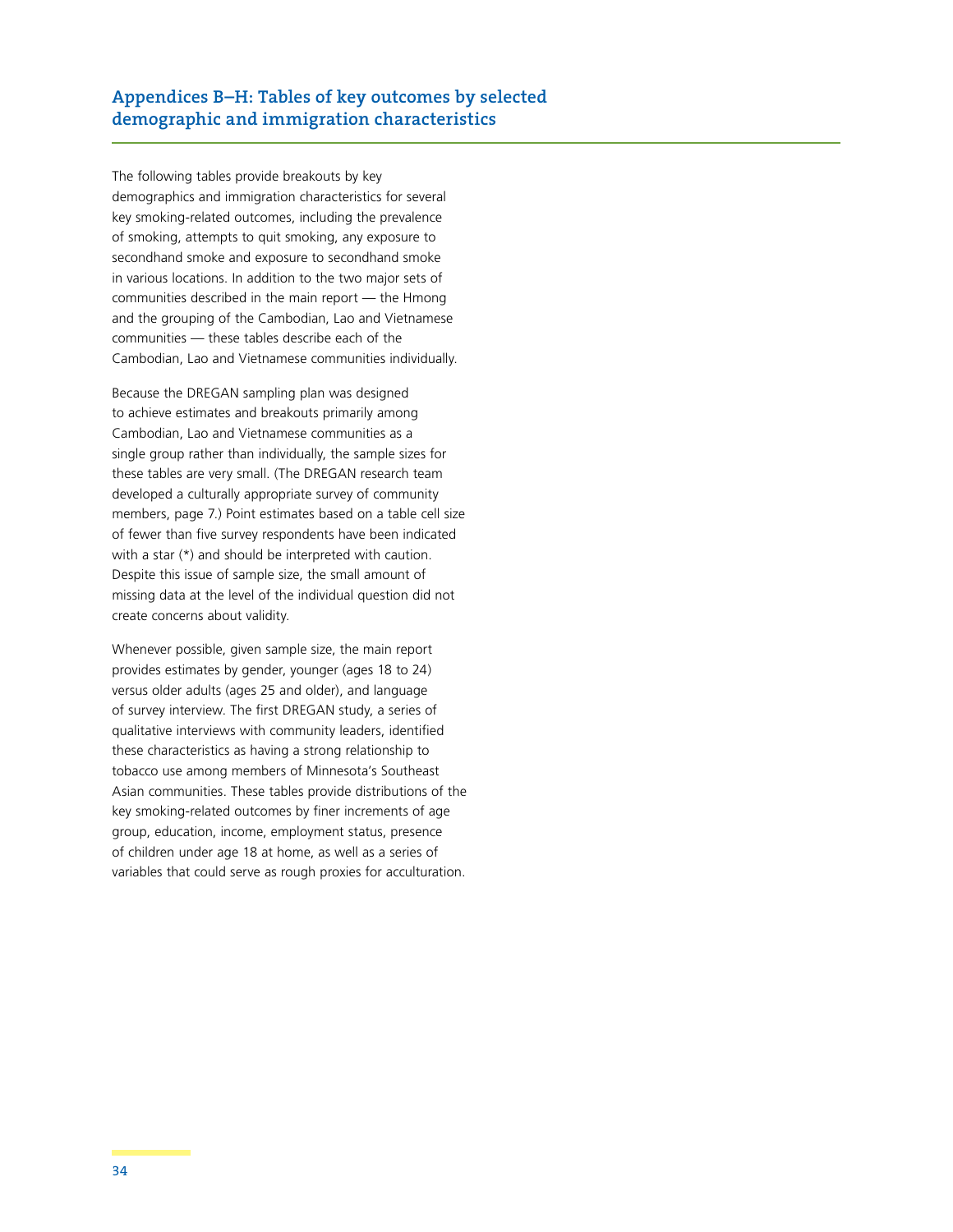## Appendices B–H: Tables of key outcomes by selected demographic and immigration characteristics

The following tables provide breakouts by key demographics and immigration characteristics for several key smoking-related outcomes, including the prevalence of smoking, attempts to quit smoking, any exposure to secondhand smoke and exposure to secondhand smoke in various locations. In addition to the two major sets of communities described in the main report — the Hmong and the grouping of the Cambodian, Lao and Vietnamese communities — these tables describe each of the Cambodian, Lao and Vietnamese communities individually.

Because the DREGAN sampling plan was designed to achieve estimates and breakouts primarily among Cambodian, Lao and Vietnamese communities as a single group rather than individually, the sample sizes for these tables are very small. (The DREGAN research team developed a culturally appropriate survey of community members, page 7.) Point estimates based on a table cell size of fewer than five survey respondents have been indicated with a star (*) and should be interpreted with caution. Despite this issue of sample size, the small amount of missing data at the level of the individual question did not create concerns about validity.

Whenever possible, given sample size, the main report provides estimates by gender, younger (ages 18 to 24) versus older adults (ages 25 and older), and language of survey interview. The first DREGAN study, a series of qualitative interviews with community leaders, identified these characteristics as having a strong relationship to tobacco use among members of Minnesota's Southeast Asian communities. These tables provide distributions of the key smoking-related outcomes by finer increments of age group, education, income, employment status, presence of children under age 18 at home, as well as a series of variables that could serve as rough proxies for acculturation.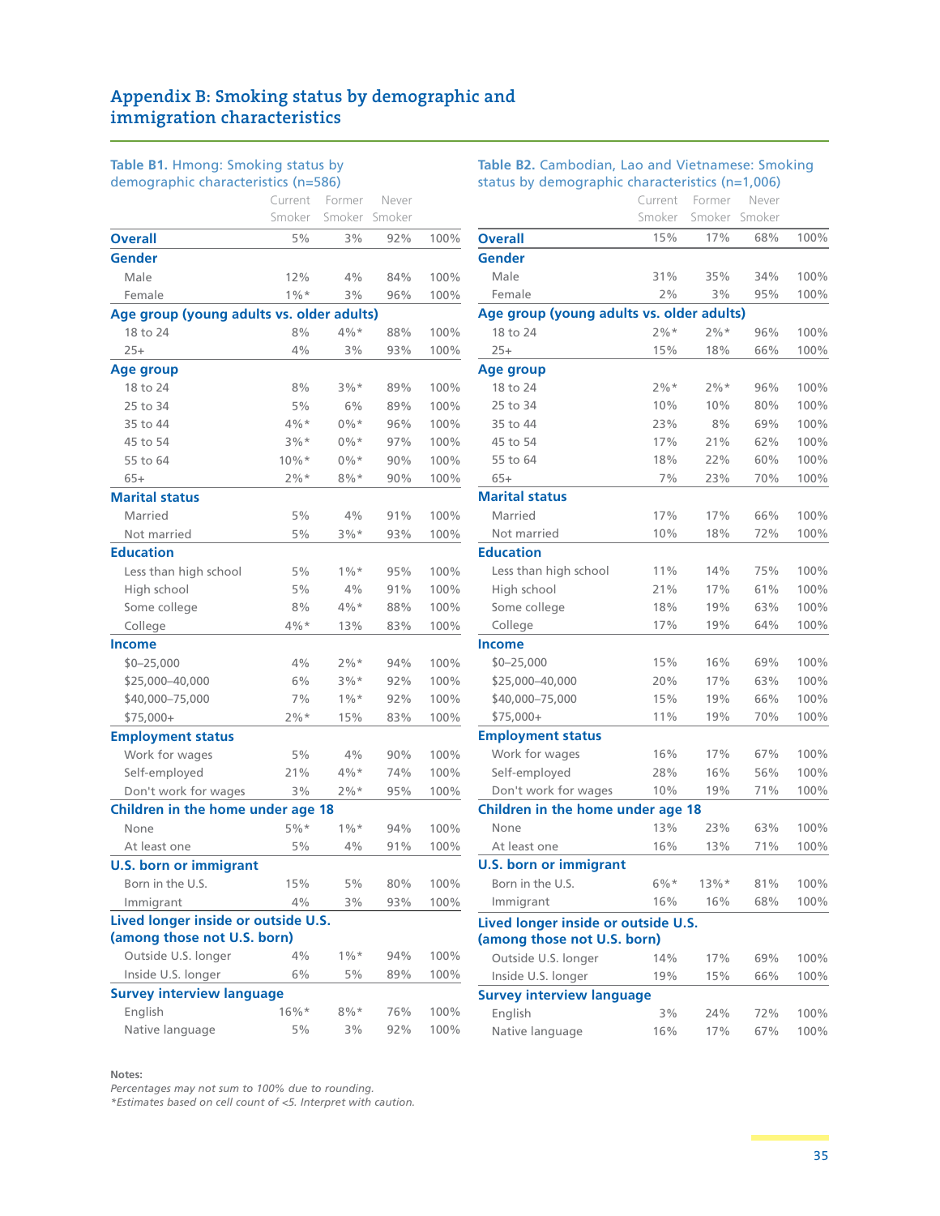## Appendix B: Smoking status by demographic and immigration characteristics

**Table B1.** Hmong: Smoking status by demographic characteristics (n=586)

| | Current Smoker | Former Smoker | Never Smoker | |
|---|---|---|---|---|
| **Overall** | 5% | 3% | 92% | 100% |
| **Gender** | | | | |
| Male | 12% | 4% | 84% | 100% |
| Female | 1%* | 3% | 96% | 100% |
| **Age group (young adults vs. older adults)** | | | | |
| 18 to 24 | 8% | 4%* | 88% | 100% |
| 25+ | 4% | 3% | 93% | 100% |
| **Age group** | | | | |
| 18 to 24 | 8% | 3%* | 89% | 100% |
| 25 to 34 | 5% | 6% | 89% | 100% |
| 35 to 44 | 4%* | 0%* | 96% | 100% |
| 45 to 54 | 3%* | 0%* | 97% | 100% |
| 55 to 64 | 10%* | 0%* | 90% | 100% |
| 65+ | 2%* | 8%* | 90% | 100% |
| **Marital status** | | | | |
| Married | 5% | 4% | 91% | 100% |
| Not married | 5% | 3%* | 93% | 100% |
| **Education** | | | | |
| Less than high school | 5% | 1%* | 95% | 100% |
| High school | 5% | 4% | 91% | 100% |
| Some college | 8% | 4%* | 88% | 100% |
| College | 4%* | 13% | 83% | 100% |
| **Income** | | | | |
| $0–25,000 | 4% | 2%* | 94% | 100% |
| $25,000–40,000 | 6% | 3%* | 92% | 100% |
| $40,000–75,000 | 7% | 1%* | 92% | 100% |
| $75,000+ | 2%* | 15% | 83% | 100% |
| **Employment status** | | | | |
| Work for wages | 5% | 4% | 90% | 100% |
| Self-employed | 21% | 4%* | 74% | 100% |
| Don't work for wages | 3% | 2%* | 95% | 100% |
| **Children in the home under age 18** | | | | |
| None | 5%* | 1%* | 94% | 100% |
| At least one | 5% | 4% | 91% | 100% |
| **U.S. born or immigrant** | | | | |
| Born in the U.S. | 15% | 5% | 80% | 100% |
| Immigrant | 4% | 3% | 93% | 100% |
| **Lived longer inside or outside U.S. (among those not U.S. born)** | | | | |
| Outside U.S. longer | 4% | 1%* | 94% | 100% |
| Inside U.S. longer | 6% | 5% | 89% | 100% |
| **Survey interview language** | | | | |
| English | 16%* | 8%* | 76% | 100% |
| Native language | 5% | 3% | 92% | 100% |

**Table B2.** Cambodian, Lao and Vietnamese: Smoking status by demographic characteristics (n=1,006)

| | Current Smoker | Former Smoker | Never Smoker | |
|---|---|---|---|---|
| **Overall** | 15% | 17% | 68% | 100% |
| **Gender** | | | | |
| Male | 31% | 35% | 34% | 100% |
| Female | 2% | 3% | 95% | 100% |
| **Age group (young adults vs. older adults)** | | | | |
| 18 to 24 | 2%* | 2%* | 96% | 100% |
| 25+ | 15% | 18% | 66% | 100% |
| **Age group** | | | | |
| 18 to 24 | 2%* | 2%* | 96% | 100% |
| 25 to 34 | 10% | 10% | 80% | 100% |
| 35 to 44 | 23% | 8% | 69% | 100% |
| 45 to 54 | 17% | 21% | 62% | 100% |
| 55 to 64 | 18% | 22% | 60% | 100% |
| 65+ | 7% | 23% | 70% | 100% |
| **Marital status** | | | | |
| Married | 17% | 17% | 66% | 100% |
| Not married | 10% | 18% | 72% | 100% |
| **Education** | | | | |
| Less than high school | 11% | 14% | 75% | 100% |
| High school | 21% | 17% | 61% | 100% |
| Some college | 18% | 19% | 63% | 100% |
| College | 17% | 19% | 64% | 100% |
| **Income** | | | | |
| $0–25,000 | 15% | 16% | 69% | 100% |
| $25,000–40,000 | 20% | 17% | 63% | 100% |
| $40,000–75,000 | 15% | 19% | 66% | 100% |
| $75,000+ | 11% | 19% | 70% | 100% |
| **Employment status** | | | | |
| Work for wages | 16% | 17% | 67% | 100% |
| Self-employed | 28% | 16% | 56% | 100% |
| Don't work for wages | 10% | 19% | 71% | 100% |
| **Children in the home under age 18** | | | | |
| None | 13% | 23% | 63% | 100% |
| At least one | 16% | 13% | 71% | 100% |
| **U.S. born or immigrant** | | | | |
| Born in the U.S. | 6%* | 13%* | 81% | 100% |
| Immigrant | 16% | 16% | 68% | 100% |
| **Lived longer inside or outside U.S. (among those not U.S. born)** | | | | |
| Outside U.S. longer | 14% | 17% | 69% | 100% |
| Inside U.S. longer | 19% | 15% | 66% | 100% |
| **Survey interview language** | | | | |
| English | 3% | 24% | 72% | 100% |
| Native language | 16% | 17% | 67% | 100% |

**Notes:**

*Percentages may not sum to 100% due to rounding.*

**Estimates based on cell count of <5. Interpret with caution.*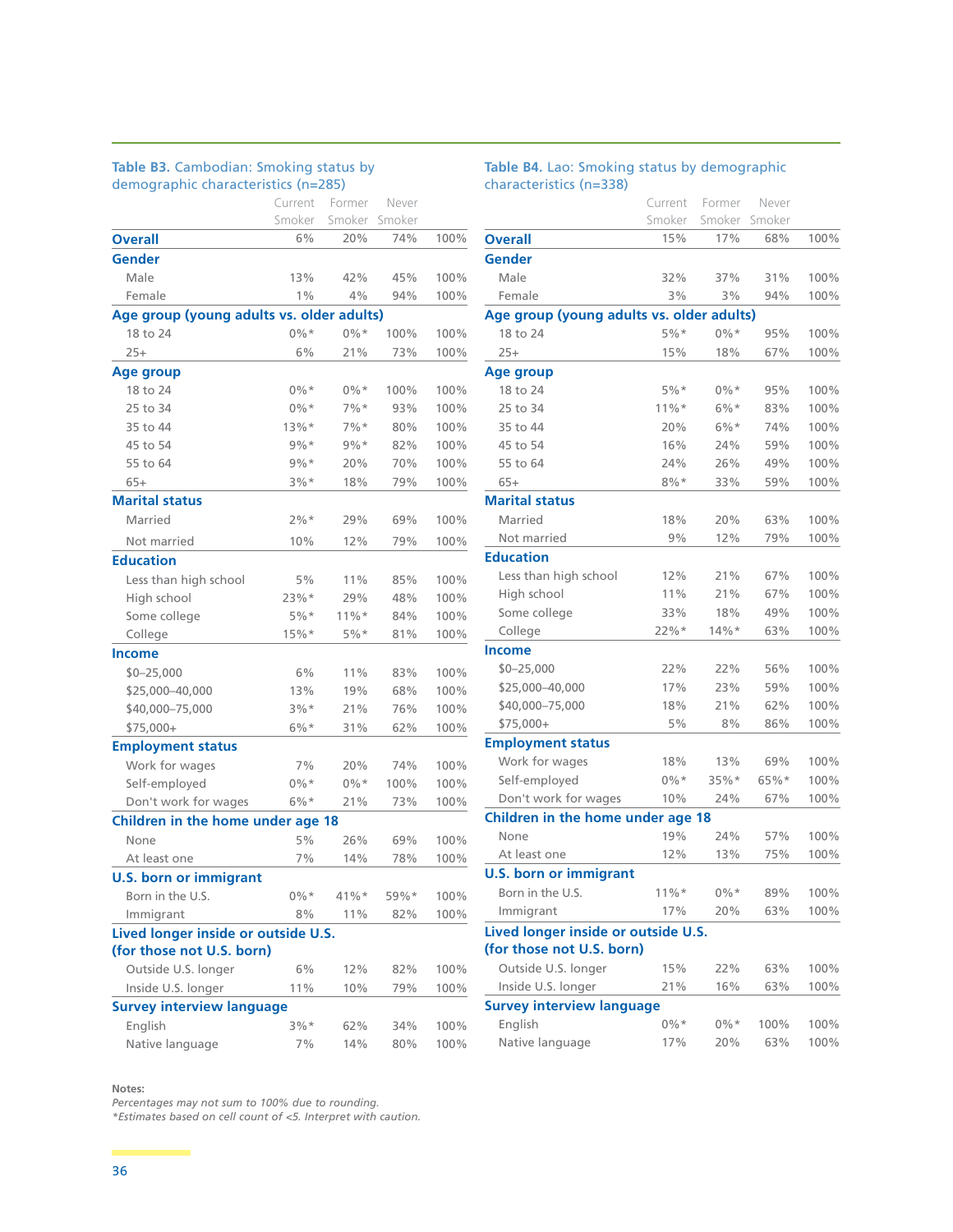**Table B3.** Cambodian: Smoking status by demographic characteristics (n=285)

| | Current Smoker | Former Smoker | Never Smoker | |
|---|---|---|---|---|
| **Overall** | 6% | 20% | 74% | 100% |
| **Gender** | | | | |
| Male | 13% | 42% | 45% | 100% |
| Female | 1% | 4% | 94% | 100% |
| **Age group (young adults vs. older adults)** | | | | |
| 18 to 24 | 0%* | 0%* | 100% | 100% |
| 25+ | 6% | 21% | 73% | 100% |
| **Age group** | | | | |
| 18 to 24 | 0%* | 0%* | 100% | 100% |
| 25 to 34 | 0%* | 7%* | 93% | 100% |
| 35 to 44 | 13%* | 7%* | 80% | 100% |
| 45 to 54 | 9%* | 9%* | 82% | 100% |
| 55 to 64 | 9%* | 20% | 70% | 100% |
| 65+ | 3%* | 18% | 79% | 100% |
| **Marital status** | | | | |
| Married | 2%* | 29% | 69% | 100% |
| Not married | 10% | 12% | 79% | 100% |
| **Education** | | | | |
| Less than high school | 5% | 11% | 85% | 100% |
| High school | 23%* | 29% | 48% | 100% |
| Some college | 5%* | 11%* | 84% | 100% |
| College | 15%* | 5%* | 81% | 100% |
| **Income** | | | | |
| $0–25,000 | 6% | 11% | 83% | 100% |
| $25,000–40,000 | 13% | 19% | 68% | 100% |
| $40,000–75,000 | 3%* | 21% | 76% | 100% |
| $75,000+ | 6%* | 31% | 62% | 100% |
| **Employment status** | | | | |
| Work for wages | 7% | 20% | 74% | 100% |
| Self-employed | 0%* | 0%* | 100% | 100% |
| Don't work for wages | 6%* | 21% | 73% | 100% |
| **Children in the home under age 18** | | | | |
| None | 5% | 26% | 69% | 100% |
| At least one | 7% | 14% | 78% | 100% |
| **U.S. born or immigrant** | | | | |
| Born in the U.S. | 0%* | 41%* | 59%* | 100% |
| Immigrant | 8% | 11% | 82% | 100% |
| **Lived longer inside or outside U.S. (for those not U.S. born)** | | | | |
| Outside U.S. longer | 6% | 12% | 82% | 100% |
| Inside U.S. longer | 11% | 10% | 79% | 100% |
| **Survey interview language** | | | | |
| English | 3%* | 62% | 34% | 100% |
| Native language | 7% | 14% | 80% | 100% |

**Table B4.** Lao: Smoking status by demographic characteristics (n=338)

| | Current Smoker | Former Smoker | Never Smoker | |
|---|---|---|---|---|
| **Overall** | 15% | 17% | 68% | 100% |
| **Gender** | | | | |
| Male | 32% | 37% | 31% | 100% |
| Female | 3% | 3% | 94% | 100% |
| **Age group (young adults vs. older adults)** | | | | |
| 18 to 24 | 5%* | 0%* | 95% | 100% |
| 25+ | 15% | 18% | 67% | 100% |
| **Age group** | | | | |
| 18 to 24 | 5%* | 0%* | 95% | 100% |
| 25 to 34 | 11%* | 6%* | 83% | 100% |
| 35 to 44 | 20% | 6%* | 74% | 100% |
| 45 to 54 | 16% | 24% | 59% | 100% |
| 55 to 64 | 24% | 26% | 49% | 100% |
| 65+ | 8%* | 33% | 59% | 100% |
| **Marital status** | | | | |
| Married | 18% | 20% | 63% | 100% |
| Not married | 9% | 12% | 79% | 100% |
| **Education** | | | | |
| Less than high school | 12% | 21% | 67% | 100% |
| High school | 11% | 21% | 67% | 100% |
| Some college | 33% | 18% | 49% | 100% |
| College | 22%* | 14%* | 63% | 100% |
| **Income** | | | | |
| $0–25,000 | 22% | 22% | 56% | 100% |
| $25,000–40,000 | 17% | 23% | 59% | 100% |
| $40,000–75,000 | 18% | 21% | 62% | 100% |
| $75,000+ | 5% | 8% | 86% | 100% |
| **Employment status** | | | | |
| Work for wages | 18% | 13% | 69% | 100% |
| Self-employed | 0%* | 35%* | 65%* | 100% |
| Don't work for wages | 10% | 24% | 67% | 100% |
| **Children in the home under age 18** | | | | |
| None | 19% | 24% | 57% | 100% |
| At least one | 12% | 13% | 75% | 100% |
| **U.S. born or immigrant** | | | | |
| Born in the U.S. | 11%* | 0%* | 89% | 100% |
| Immigrant | 17% | 20% | 63% | 100% |
| **Lived longer inside or outside U.S. (for those not U.S. born)** | | | | |
| Outside U.S. longer | 15% | 22% | 63% | 100% |
| Inside U.S. longer | 21% | 16% | 63% | 100% |
| **Survey interview language** | | | | |
| English | 0%* | 0%* | 100% | 100% |
| Native language | 17% | 20% | 63% | 100% |

**Notes:**

*Percentages may not sum to 100% due to rounding.*

*\*Estimates based on cell count of <5. Interpret with caution.*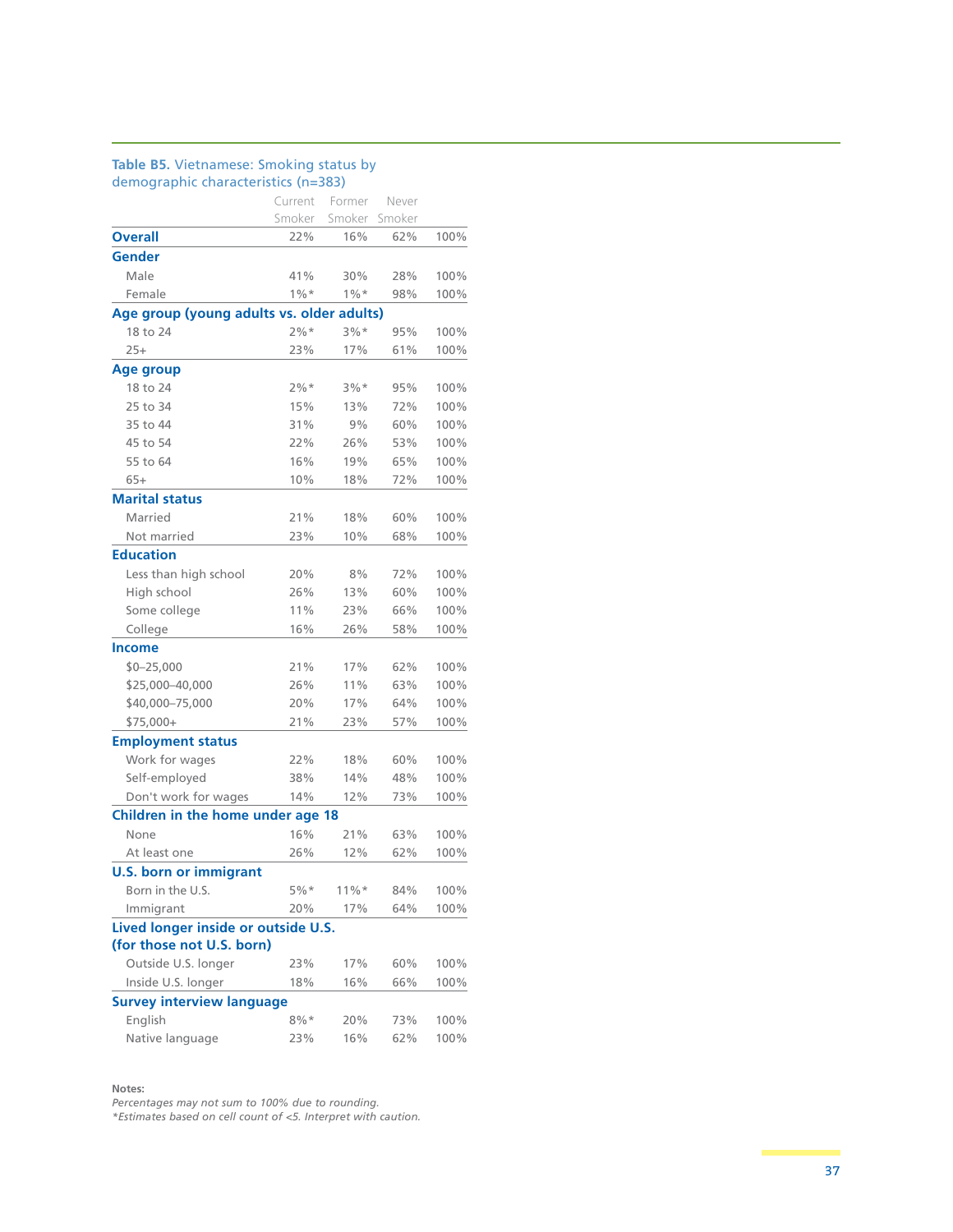**Table B5.** Vietnamese: Smoking status by demographic characteristics (n=383)

| | Current Smoker | Former Smoker | Never Smoker | |
|---|---|---|---|---|
| **Overall** | 22% | 16% | 62% | 100% |
| **Gender** | | | | |
| Male | 41% | 30% | 28% | 100% |
| Female | 1%* | 1%* | 98% | 100% |
| **Age group (young adults vs. older adults)** | | | | |
| 18 to 24 | 2%* | 3%* | 95% | 100% |
| 25+ | 23% | 17% | 61% | 100% |
| **Age group** | | | | |
| 18 to 24 | 2%* | 3%* | 95% | 100% |
| 25 to 34 | 15% | 13% | 72% | 100% |
| 35 to 44 | 31% | 9% | 60% | 100% |
| 45 to 54 | 22% | 26% | 53% | 100% |
| 55 to 64 | 16% | 19% | 65% | 100% |
| 65+ | 10% | 18% | 72% | 100% |
| **Marital status** | | | | |
| Married | 21% | 18% | 60% | 100% |
| Not married | 23% | 10% | 68% | 100% |
| **Education** | | | | |
| Less than high school | 20% | 8% | 72% | 100% |
| High school | 26% | 13% | 60% | 100% |
| Some college | 11% | 23% | 66% | 100% |
| College | 16% | 26% | 58% | 100% |
| **Income** | | | | |
| $0–25,000 | 21% | 17% | 62% | 100% |
| $25,000–40,000 | 26% | 11% | 63% | 100% |
| $40,000–75,000 | 20% | 17% | 64% | 100% |
| $75,000+ | 21% | 23% | 57% | 100% |
| **Employment status** | | | | |
| Work for wages | 22% | 18% | 60% | 100% |
| Self-employed | 38% | 14% | 48% | 100% |
| Don't work for wages | 14% | 12% | 73% | 100% |
| **Children in the home under age 18** | | | | |
| None | 16% | 21% | 63% | 100% |
| At least one | 26% | 12% | 62% | 100% |
| **U.S. born or immigrant** | | | | |
| Born in the U.S. | 5%* | 11%* | 84% | 100% |
| Immigrant | 20% | 17% | 64% | 100% |
| **Lived longer inside or outside U.S. (for those not U.S. born)** | | | | |
| Outside U.S. longer | 23% | 17% | 60% | 100% |
| Inside U.S. longer | 18% | 16% | 66% | 100% |
| **Survey interview language** | | | | |
| English | 8%* | 20% | 73% | 100% |
| Native language | 23% | 16% | 62% | 100% |

**Notes:**
*Percentages may not sum to 100% due to rounding.*
*\*Estimates based on cell count of <5. Interpret with caution.*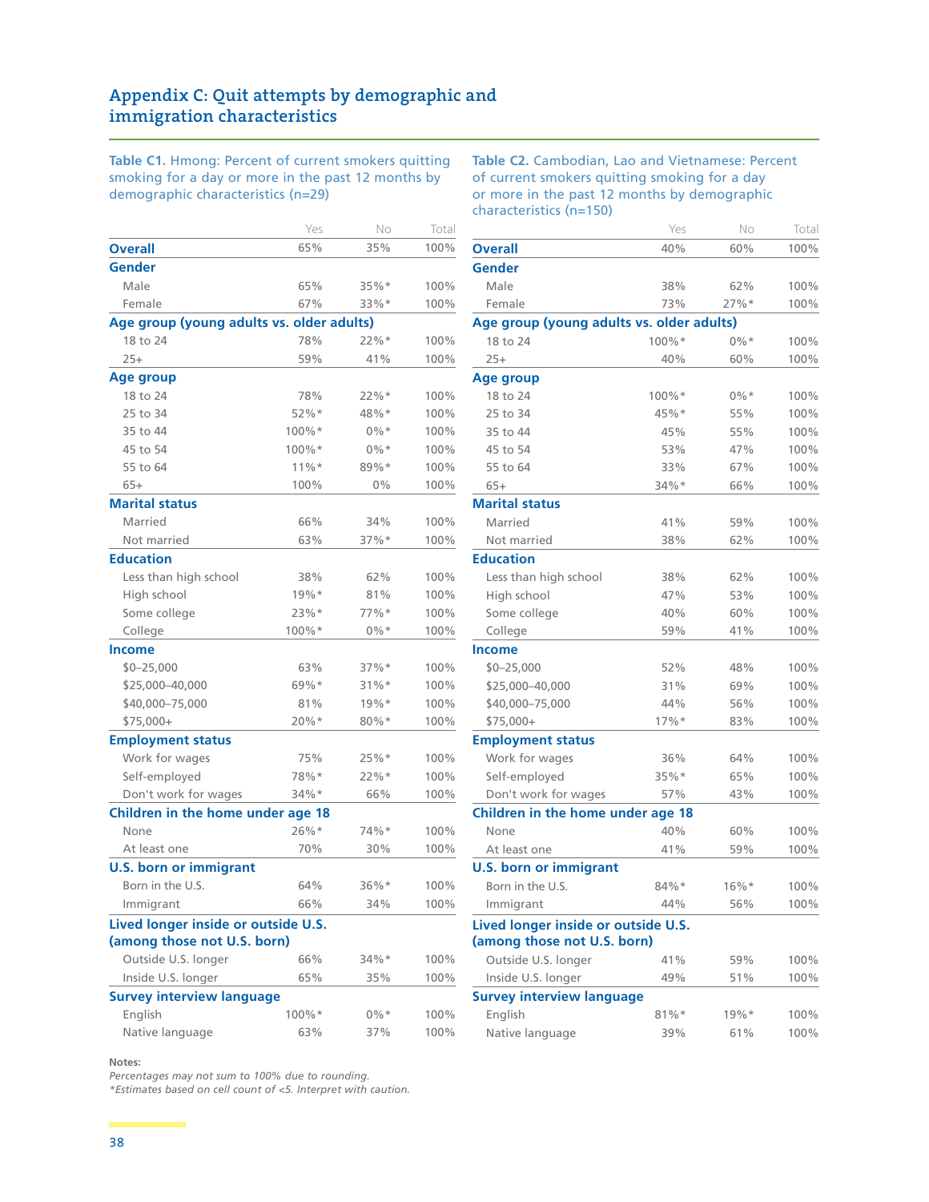## Appendix C: Quit attempts by demographic and immigration characteristics

**Table C1.** Hmong: Percent of current smokers quitting smoking for a day or more in the past 12 months by demographic characteristics (n=29)

| | Yes | No | Total |
|---|---|---|---|
| **Overall** | 65% | 35% | 100% |
| **Gender** | | | |
| Male | 65% | 35%* | 100% |
| Female | 67% | 33%* | 100% |
| **Age group (young adults vs. older adults)** | | | |
| 18 to 24 | 78% | 22%* | 100% |
| 25+ | 59% | 41% | 100% |
| **Age group** | | | |
| 18 to 24 | 78% | 22%* | 100% |
| 25 to 34 | 52%* | 48%* | 100% |
| 35 to 44 | 100%* | 0%* | 100% |
| 45 to 54 | 100%* | 0%* | 100% |
| 55 to 64 | 11%* | 89%* | 100% |
| 65+ | 100% | 0% | 100% |
| **Marital status** | | | |
| Married | 66% | 34% | 100% |
| Not married | 63% | 37%* | 100% |
| **Education** | | | |
| Less than high school | 38% | 62% | 100% |
| High school | 19%* | 81% | 100% |
| Some college | 23%* | 77%* | 100% |
| College | 100%* | 0%* | 100% |
| **Income** | | | |
| $0–25,000 | 63% | 37%* | 100% |
| $25,000–40,000 | 69%* | 31%* | 100% |
| $40,000–75,000 | 81% | 19%* | 100% |
| $75,000+ | 20%* | 80%* | 100% |
| **Employment status** | | | |
| Work for wages | 75% | 25%* | 100% |
| Self-employed | 78%* | 22%* | 100% |
| Don't work for wages | 34%* | 66% | 100% |
| **Children in the home under age 18** | | | |
| None | 26%* | 74%* | 100% |
| At least one | 70% | 30% | 100% |
| **U.S. born or immigrant** | | | |
| Born in the U.S. | 64% | 36%* | 100% |
| Immigrant | 66% | 34% | 100% |
| **Lived longer inside or outside U.S. (among those not U.S. born)** | | | |
| Outside U.S. longer | 66% | 34%* | 100% |
| Inside U.S. longer | 65% | 35% | 100% |
| **Survey interview language** | | | |
| English | 100%* | 0%* | 100% |
| Native language | 63% | 37% | 100% |

**Table C2.** Cambodian, Lao and Vietnamese: Percent of current smokers quitting smoking for a day or more in the past 12 months by demographic characteristics (n=150)

| | Yes | No | Total |
|---|---|---|---|
| **Overall** | 40% | 60% | 100% |
| **Gender** | | | |
| Male | 38% | 62% | 100% |
| Female | 73% | 27%* | 100% |
| **Age group (young adults vs. older adults)** | | | |
| 18 to 24 | 100%* | 0%* | 100% |
| 25+ | 40% | 60% | 100% |
| **Age group** | | | |
| 18 to 24 | 100%* | 0%* | 100% |
| 25 to 34 | 45%* | 55% | 100% |
| 35 to 44 | 45% | 55% | 100% |
| 45 to 54 | 53% | 47% | 100% |
| 55 to 64 | 33% | 67% | 100% |
| 65+ | 34%* | 66% | 100% |
| **Marital status** | | | |
| Married | 41% | 59% | 100% |
| Not married | 38% | 62% | 100% |
| **Education** | | | |
| Less than high school | 38% | 62% | 100% |
| High school | 47% | 53% | 100% |
| Some college | 40% | 60% | 100% |
| College | 59% | 41% | 100% |
| **Income** | | | |
| $0–25,000 | 52% | 48% | 100% |
| $25,000–40,000 | 31% | 69% | 100% |
| $40,000–75,000 | 44% | 56% | 100% |
| $75,000+ | 17%* | 83% | 100% |
| **Employment status** | | | |
| Work for wages | 36% | 64% | 100% |
| Self-employed | 35%* | 65% | 100% |
| Don't work for wages | 57% | 43% | 100% |
| **Children in the home under age 18** | | | |
| None | 40% | 60% | 100% |
| At least one | 41% | 59% | 100% |
| **U.S. born or immigrant** | | | |
| Born in the U.S. | 84%* | 16%* | 100% |
| Immigrant | 44% | 56% | 100% |
| **Lived longer inside or outside U.S. (among those not U.S. born)** | | | |
| Outside U.S. longer | 41% | 59% | 100% |
| Inside U.S. longer | 49% | 51% | 100% |
| **Survey interview language** | | | |
| English | 81%* | 19%* | 100% |
| Native language | 39% | 61% | 100% |

**Notes:**

*Percentages may not sum to 100% due to rounding.*

*\*Estimates based on cell count of <5. Interpret with caution.*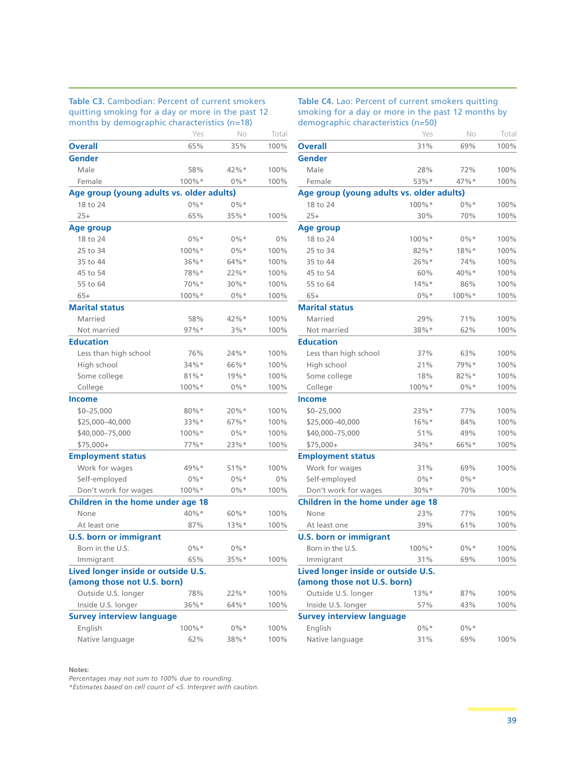**Table C3.** Cambodian: Percent of current smokers quitting smoking for a day or more in the past 12 months by demographic characteristics (n=18)

| | Yes | No | Total |
|---|---|---|---|
| **Overall** | 65% | 35% | 100% |
| **Gender** | | | |
| Male | 58% | 42%* | 100% |
| Female | 100%* | 0%* | 100% |
| **Age group (young adults vs. older adults)** | | | |
| 18 to 24 | 0%* | 0%* | |
| 25+ | 65% | 35%* | 100% |
| **Age group** | | | |
| 18 to 24 | 0%* | 0%* | 0% |
| 25 to 34 | 100%* | 0%* | 100% |
| 35 to 44 | 36%* | 64%* | 100% |
| 45 to 54 | 78%* | 22%* | 100% |
| 55 to 64 | 70%* | 30%* | 100% |
| 65+ | 100%* | 0%* | 100% |
| **Marital status** | | | |
| Married | 58% | 42%* | 100% |
| Not married | 97%* | 3%* | 100% |
| **Education** | | | |
| Less than high school | 76% | 24%* | 100% |
| High school | 34%* | 66%* | 100% |
| Some college | 81%* | 19%* | 100% |
| College | 100%* | 0%* | 100% |
| **Income** | | | |
| $0–25,000 | 80%* | 20%* | 100% |
| $25,000–40,000 | 33%* | 67%* | 100% |
| $40,000–75,000 | 100%* | 0%* | 100% |
| $75,000+ | 77%* | 23%* | 100% |
| **Employment status** | | | |
| Work for wages | 49%* | 51%* | 100% |
| Self-employed | 0%* | 0%* | 0% |
| Don't work for wages | 100%* | 0%* | 100% |
| **Children in the home under age 18** | | | |
| None | 40%* | 60%* | 100% |
| At least one | 87% | 13%* | 100% |
| **U.S. born or immigrant** | | | |
| Born in the U.S. | 0%* | 0%* | |
| Immigrant | 65% | 35%* | 100% |
| **Lived longer inside or outside U.S. (among those not U.S. born)** | | | |
| Outside U.S. longer | 78% | 22%* | 100% |
| Inside U.S. longer | 36%* | 64%* | 100% |
| **Survey interview language** | | | |
| English | 100%* | 0%* | 100% |
| Native language | 62% | 38%* | 100% |

**Table C4.** Lao: Percent of current smokers quitting smoking for a day or more in the past 12 months by demographic characteristics (n=50)

| | Yes | No | Total |
|---|---|---|---|
| **Overall** | 31% | 69% | 100% |
| **Gender** | | | |
| Male | 28% | 72% | 100% |
| Female | 53%* | 47%* | 100% |
| **Age group (young adults vs. older adults)** | | | |
| 18 to 24 | 100%* | 0%* | 100% |
| 25+ | 30% | 70% | 100% |
| **Age group** | | | |
| 18 to 24 | 100%* | 0%* | 100% |
| 25 to 34 | 82%* | 18%* | 100% |
| 35 to 44 | 26%* | 74% | 100% |
| 45 to 54 | 60% | 40%* | 100% |
| 55 to 64 | 14%* | 86% | 100% |
| 65+ | 0%* | 100%* | 100% |
| **Marital status** | | | |
| Married | 29% | 71% | 100% |
| Not married | 38%* | 62% | 100% |
| **Education** | | | |
| Less than high school | 37% | 63% | 100% |
| High school | 21% | 79%* | 100% |
| Some college | 18% | 82%* | 100% |
| College | 100%* | 0%* | 100% |
| **Income** | | | |
| $0–25,000 | 23%* | 77% | 100% |
| $25,000–40,000 | 16%* | 84% | 100% |
| $40,000–75,000 | 51% | 49% | 100% |
| $75,000+ | 34%* | 66%* | 100% |
| **Employment status** | | | |
| Work for wages | 31% | 69% | 100% |
| Self-employed | 0%* | 0%* | |
| Don't work for wages | 30%* | 70% | 100% |
| **Children in the home under age 18** | | | |
| None | 23% | 77% | 100% |
| At least one | 39% | 61% | 100% |
| **U.S. born or immigrant** | | | |
| Born in the U.S. | 100%* | 0%* | 100% |
| Immigrant | 31% | 69% | 100% |
| **Lived longer inside or outside U.S. (among those not U.S. born)** | | | |
| Outside U.S. longer | 13%* | 87% | 100% |
| Inside U.S. longer | 57% | 43% | 100% |
| **Survey interview language** | | | |
| English | 0%* | 0%* | |
| Native language | 31% | 69% | 100% |

**Notes:**

*Percentages may not sum to 100% due to rounding.*

*\*Estimates based on cell count of <5. Interpret with caution.*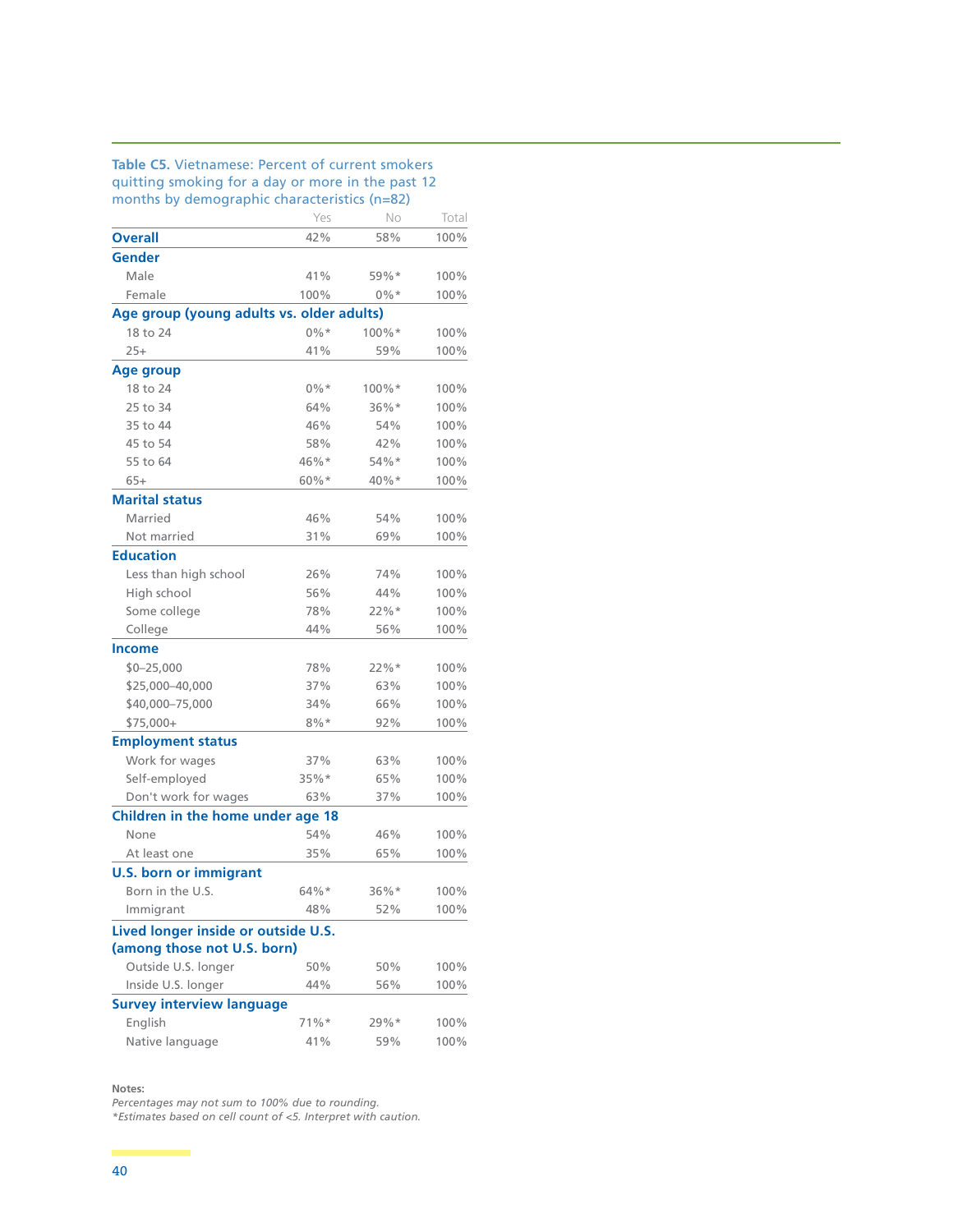**Table C5.** Vietnamese: Percent of current smokers quitting smoking for a day or more in the past 12 months by demographic characteristics (n=82)

| | Yes | No | Total |
|---|---|---|---|
| **Overall** | 42% | 58% | 100% |
| **Gender** | | | |
| Male | 41% | 59%* | 100% |
| Female | 100% | 0%* | 100% |
| **Age group (young adults vs. older adults)** | | | |
| 18 to 24 | 0%* | 100%* | 100% |
| 25+ | 41% | 59% | 100% |
| **Age group** | | | |
| 18 to 24 | 0%* | 100%* | 100% |
| 25 to 34 | 64% | 36%* | 100% |
| 35 to 44 | 46% | 54% | 100% |
| 45 to 54 | 58% | 42% | 100% |
| 55 to 64 | 46%* | 54%* | 100% |
| 65+ | 60%* | 40%* | 100% |
| **Marital status** | | | |
| Married | 46% | 54% | 100% |
| Not married | 31% | 69% | 100% |
| **Education** | | | |
| Less than high school | 26% | 74% | 100% |
| High school | 56% | 44% | 100% |
| Some college | 78% | 22%* | 100% |
| College | 44% | 56% | 100% |
| **Income** | | | |
| $0–25,000 | 78% | 22%* | 100% |
| $25,000–40,000 | 37% | 63% | 100% |
| $40,000–75,000 | 34% | 66% | 100% |
| $75,000+ | 8%* | 92% | 100% |
| **Employment status** | | | |
| Work for wages | 37% | 63% | 100% |
| Self-employed | 35%* | 65% | 100% |
| Don't work for wages | 63% | 37% | 100% |
| **Children in the home under age 18** | | | |
| None | 54% | 46% | 100% |
| At least one | 35% | 65% | 100% |
| **U.S. born or immigrant** | | | |
| Born in the U.S. | 64%* | 36%* | 100% |
| Immigrant | 48% | 52% | 100% |
| **Lived longer inside or outside U.S. (among those not U.S. born)** | | | |
| Outside U.S. longer | 50% | 50% | 100% |
| Inside U.S. longer | 44% | 56% | 100% |
| **Survey interview language** | | | |
| English | 71%* | 29%* | 100% |
| Native language | 41% | 59% | 100% |

**Notes:**
*Percentages may not sum to 100% due to rounding.*
*\*Estimates based on cell count of <5. Interpret with caution.*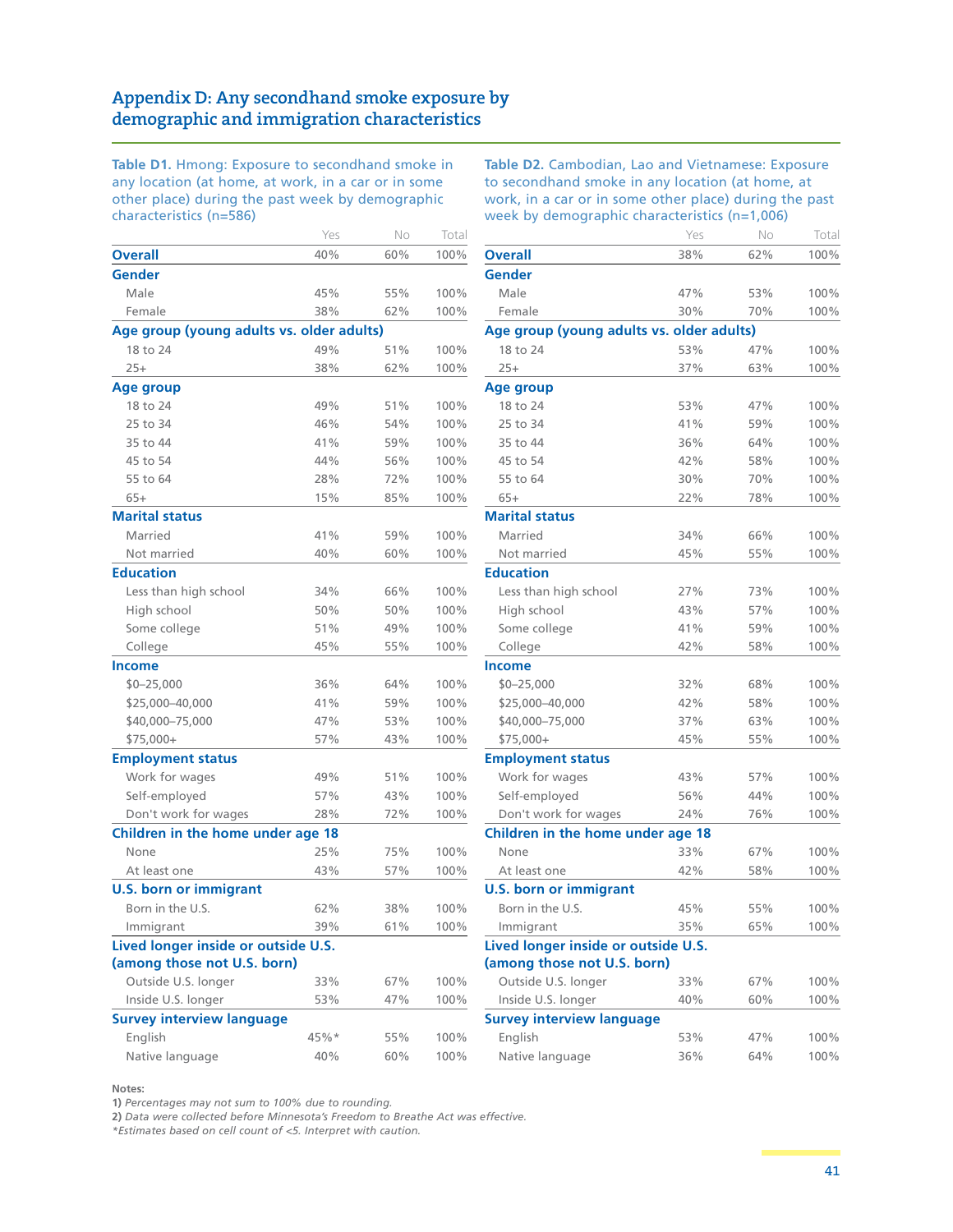## Appendix D: Any secondhand smoke exposure by demographic and immigration characteristics

**Table D1.** Hmong: Exposure to secondhand smoke in any location (at home, at work, in a car or in some other place) during the past week by demographic characteristics (n=586)

| | Yes | No | Total |
|---|---|---|---|
| **Overall** | 40% | 60% | 100% |
| **Gender** | | | |
| Male | 45% | 55% | 100% |
| Female | 38% | 62% | 100% |
| **Age group (young adults vs. older adults)** | | | |
| 18 to 24 | 49% | 51% | 100% |
| 25+ | 38% | 62% | 100% |
| **Age group** | | | |
| 18 to 24 | 49% | 51% | 100% |
| 25 to 34 | 46% | 54% | 100% |
| 35 to 44 | 41% | 59% | 100% |
| 45 to 54 | 44% | 56% | 100% |
| 55 to 64 | 28% | 72% | 100% |
| 65+ | 15% | 85% | 100% |
| **Marital status** | | | |
| Married | 41% | 59% | 100% |
| Not married | 40% | 60% | 100% |
| **Education** | | | |
| Less than high school | 34% | 66% | 100% |
| High school | 50% | 50% | 100% |
| Some college | 51% | 49% | 100% |
| College | 45% | 55% | 100% |
| **Income** | | | |
| $0–25,000 | 36% | 64% | 100% |
| $25,000–40,000 | 41% | 59% | 100% |
| $40,000–75,000 | 47% | 53% | 100% |
| $75,000+ | 57% | 43% | 100% |
| **Employment status** | | | |
| Work for wages | 49% | 51% | 100% |
| Self-employed | 57% | 43% | 100% |
| Don't work for wages | 28% | 72% | 100% |
| **Children in the home under age 18** | | | |
| None | 25% | 75% | 100% |
| At least one | 43% | 57% | 100% |
| **U.S. born or immigrant** | | | |
| Born in the U.S. | 62% | 38% | 100% |
| Immigrant | 39% | 61% | 100% |
| **Lived longer inside or outside U.S. (among those not U.S. born)** | | | |
| Outside U.S. longer | 33% | 67% | 100% |
| Inside U.S. longer | 53% | 47% | 100% |
| **Survey interview language** | | | |
| English | 45%* | 55% | 100% |
| Native language | 40% | 60% | 100% |

**Table D2.** Cambodian, Lao and Vietnamese: Exposure to secondhand smoke in any location (at home, at work, in a car or in some other place) during the past week by demographic characteristics (n=1,006)

| | Yes | No | Total |
|---|---|---|---|
| **Overall** | 38% | 62% | 100% |
| **Gender** | | | |
| Male | 47% | 53% | 100% |
| Female | 30% | 70% | 100% |
| **Age group (young adults vs. older adults)** | | | |
| 18 to 24 | 53% | 47% | 100% |
| 25+ | 37% | 63% | 100% |
| **Age group** | | | |
| 18 to 24 | 53% | 47% | 100% |
| 25 to 34 | 41% | 59% | 100% |
| 35 to 44 | 36% | 64% | 100% |
| 45 to 54 | 42% | 58% | 100% |
| 55 to 64 | 30% | 70% | 100% |
| 65+ | 22% | 78% | 100% |
| **Marital status** | | | |
| Married | 34% | 66% | 100% |
| Not married | 45% | 55% | 100% |
| **Education** | | | |
| Less than high school | 27% | 73% | 100% |
| High school | 43% | 57% | 100% |
| Some college | 41% | 59% | 100% |
| College | 42% | 58% | 100% |
| **Income** | | | |
| $0–25,000 | 32% | 68% | 100% |
| $25,000–40,000 | 42% | 58% | 100% |
| $40,000–75,000 | 37% | 63% | 100% |
| $75,000+ | 45% | 55% | 100% |
| **Employment status** | | | |
| Work for wages | 43% | 57% | 100% |
| Self-employed | 56% | 44% | 100% |
| Don't work for wages | 24% | 76% | 100% |
| **Children in the home under age 18** | | | |
| None | 33% | 67% | 100% |
| At least one | 42% | 58% | 100% |
| **U.S. born or immigrant** | | | |
| Born in the U.S. | 45% | 55% | 100% |
| Immigrant | 35% | 65% | 100% |
| **Lived longer inside or outside U.S. (among those not U.S. born)** | | | |
| Outside U.S. longer | 33% | 67% | 100% |
| Inside U.S. longer | 40% | 60% | 100% |
| **Survey interview language** | | | |
| English | 53% | 47% | 100% |
| Native language | 36% | 64% | 100% |

**Notes:**
**1)** *Percentages may not sum to 100% due to rounding.*
**2)** *Data were collected before Minnesota's Freedom to Breathe Act was effective.*
**\*** *Estimates based on cell count of <5. Interpret with caution.*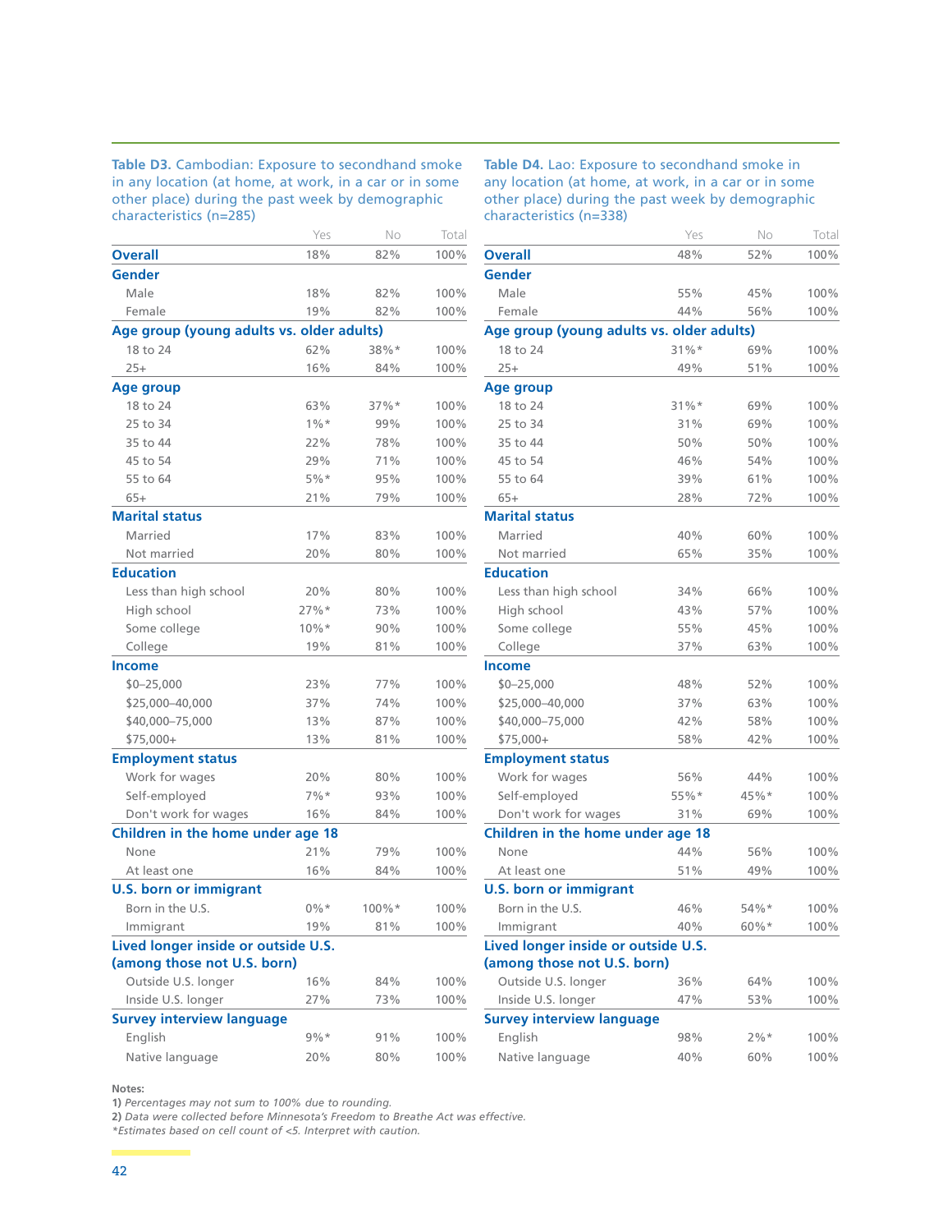**Table D3.** Cambodian: Exposure to secondhand smoke in any location (at home, at work, in a car or in some other place) during the past week by demographic characteristics (n=285)

| | Yes | No | Total |
|---|---|---|---|
| **Overall** | 18% | 82% | 100% |
| **Gender** | | | |
| Male | 18% | 82% | 100% |
| Female | 19% | 82% | 100% |
| **Age group (young adults vs. older adults)** | | | |
| 18 to 24 | 62% | 38%* | 100% |
| 25+ | 16% | 84% | 100% |
| **Age group** | | | |
| 18 to 24 | 63% | 37%* | 100% |
| 25 to 34 | 1%* | 99% | 100% |
| 35 to 44 | 22% | 78% | 100% |
| 45 to 54 | 29% | 71% | 100% |
| 55 to 64 | 5%* | 95% | 100% |
| 65+ | 21% | 79% | 100% |
| **Marital status** | | | |
| Married | 17% | 83% | 100% |
| Not married | 20% | 80% | 100% |
| **Education** | | | |
| Less than high school | 20% | 80% | 100% |
| High school | 27%* | 73% | 100% |
| Some college | 10%* | 90% | 100% |
| College | 19% | 81% | 100% |
| **Income** | | | |
| $0–25,000 | 23% | 77% | 100% |
| $25,000–40,000 | 37% | 74% | 100% |
| $40,000–75,000 | 13% | 87% | 100% |
| $75,000+ | 13% | 81% | 100% |
| **Employment status** | | | |
| Work for wages | 20% | 80% | 100% |
| Self-employed | 7%* | 93% | 100% |
| Don't work for wages | 16% | 84% | 100% |
| **Children in the home under age 18** | | | |
| None | 21% | 79% | 100% |
| At least one | 16% | 84% | 100% |
| **U.S. born or immigrant** | | | |
| Born in the U.S. | 0%* | 100%* | 100% |
| Immigrant | 19% | 81% | 100% |
| **Lived longer inside or outside U.S. (among those not U.S. born)** | | | |
| Outside U.S. longer | 16% | 84% | 100% |
| Inside U.S. longer | 27% | 73% | 100% |
| **Survey interview language** | | | |
| English | 9%* | 91% | 100% |
| Native language | 20% | 80% | 100% |

**Table D4.** Lao: Exposure to secondhand smoke in any location (at home, at work, in a car or in some other place) during the past week by demographic characteristics (n=338)

| | Yes | No | Total |
|---|---|---|---|
| **Overall** | 48% | 52% | 100% |
| **Gender** | | | |
| Male | 55% | 45% | 100% |
| Female | 44% | 56% | 100% |
| **Age group (young adults vs. older adults)** | | | |
| 18 to 24 | 31%* | 69% | 100% |
| 25+ | 49% | 51% | 100% |
| **Age group** | | | |
| 18 to 24 | 31%* | 69% | 100% |
| 25 to 34 | 31% | 69% | 100% |
| 35 to 44 | 50% | 50% | 100% |
| 45 to 54 | 46% | 54% | 100% |
| 55 to 64 | 39% | 61% | 100% |
| 65+ | 28% | 72% | 100% |
| **Marital status** | | | |
| Married | 40% | 60% | 100% |
| Not married | 65% | 35% | 100% |
| **Education** | | | |
| Less than high school | 34% | 66% | 100% |
| High school | 43% | 57% | 100% |
| Some college | 55% | 45% | 100% |
| College | 37% | 63% | 100% |
| **Income** | | | |
| $0–25,000 | 48% | 52% | 100% |
| $25,000–40,000 | 37% | 63% | 100% |
| $40,000–75,000 | 42% | 58% | 100% |
| $75,000+ | 58% | 42% | 100% |
| **Employment status** | | | |
| Work for wages | 56% | 44% | 100% |
| Self-employed | 55%* | 45%* | 100% |
| Don't work for wages | 31% | 69% | 100% |
| **Children in the home under age 18** | | | |
| None | 44% | 56% | 100% |
| At least one | 51% | 49% | 100% |
| **U.S. born or immigrant** | | | |
| Born in the U.S. | 46% | 54%* | 100% |
| Immigrant | 40% | 60%* | 100% |
| **Lived longer inside or outside U.S. (among those not U.S. born)** | | | |
| Outside U.S. longer | 36% | 64% | 100% |
| Inside U.S. longer | 47% | 53% | 100% |
| **Survey interview language** | | | |
| English | 98% | 2%* | 100% |
| Native language | 40% | 60% | 100% |

**Notes:**
**1)** *Percentages may not sum to 100% due to rounding.*
**2)** *Data were collected before Minnesota's Freedom to Breathe Act was effective.*
*\*Estimates based on cell count of <5. Interpret with caution.*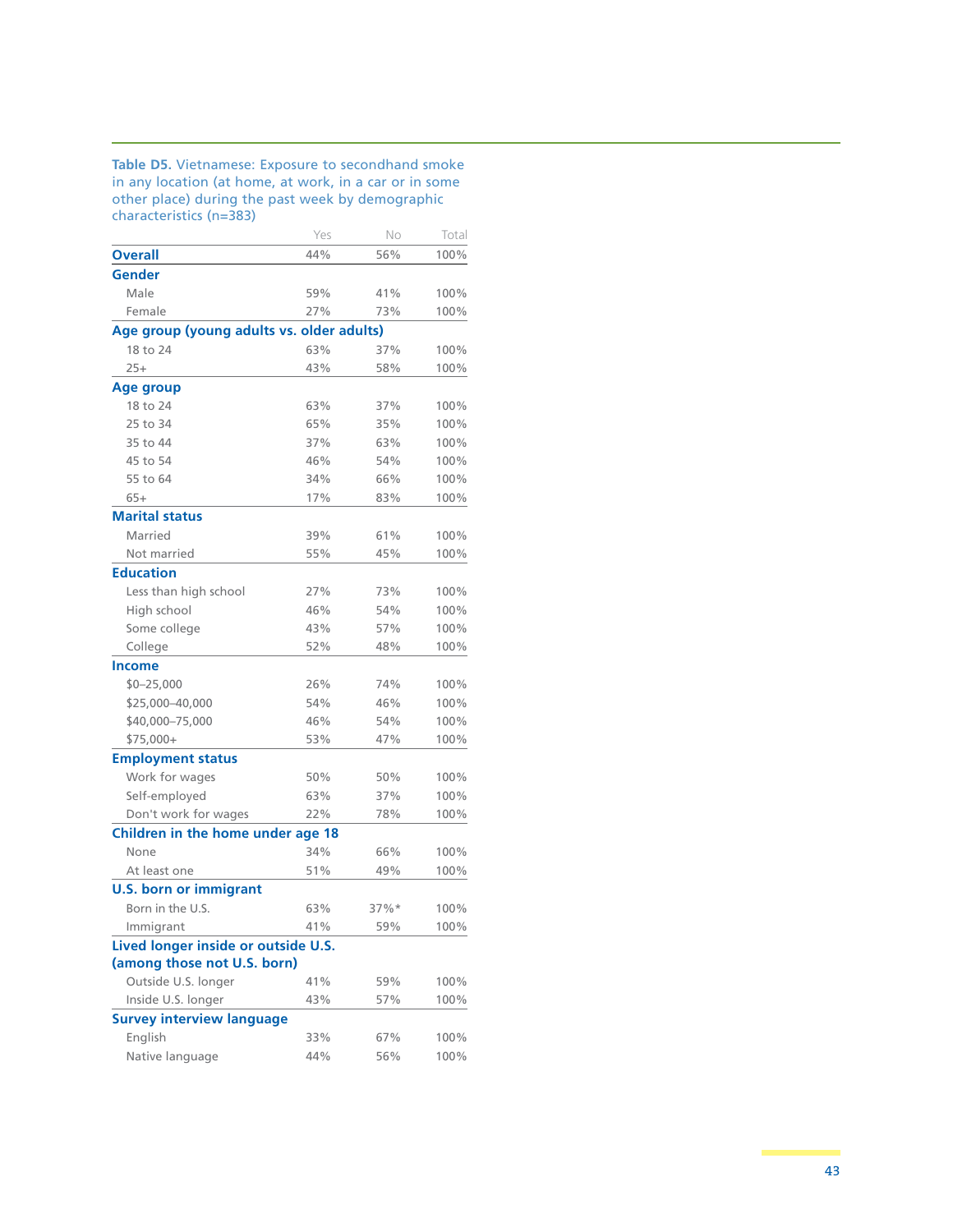**Table D5.** Vietnamese: Exposure to secondhand smoke in any location (at home, at work, in a car or in some other place) during the past week by demographic characteristics (n=383)

| | Yes | No | Total |
|---|---|---|---|
| **Overall** | 44% | 56% | 100% |
| **Gender** | | | |
| Male | 59% | 41% | 100% |
| Female | 27% | 73% | 100% |
| **Age group (young adults vs. older adults)** | | | |
| 18 to 24 | 63% | 37% | 100% |
| 25+ | 43% | 58% | 100% |
| **Age group** | | | |
| 18 to 24 | 63% | 37% | 100% |
| 25 to 34 | 65% | 35% | 100% |
| 35 to 44 | 37% | 63% | 100% |
| 45 to 54 | 46% | 54% | 100% |
| 55 to 64 | 34% | 66% | 100% |
| 65+ | 17% | 83% | 100% |
| **Marital status** | | | |
| Married | 39% | 61% | 100% |
| Not married | 55% | 45% | 100% |
| **Education** | | | |
| Less than high school | 27% | 73% | 100% |
| High school | 46% | 54% | 100% |
| Some college | 43% | 57% | 100% |
| College | 52% | 48% | 100% |
| **Income** | | | |
| $0–25,000 | 26% | 74% | 100% |
| $25,000–40,000 | 54% | 46% | 100% |
| $40,000–75,000 | 46% | 54% | 100% |
| $75,000+ | 53% | 47% | 100% |
| **Employment status** | | | |
| Work for wages | 50% | 50% | 100% |
| Self-employed | 63% | 37% | 100% |
| Don't work for wages | 22% | 78% | 100% |
| **Children in the home under age 18** | | | |
| None | 34% | 66% | 100% |
| At least one | 51% | 49% | 100% |
| **U.S. born or immigrant** | | | |
| Born in the U.S. | 63% | 37%* | 100% |
| Immigrant | 41% | 59% | 100% |
| **Lived longer inside or outside U.S. (among those not U.S. born)** | | | |
| Outside U.S. longer | 41% | 59% | 100% |
| Inside U.S. longer | 43% | 57% | 100% |
| **Survey interview language** | | | |
| English | 33% | 67% | 100% |
| Native language | 44% | 56% | 100% |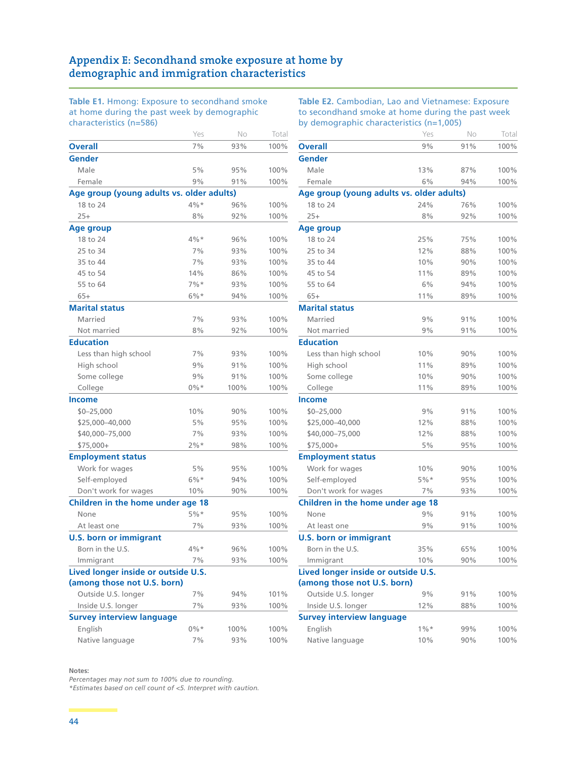## Appendix E: Secondhand smoke exposure at home by demographic and immigration characteristics

**Table E1.** Hmong: Exposure to secondhand smoke at home during the past week by demographic characteristics (n=586)

| | Yes | No | Total |
|---|---|---|---|
| **Overall** | 7% | 93% | 100% |
| **Gender** | | | |
| Male | 5% | 95% | 100% |
| Female | 9% | 91% | 100% |
| **Age group (young adults vs. older adults)** | | | |
| 18 to 24 | 4%* | 96% | 100% |
| 25+ | 8% | 92% | 100% |
| **Age group** | | | |
| 18 to 24 | 4%* | 96% | 100% |
| 25 to 34 | 7% | 93% | 100% |
| 35 to 44 | 7% | 93% | 100% |
| 45 to 54 | 14% | 86% | 100% |
| 55 to 64 | 7%* | 93% | 100% |
| 65+ | 6%* | 94% | 100% |
| **Marital status** | | | |
| Married | 7% | 93% | 100% |
| Not married | 8% | 92% | 100% |
| **Education** | | | |
| Less than high school | 7% | 93% | 100% |
| High school | 9% | 91% | 100% |
| Some college | 9% | 91% | 100% |
| College | 0%* | 100% | 100% |
| **Income** | | | |
| $0–25,000 | 10% | 90% | 100% |
| $25,000–40,000 | 5% | 95% | 100% |
| $40,000–75,000 | 7% | 93% | 100% |
| $75,000+ | 2%* | 98% | 100% |
| **Employment status** | | | |
| Work for wages | 5% | 95% | 100% |
| Self-employed | 6%* | 94% | 100% |
| Don't work for wages | 10% | 90% | 100% |
| **Children in the home under age 18** | | | |
| None | 5%* | 95% | 100% |
| At least one | 7% | 93% | 100% |
| **U.S. born or immigrant** | | | |
| Born in the U.S. | 4%* | 96% | 100% |
| Immigrant | 7% | 93% | 100% |
| **Lived longer inside or outside U.S. (among those not U.S. born)** | | | |
| Outside U.S. longer | 7% | 94% | 101% |
| Inside U.S. longer | 7% | 93% | 100% |
| **Survey interview language** | | | |
| English | 0%* | 100% | 100% |
| Native language | 7% | 93% | 100% |

**Table E2.** Cambodian, Lao and Vietnamese: Exposure to secondhand smoke at home during the past week by demographic characteristics (n=1,005)

| | Yes | No | Total |
|---|---|---|---|
| **Overall** | 9% | 91% | 100% |
| **Gender** | | | |
| Male | 13% | 87% | 100% |
| Female | 6% | 94% | 100% |
| **Age group (young adults vs. older adults)** | | | |
| 18 to 24 | 24% | 76% | 100% |
| 25+ | 8% | 92% | 100% |
| **Age group** | | | |
| 18 to 24 | 25% | 75% | 100% |
| 25 to 34 | 12% | 88% | 100% |
| 35 to 44 | 10% | 90% | 100% |
| 45 to 54 | 11% | 89% | 100% |
| 55 to 64 | 6% | 94% | 100% |
| 65+ | 11% | 89% | 100% |
| **Marital status** | | | |
| Married | 9% | 91% | 100% |
| Not married | 9% | 91% | 100% |
| **Education** | | | |
| Less than high school | 10% | 90% | 100% |
| High school | 11% | 89% | 100% |
| Some college | 10% | 90% | 100% |
| College | 11% | 89% | 100% |
| **Income** | | | |
| $0–25,000 | 9% | 91% | 100% |
| $25,000–40,000 | 12% | 88% | 100% |
| $40,000–75,000 | 12% | 88% | 100% |
| $75,000+ | 5% | 95% | 100% |
| **Employment status** | | | |
| Work for wages | 10% | 90% | 100% |
| Self-employed | 5%* | 95% | 100% |
| Don't work for wages | 7% | 93% | 100% |
| **Children in the home under age 18** | | | |
| None | 9% | 91% | 100% |
| At least one | 9% | 91% | 100% |
| **U.S. born or immigrant** | | | |
| Born in the U.S. | 35% | 65% | 100% |
| Immigrant | 10% | 90% | 100% |
| **Lived longer inside or outside U.S. (among those not U.S. born)** | | | |
| Outside U.S. longer | 9% | 91% | 100% |
| Inside U.S. longer | 12% | 88% | 100% |
| **Survey interview language** | | | |
| English | 1%* | 99% | 100% |
| Native language | 10% | 90% | 100% |

**Notes:**
*Percentages may not sum to 100% due to rounding.*
*\*Estimates based on cell count of <5. Interpret with caution.*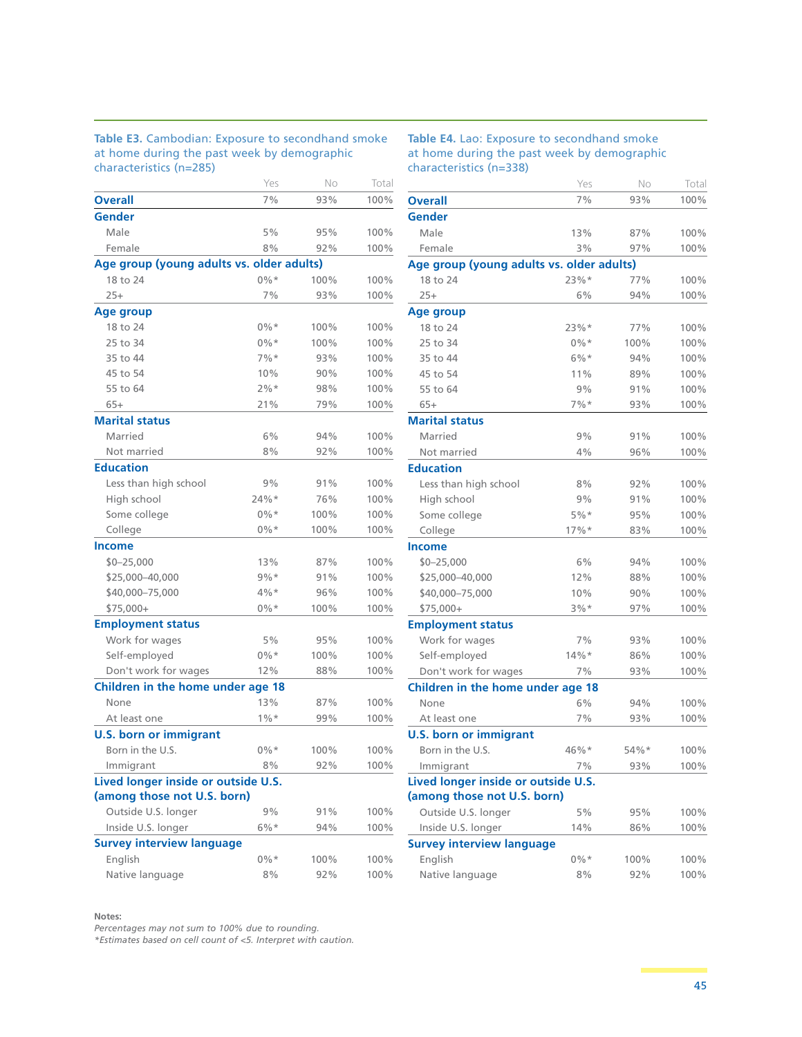**Table E3.** Cambodian: Exposure to secondhand smoke at home during the past week by demographic characteristics (n=285)

| | Yes | No | Total |
|---|---|---|---|
| **Overall** | 7% | 93% | 100% |
| **Gender** | | | |
| Male | 5% | 95% | 100% |
| Female | 8% | 92% | 100% |
| **Age group (young adults vs. older adults)** | | | |
| 18 to 24 | 0%* | 100% | 100% |
| 25+ | 7% | 93% | 100% |
| **Age group** | | | |
| 18 to 24 | 0%* | 100% | 100% |
| 25 to 34 | 0%* | 100% | 100% |
| 35 to 44 | 7%* | 93% | 100% |
| 45 to 54 | 10% | 90% | 100% |
| 55 to 64 | 2%* | 98% | 100% |
| 65+ | 21% | 79% | 100% |
| **Marital status** | | | |
| Married | 6% | 94% | 100% |
| Not married | 8% | 92% | 100% |
| **Education** | | | |
| Less than high school | 9% | 91% | 100% |
| High school | 24%* | 76% | 100% |
| Some college | 0%* | 100% | 100% |
| College | 0%* | 100% | 100% |
| **Income** | | | |
| $0–25,000 | 13% | 87% | 100% |
| $25,000–40,000 | 9%* | 91% | 100% |
| $40,000–75,000 | 4%* | 96% | 100% |
| $75,000+ | 0%* | 100% | 100% |
| **Employment status** | | | |
| Work for wages | 5% | 95% | 100% |
| Self-employed | 0%* | 100% | 100% |
| Don't work for wages | 12% | 88% | 100% |
| **Children in the home under age 18** | | | |
| None | 13% | 87% | 100% |
| At least one | 1%* | 99% | 100% |
| **U.S. born or immigrant** | | | |
| Born in the U.S. | 0%* | 100% | 100% |
| Immigrant | 8% | 92% | 100% |
| **Lived longer inside or outside U.S. (among those not U.S. born)** | | | |
| Outside U.S. longer | 9% | 91% | 100% |
| Inside U.S. longer | 6%* | 94% | 100% |
| **Survey interview language** | | | |
| English | 0%* | 100% | 100% |
| Native language | 8% | 92% | 100% |

**Table E4.** Lao: Exposure to secondhand smoke at home during the past week by demographic characteristics (n=338)

| | Yes | No | Total |
|---|---|---|---|
| **Overall** | 7% | 93% | 100% |
| **Gender** | | | |
| Male | 13% | 87% | 100% |
| Female | 3% | 97% | 100% |
| **Age group (young adults vs. older adults)** | | | |
| 18 to 24 | 23%* | 77% | 100% |
| 25+ | 6% | 94% | 100% |
| **Age group** | | | |
| 18 to 24 | 23%* | 77% | 100% |
| 25 to 34 | 0%* | 100% | 100% |
| 35 to 44 | 6%* | 94% | 100% |
| 45 to 54 | 11% | 89% | 100% |
| 55 to 64 | 9% | 91% | 100% |
| 65+ | 7%* | 93% | 100% |
| **Marital status** | | | |
| Married | 9% | 91% | 100% |
| Not married | 4% | 96% | 100% |
| **Education** | | | |
| Less than high school | 8% | 92% | 100% |
| High school | 9% | 91% | 100% |
| Some college | 5%* | 95% | 100% |
| College | 17%* | 83% | 100% |
| **Income** | | | |
| $0–25,000 | 6% | 94% | 100% |
| $25,000–40,000 | 12% | 88% | 100% |
| $40,000–75,000 | 10% | 90% | 100% |
| $75,000+ | 3%* | 97% | 100% |
| **Employment status** | | | |
| Work for wages | 7% | 93% | 100% |
| Self-employed | 14%* | 86% | 100% |
| Don't work for wages | 7% | 93% | 100% |
| **Children in the home under age 18** | | | |
| None | 6% | 94% | 100% |
| At least one | 7% | 93% | 100% |
| **U.S. born or immigrant** | | | |
| Born in the U.S. | 46%* | 54%* | 100% |
| Immigrant | 7% | 93% | 100% |
| **Lived longer inside or outside U.S. (among those not U.S. born)** | | | |
| Outside U.S. longer | 5% | 95% | 100% |
| Inside U.S. longer | 14% | 86% | 100% |
| **Survey interview language** | | | |
| English | 0%* | 100% | 100% |
| Native language | 8% | 92% | 100% |

**Notes:**

*Percentages may not sum to 100% due to rounding.*

*\*Estimates based on cell count of <5. Interpret with caution.*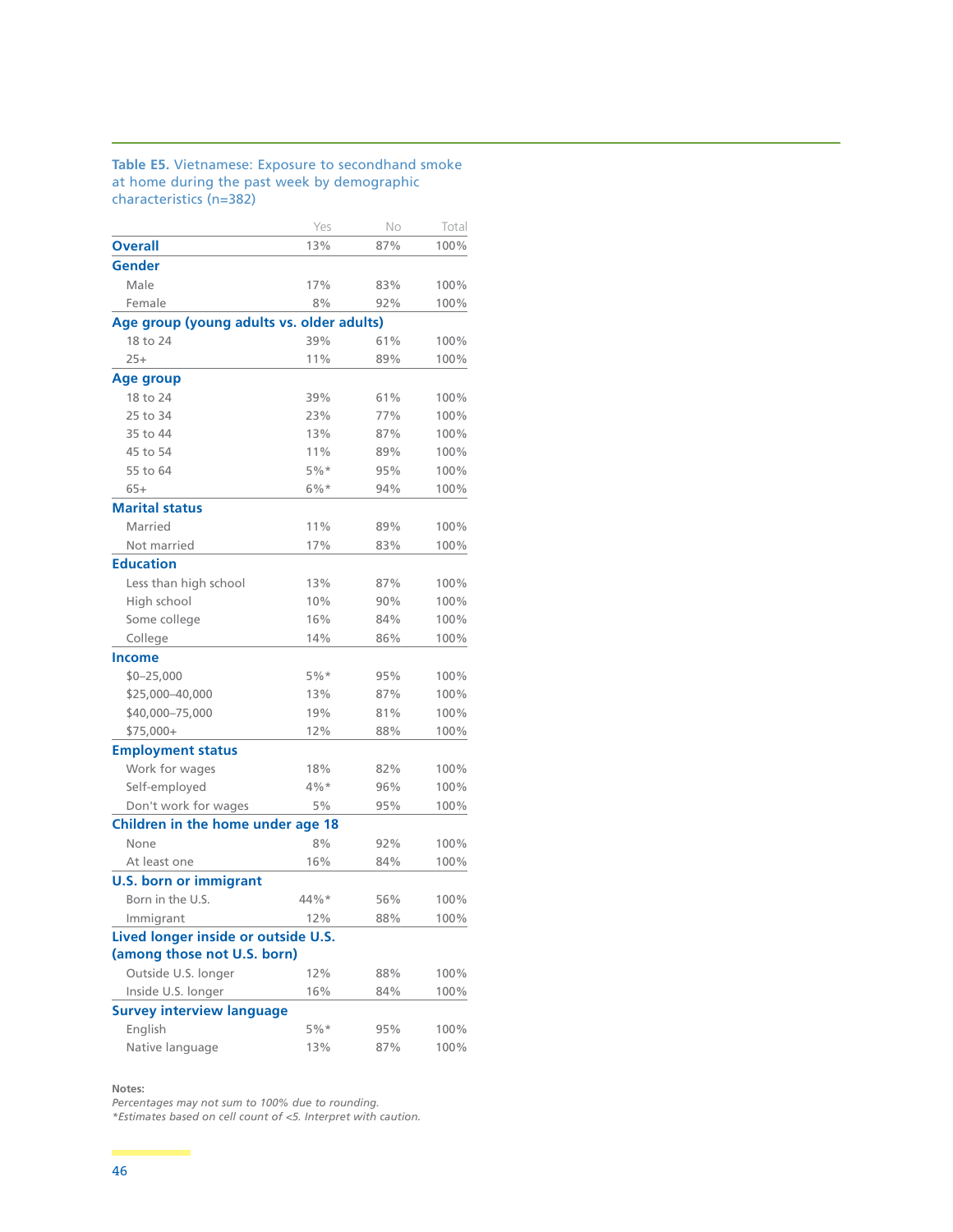**Table E5.** Vietnamese: Exposure to secondhand smoke at home during the past week by demographic characteristics (n=382)

| | Yes | No | Total |
|---|---|---|---|
| **Overall** | 13% | 87% | 100% |
| **Gender** | | | |
| Male | 17% | 83% | 100% |
| Female | 8% | 92% | 100% |
| **Age group (young adults vs. older adults)** | | | |
| 18 to 24 | 39% | 61% | 100% |
| 25+ | 11% | 89% | 100% |
| **Age group** | | | |
| 18 to 24 | 39% | 61% | 100% |
| 25 to 34 | 23% | 77% | 100% |
| 35 to 44 | 13% | 87% | 100% |
| 45 to 54 | 11% | 89% | 100% |
| 55 to 64 | 5%* | 95% | 100% |
| 65+ | 6%* | 94% | 100% |
| **Marital status** | | | |
| Married | 11% | 89% | 100% |
| Not married | 17% | 83% | 100% |
| **Education** | | | |
| Less than high school | 13% | 87% | 100% |
| High school | 10% | 90% | 100% |
| Some college | 16% | 84% | 100% |
| College | 14% | 86% | 100% |
| **Income** | | | |
| $0–25,000 | 5%* | 95% | 100% |
| $25,000–40,000 | 13% | 87% | 100% |
| $40,000–75,000 | 19% | 81% | 100% |
| $75,000+ | 12% | 88% | 100% |
| **Employment status** | | | |
| Work for wages | 18% | 82% | 100% |
| Self-employed | 4%* | 96% | 100% |
| Don't work for wages | 5% | 95% | 100% |
| **Children in the home under age 18** | | | |
| None | 8% | 92% | 100% |
| At least one | 16% | 84% | 100% |
| **U.S. born or immigrant** | | | |
| Born in the U.S. | 44%* | 56% | 100% |
| Immigrant | 12% | 88% | 100% |
| **Lived longer inside or outside U.S. (among those not U.S. born)** | | | |
| Outside U.S. longer | 12% | 88% | 100% |
| Inside U.S. longer | 16% | 84% | 100% |
| **Survey interview language** | | | |
| English | 5%* | 95% | 100% |
| Native language | 13% | 87% | 100% |

**Notes:**
*Percentages may not sum to 100% due to rounding.*
*\*Estimates based on cell count of <5. Interpret with caution.*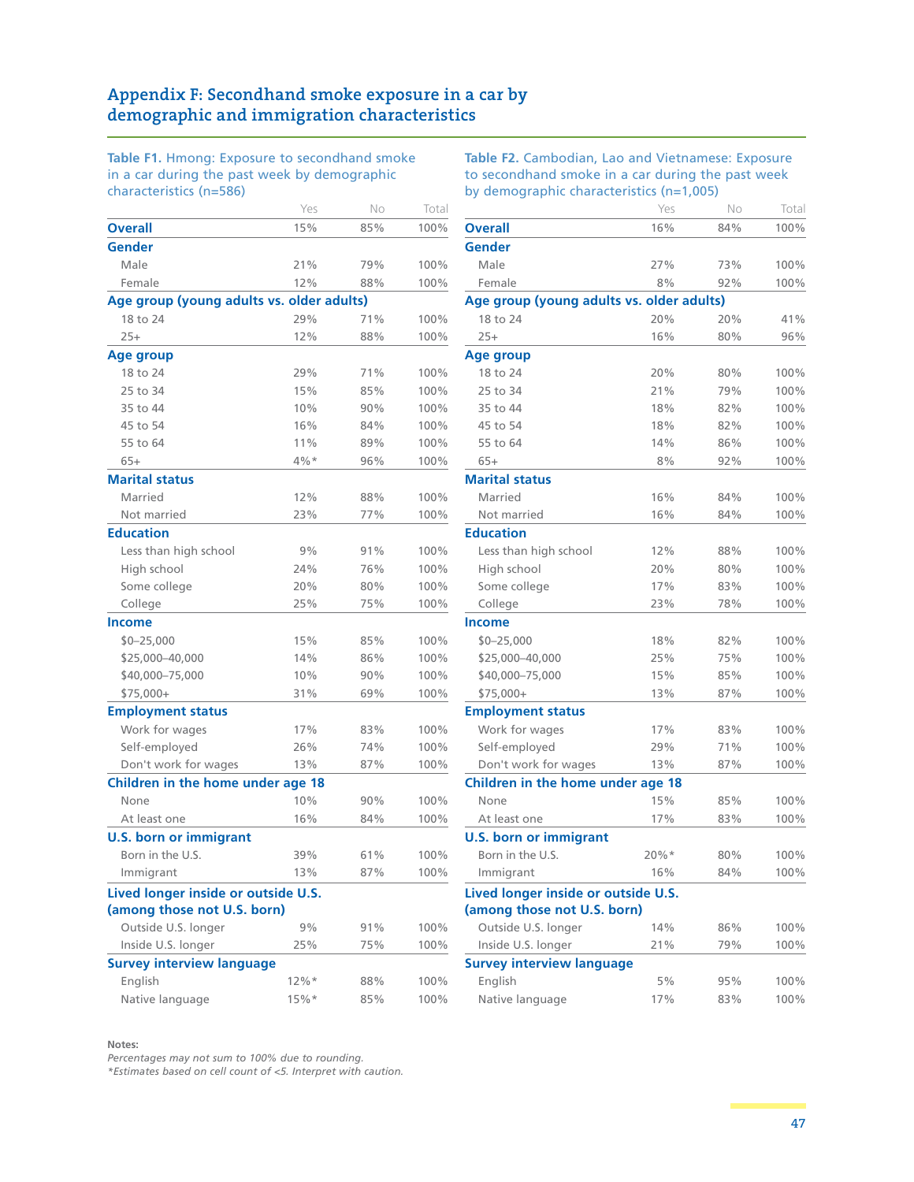## Appendix F: Secondhand smoke exposure in a car by demographic and immigration characteristics

**Table F1.** Hmong: Exposure to secondhand smoke in a car during the past week by demographic characteristics (n=586)

| | Yes | No | Total |
|---|---|---|---|
| **Overall** | 15% | 85% | 100% |
| **Gender** | | | |
| Male | 21% | 79% | 100% |
| Female | 12% | 88% | 100% |
| **Age group (young adults vs. older adults)** | | | |
| 18 to 24 | 29% | 71% | 100% |
| 25+ | 12% | 88% | 100% |
| **Age group** | | | |
| 18 to 24 | 29% | 71% | 100% |
| 25 to 34 | 15% | 85% | 100% |
| 35 to 44 | 10% | 90% | 100% |
| 45 to 54 | 16% | 84% | 100% |
| 55 to 64 | 11% | 89% | 100% |
| 65+ | 4%* | 96% | 100% |
| **Marital status** | | | |
| Married | 12% | 88% | 100% |
| Not married | 23% | 77% | 100% |
| **Education** | | | |
| Less than high school | 9% | 91% | 100% |
| High school | 24% | 76% | 100% |
| Some college | 20% | 80% | 100% |
| College | 25% | 75% | 100% |
| **Income** | | | |
| $0–25,000 | 15% | 85% | 100% |
| $25,000–40,000 | 14% | 86% | 100% |
| $40,000–75,000 | 10% | 90% | 100% |
| $75,000+ | 31% | 69% | 100% |
| **Employment status** | | | |
| Work for wages | 17% | 83% | 100% |
| Self-employed | 26% | 74% | 100% |
| Don't work for wages | 13% | 87% | 100% |
| **Children in the home under age 18** | | | |
| None | 10% | 90% | 100% |
| At least one | 16% | 84% | 100% |
| **U.S. born or immigrant** | | | |
| Born in the U.S. | 39% | 61% | 100% |
| Immigrant | 13% | 87% | 100% |
| **Lived longer inside or outside U.S. (among those not U.S. born)** | | | |
| Outside U.S. longer | 9% | 91% | 100% |
| Inside U.S. longer | 25% | 75% | 100% |
| **Survey interview language** | | | |
| English | 12%* | 88% | 100% |
| Native language | 15%* | 85% | 100% |

**Table F2.** Cambodian, Lao and Vietnamese: Exposure to secondhand smoke in a car during the past week by demographic characteristics (n=1,005)

| | Yes | No | Total |
|---|---|---|---|
| **Overall** | 16% | 84% | 100% |
| **Gender** | | | |
| Male | 27% | 73% | 100% |
| Female | 8% | 92% | 100% |
| **Age group (young adults vs. older adults)** | | | |
| 18 to 24 | 20% | 20% | 41% |
| 25+ | 16% | 80% | 96% |
| **Age group** | | | |
| 18 to 24 | 20% | 80% | 100% |
| 25 to 34 | 21% | 79% | 100% |
| 35 to 44 | 18% | 82% | 100% |
| 45 to 54 | 18% | 82% | 100% |
| 55 to 64 | 14% | 86% | 100% |
| 65+ | 8% | 92% | 100% |
| **Marital status** | | | |
| Married | 16% | 84% | 100% |
| Not married | 16% | 84% | 100% |
| **Education** | | | |
| Less than high school | 12% | 88% | 100% |
| High school | 20% | 80% | 100% |
| Some college | 17% | 83% | 100% |
| College | 23% | 78% | 100% |
| **Income** | | | |
| $0–25,000 | 18% | 82% | 100% |
| $25,000–40,000 | 25% | 75% | 100% |
| $40,000–75,000 | 15% | 85% | 100% |
| $75,000+ | 13% | 87% | 100% |
| **Employment status** | | | |
| Work for wages | 17% | 83% | 100% |
| Self-employed | 29% | 71% | 100% |
| Don't work for wages | 13% | 87% | 100% |
| **Children in the home under age 18** | | | |
| None | 15% | 85% | 100% |
| At least one | 17% | 83% | 100% |
| **U.S. born or immigrant** | | | |
| Born in the U.S. | 20%* | 80% | 100% |
| Immigrant | 16% | 84% | 100% |
| **Lived longer inside or outside U.S. (among those not U.S. born)** | | | |
| Outside U.S. longer | 14% | 86% | 100% |
| Inside U.S. longer | 21% | 79% | 100% |
| **Survey interview language** | | | |
| English | 5% | 95% | 100% |
| Native language | 17% | 83% | 100% |

**Notes:**
*Percentages may not sum to 100% due to rounding.*
**Estimates based on cell count of <5. Interpret with caution.*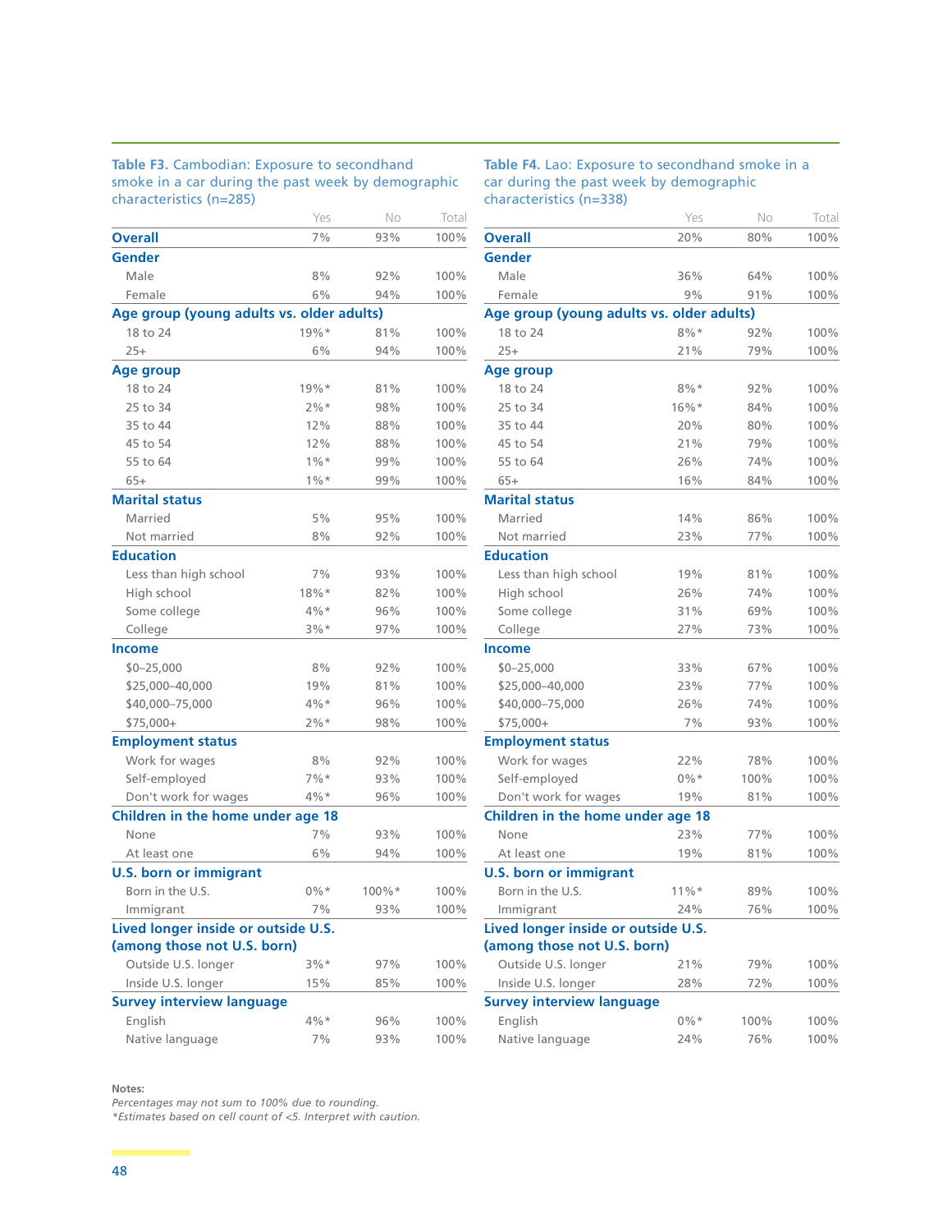**Table F3.** Cambodian: Exposure to secondhand smoke in a car during the past week by demographic characteristics (n=285)

| | Yes | No | Total |
|---|---|---|---|
| **Overall** | 7% | 93% | 100% |
| **Gender** | | | |
| Male | 8% | 92% | 100% |
| Female | 6% | 94% | 100% |
| **Age group (young adults vs. older adults)** | | | |
| 18 to 24 | 19%* | 81% | 100% |
| 25+ | 6% | 94% | 100% |
| **Age group** | | | |
| 18 to 24 | 19%* | 81% | 100% |
| 25 to 34 | 2%* | 98% | 100% |
| 35 to 44 | 12% | 88% | 100% |
| 45 to 54 | 12% | 88% | 100% |
| 55 to 64 | 1%* | 99% | 100% |
| 65+ | 1%* | 99% | 100% |
| **Marital status** | | | |
| Married | 5% | 95% | 100% |
| Not married | 8% | 92% | 100% |
| **Education** | | | |
| Less than high school | 7% | 93% | 100% |
| High school | 18%* | 82% | 100% |
| Some college | 4%* | 96% | 100% |
| College | 3%* | 97% | 100% |
| **Income** | | | |
| $0–25,000 | 8% | 92% | 100% |
| $25,000–40,000 | 19% | 81% | 100% |
| $40,000–75,000 | 4%* | 96% | 100% |
| $75,000+ | 2%* | 98% | 100% |
| **Employment status** | | | |
| Work for wages | 8% | 92% | 100% |
| Self-employed | 7%* | 93% | 100% |
| Don't work for wages | 4%* | 96% | 100% |
| **Children in the home under age 18** | | | |
| None | 7% | 93% | 100% |
| At least one | 6% | 94% | 100% |
| **U.S. born or immigrant** | | | |
| Born in the U.S. | 0%* | 100%* | 100% |
| Immigrant | 7% | 93% | 100% |
| **Lived longer inside or outside U.S. (among those not U.S. born)** | | | |
| Outside U.S. longer | 3%* | 97% | 100% |
| Inside U.S. longer | 15% | 85% | 100% |
| **Survey interview language** | | | |
| English | 4%* | 96% | 100% |
| Native language | 7% | 93% | 100% |

**Table F4.** Lao: Exposure to secondhand smoke in a car during the past week by demographic characteristics (n=338)

| | Yes | No | Total |
|---|---|---|---|
| **Overall** | 20% | 80% | 100% |
| **Gender** | | | |
| Male | 36% | 64% | 100% |
| Female | 9% | 91% | 100% |
| **Age group (young adults vs. older adults)** | | | |
| 18 to 24 | 8%* | 92% | 100% |
| 25+ | 21% | 79% | 100% |
| **Age group** | | | |
| 18 to 24 | 8%* | 92% | 100% |
| 25 to 34 | 16%* | 84% | 100% |
| 35 to 44 | 20% | 80% | 100% |
| 45 to 54 | 21% | 79% | 100% |
| 55 to 64 | 26% | 74% | 100% |
| 65+ | 16% | 84% | 100% |
| **Marital status** | | | |
| Married | 14% | 86% | 100% |
| Not married | 23% | 77% | 100% |
| **Education** | | | |
| Less than high school | 19% | 81% | 100% |
| High school | 26% | 74% | 100% |
| Some college | 31% | 69% | 100% |
| College | 27% | 73% | 100% |
| **Income** | | | |
| $0–25,000 | 33% | 67% | 100% |
| $25,000–40,000 | 23% | 77% | 100% |
| $40,000–75,000 | 26% | 74% | 100% |
| $75,000+ | 7% | 93% | 100% |
| **Employment status** | | | |
| Work for wages | 22% | 78% | 100% |
| Self-employed | 0%* | 100% | 100% |
| Don't work for wages | 19% | 81% | 100% |
| **Children in the home under age 18** | | | |
| None | 23% | 77% | 100% |
| At least one | 19% | 81% | 100% |
| **U.S. born or immigrant** | | | |
| Born in the U.S. | 11%* | 89% | 100% |
| Immigrant | 24% | 76% | 100% |
| **Lived longer inside or outside U.S. (among those not U.S. born)** | | | |
| Outside U.S. longer | 21% | 79% | 100% |
| Inside U.S. longer | 28% | 72% | 100% |
| **Survey interview language** | | | |
| English | 0%* | 100% | 100% |
| Native language | 24% | 76% | 100% |

**Notes:**

*Percentages may not sum to 100% due to rounding.*

**Estimates based on cell count of <5. Interpret with caution.*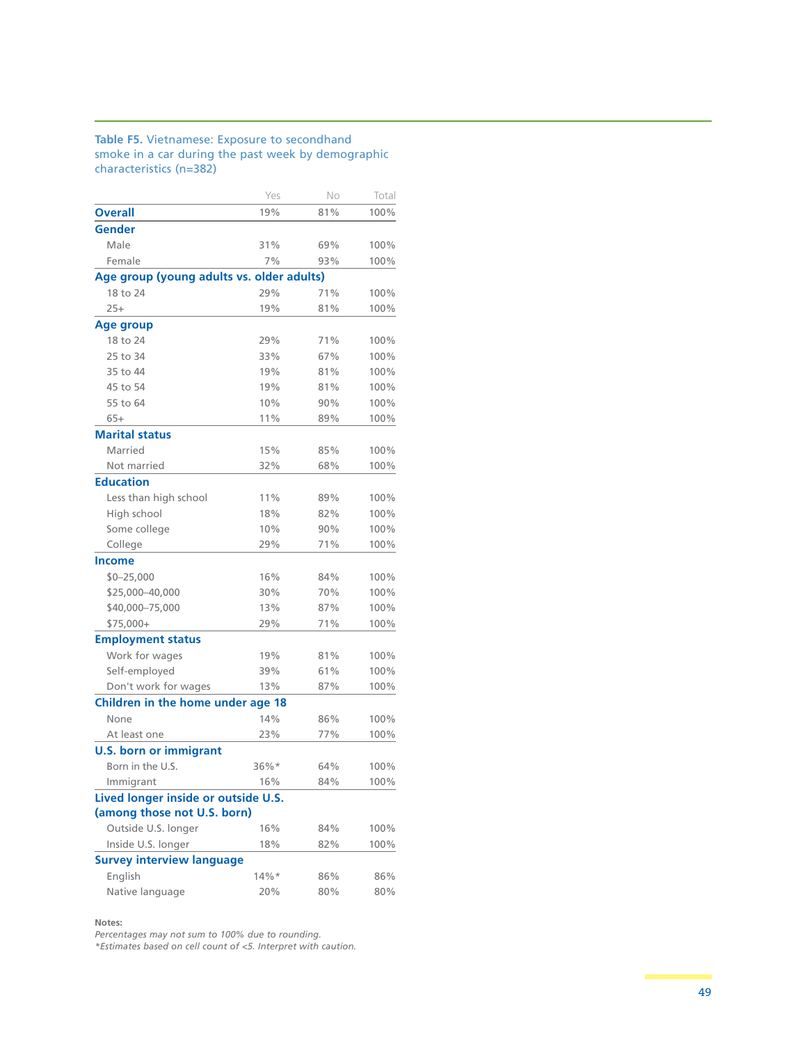**Table F5.** Vietnamese: Exposure to secondhand smoke in a car during the past week by demographic characteristics (n=382)

| | Yes | No | Total |
|---|---|---|---|
| **Overall** | 19% | 81% | 100% |
| **Gender** | | | |
| Male | 31% | 69% | 100% |
| Female | 7% | 93% | 100% |
| **Age group (young adults vs. older adults)** | | | |
| 18 to 24 | 29% | 71% | 100% |
| 25+ | 19% | 81% | 100% |
| **Age group** | | | |
| 18 to 24 | 29% | 71% | 100% |
| 25 to 34 | 33% | 67% | 100% |
| 35 to 44 | 19% | 81% | 100% |
| 45 to 54 | 19% | 81% | 100% |
| 55 to 64 | 10% | 90% | 100% |
| 65+ | 11% | 89% | 100% |
| **Marital status** | | | |
| Married | 15% | 85% | 100% |
| Not married | 32% | 68% | 100% |
| **Education** | | | |
| Less than high school | 11% | 89% | 100% |
| High school | 18% | 82% | 100% |
| Some college | 10% | 90% | 100% |
| College | 29% | 71% | 100% |
| **Income** | | | |
| $0–25,000 | 16% | 84% | 100% |
| $25,000–40,000 | 30% | 70% | 100% |
| $40,000–75,000 | 13% | 87% | 100% |
| $75,000+ | 29% | 71% | 100% |
| **Employment status** | | | |
| Work for wages | 19% | 81% | 100% |
| Self-employed | 39% | 61% | 100% |
| Don't work for wages | 13% | 87% | 100% |
| **Children in the home under age 18** | | | |
| None | 14% | 86% | 100% |
| At least one | 23% | 77% | 100% |
| **U.S. born or immigrant** | | | |
| Born in the U.S. | 36%* | 64% | 100% |
| Immigrant | 16% | 84% | 100% |
| **Lived longer inside or outside U.S. (among those not U.S. born)** | | | |
| Outside U.S. longer | 16% | 84% | 100% |
| Inside U.S. longer | 18% | 82% | 100% |
| **Survey interview language** | | | |
| English | 14%* | 86% | 86% |
| Native language | 20% | 80% | 80% |

**Notes:**
*Percentages may not sum to 100% due to rounding.*
*\*Estimates based on cell count of <5. Interpret with caution.*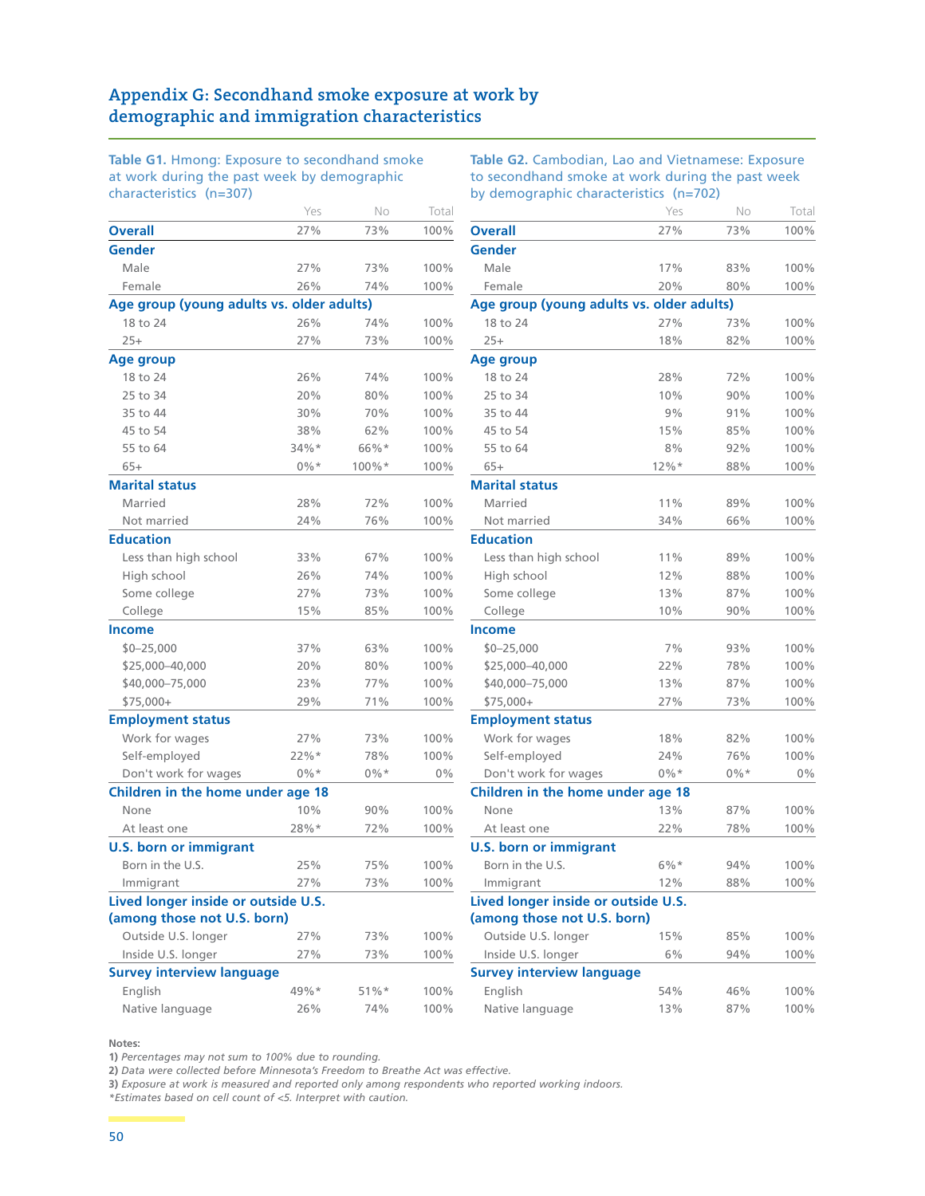## Appendix G: Secondhand smoke exposure at work by demographic and immigration characteristics

**Table G1.** Hmong: Exposure to secondhand smoke at work during the past week by demographic characteristics (n=307)

| | Yes | No | Total |
|---|---|---|---|
| **Overall** | 27% | 73% | 100% |
| **Gender** | | | |
| Male | 27% | 73% | 100% |
| Female | 26% | 74% | 100% |
| **Age group (young adults vs. older adults)** | | | |
| 18 to 24 | 26% | 74% | 100% |
| 25+ | 27% | 73% | 100% |
| **Age group** | | | |
| 18 to 24 | 26% | 74% | 100% |
| 25 to 34 | 20% | 80% | 100% |
| 35 to 44 | 30% | 70% | 100% |
| 45 to 54 | 38% | 62% | 100% |
| 55 to 64 | 34%* | 66%* | 100% |
| 65+ | 0%* | 100%* | 100% |
| **Marital status** | | | |
| Married | 28% | 72% | 100% |
| Not married | 24% | 76% | 100% |
| **Education** | | | |
| Less than high school | 33% | 67% | 100% |
| High school | 26% | 74% | 100% |
| Some college | 27% | 73% | 100% |
| College | 15% | 85% | 100% |
| **Income** | | | |
| $0–25,000 | 37% | 63% | 100% |
| $25,000–40,000 | 20% | 80% | 100% |
| $40,000–75,000 | 23% | 77% | 100% |
| $75,000+ | 29% | 71% | 100% |
| **Employment status** | | | |
| Work for wages | 27% | 73% | 100% |
| Self-employed | 22%* | 78% | 100% |
| Don't work for wages | 0%* | 0%* | 0% |
| **Children in the home under age 18** | | | |
| None | 10% | 90% | 100% |
| At least one | 28%* | 72% | 100% |
| **U.S. born or immigrant** | | | |
| Born in the U.S. | 25% | 75% | 100% |
| Immigrant | 27% | 73% | 100% |
| **Lived longer inside or outside U.S. (among those not U.S. born)** | | | |
| Outside U.S. longer | 27% | 73% | 100% |
| Inside U.S. longer | 27% | 73% | 100% |
| **Survey interview language** | | | |
| English | 49%* | 51%* | 100% |
| Native language | 26% | 74% | 100% |

**Table G2.** Cambodian, Lao and Vietnamese: Exposure to secondhand smoke at work during the past week by demographic characteristics (n=702)

| | Yes | No | Total |
|---|---|---|---|
| **Overall** | 27% | 73% | 100% |
| **Gender** | | | |
| Male | 17% | 83% | 100% |
| Female | 20% | 80% | 100% |
| **Age group (young adults vs. older adults)** | | | |
| 18 to 24 | 27% | 73% | 100% |
| 25+ | 18% | 82% | 100% |
| **Age group** | | | |
| 18 to 24 | 28% | 72% | 100% |
| 25 to 34 | 10% | 90% | 100% |
| 35 to 44 | 9% | 91% | 100% |
| 45 to 54 | 15% | 85% | 100% |
| 55 to 64 | 8% | 92% | 100% |
| 65+ | 12%* | 88% | 100% |
| **Marital status** | | | |
| Married | 11% | 89% | 100% |
| Not married | 34% | 66% | 100% |
| **Education** | | | |
| Less than high school | 11% | 89% | 100% |
| High school | 12% | 88% | 100% |
| Some college | 13% | 87% | 100% |
| College | 10% | 90% | 100% |
| **Income** | | | |
| $0–25,000 | 7% | 93% | 100% |
| $25,000–40,000 | 22% | 78% | 100% |
| $40,000–75,000 | 13% | 87% | 100% |
| $75,000+ | 27% | 73% | 100% |
| **Employment status** | | | |
| Work for wages | 18% | 82% | 100% |
| Self-employed | 24% | 76% | 100% |
| Don't work for wages | 0%* | 0%* | 0% |
| **Children in the home under age 18** | | | |
| None | 13% | 87% | 100% |
| At least one | 22% | 78% | 100% |
| **U.S. born or immigrant** | | | |
| Born in the U.S. | 6%* | 94% | 100% |
| Immigrant | 12% | 88% | 100% |
| **Lived longer inside or outside U.S. (among those not U.S. born)** | | | |
| Outside U.S. longer | 15% | 85% | 100% |
| Inside U.S. longer | 6% | 94% | 100% |
| **Survey interview language** | | | |
| English | 54% | 46% | 100% |
| Native language | 13% | 87% | 100% |

**Notes:**

**1)** *Percentages may not sum to 100% due to rounding.*

**2)** *Data were collected before Minnesota's Freedom to Breathe Act was effective.*

**3)** *Exposure at work is measured and reported only among respondents who reported working indoors.*

*\*Estimates based on cell count of <5. Interpret with caution.*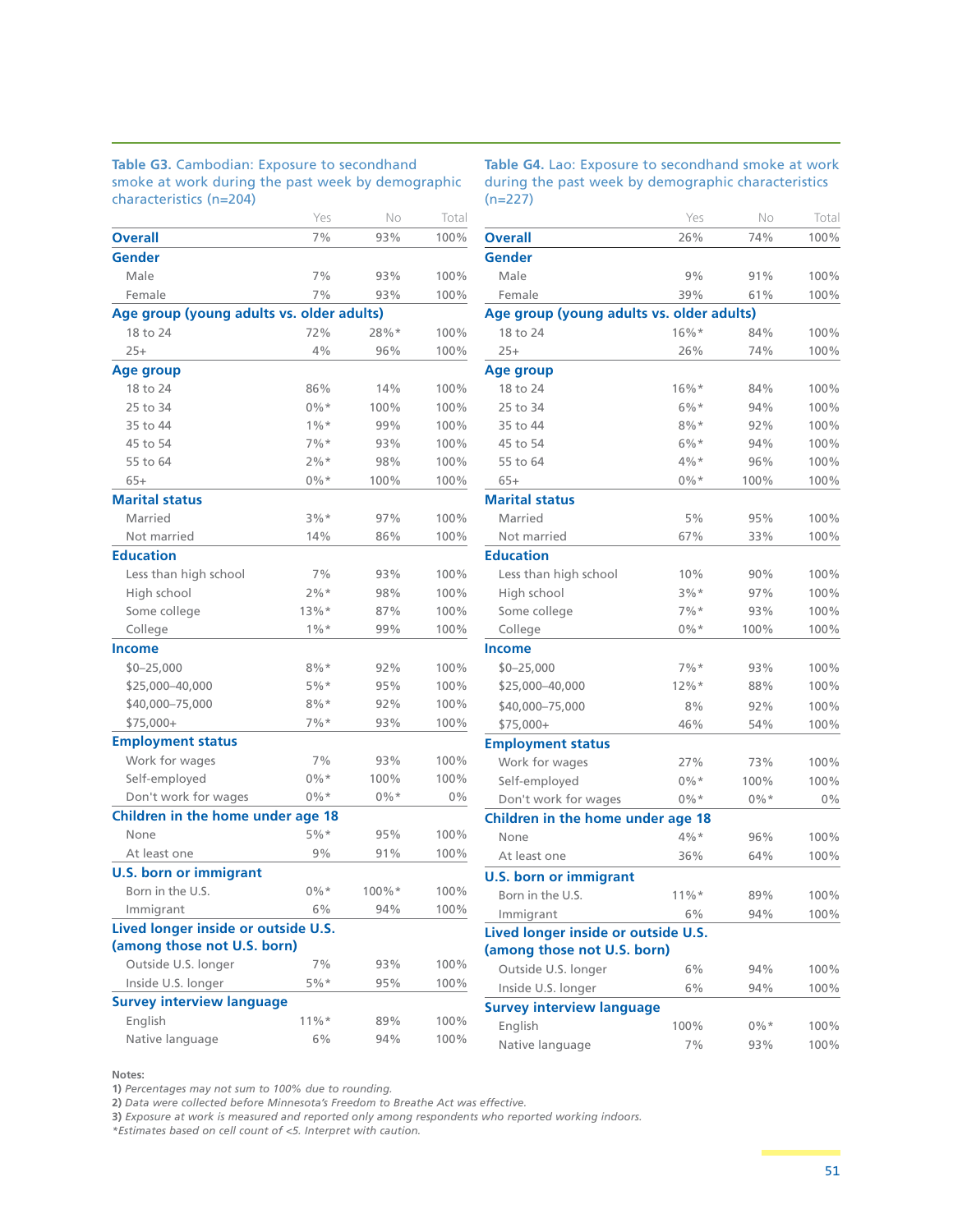**Table G3.** Cambodian: Exposure to secondhand smoke at work during the past week by demographic characteristics (n=204)

| | Yes | No | Total |
|---|---|---|---|
| **Overall** | 7% | 93% | 100% |
| **Gender** | | | |
| Male | 7% | 93% | 100% |
| Female | 7% | 93% | 100% |
| **Age group (young adults vs. older adults)** | | | |
| 18 to 24 | 72% | 28%* | 100% |
| 25+ | 4% | 96% | 100% |
| **Age group** | | | |
| 18 to 24 | 86% | 14% | 100% |
| 25 to 34 | 0%* | 100% | 100% |
| 35 to 44 | 1%* | 99% | 100% |
| 45 to 54 | 7%* | 93% | 100% |
| 55 to 64 | 2%* | 98% | 100% |
| 65+ | 0%* | 100% | 100% |
| **Marital status** | | | |
| Married | 3%* | 97% | 100% |
| Not married | 14% | 86% | 100% |
| **Education** | | | |
| Less than high school | 7% | 93% | 100% |
| High school | 2%* | 98% | 100% |
| Some college | 13%* | 87% | 100% |
| College | 1%* | 99% | 100% |
| **Income** | | | |
| $0–25,000 | 8%* | 92% | 100% |
| $25,000–40,000 | 5%* | 95% | 100% |
| $40,000–75,000 | 8%* | 92% | 100% |
| $75,000+ | 7%* | 93% | 100% |
| **Employment status** | | | |
| Work for wages | 7% | 93% | 100% |
| Self-employed | 0%* | 100% | 100% |
| Don't work for wages | 0%* | 0%* | 0% |
| **Children in the home under age 18** | | | |
| None | 5%* | 95% | 100% |
| At least one | 9% | 91% | 100% |
| **U.S. born or immigrant** | | | |
| Born in the U.S. | 0%* | 100%* | 100% |
| Immigrant | 6% | 94% | 100% |
| **Lived longer inside or outside U.S. (among those not U.S. born)** | | | |
| Outside U.S. longer | 7% | 93% | 100% |
| Inside U.S. longer | 5%* | 95% | 100% |
| **Survey interview language** | | | |
| English | 11%* | 89% | 100% |
| Native language | 6% | 94% | 100% |

**Table G4.** Lao: Exposure to secondhand smoke at work during the past week by demographic characteristics (n=227)

| | Yes | No | Total |
|---|---|---|---|
| **Overall** | 26% | 74% | 100% |
| **Gender** | | | |
| Male | 9% | 91% | 100% |
| Female | 39% | 61% | 100% |
| **Age group (young adults vs. older adults)** | | | |
| 18 to 24 | 16%* | 84% | 100% |
| 25+ | 26% | 74% | 100% |
| **Age group** | | | |
| 18 to 24 | 16%* | 84% | 100% |
| 25 to 34 | 6%* | 94% | 100% |
| 35 to 44 | 8%* | 92% | 100% |
| 45 to 54 | 6%* | 94% | 100% |
| 55 to 64 | 4%* | 96% | 100% |
| 65+ | 0%* | 100% | 100% |
| **Marital status** | | | |
| Married | 5% | 95% | 100% |
| Not married | 67% | 33% | 100% |
| **Education** | | | |
| Less than high school | 10% | 90% | 100% |
| High school | 3%* | 97% | 100% |
| Some college | 7%* | 93% | 100% |
| College | 0%* | 100% | 100% |
| **Income** | | | |
| $0–25,000 | 7%* | 93% | 100% |
| $25,000–40,000 | 12%* | 88% | 100% |
| $40,000–75,000 | 8% | 92% | 100% |
| $75,000+ | 46% | 54% | 100% |
| **Employment status** | | | |
| Work for wages | 27% | 73% | 100% |
| Self-employed | 0%* | 100% | 100% |
| Don't work for wages | 0%* | 0%* | 0% |
| **Children in the home under age 18** | | | |
| None | 4%* | 96% | 100% |
| At least one | 36% | 64% | 100% |
| **U.S. born or immigrant** | | | |
| Born in the U.S. | 11%* | 89% | 100% |
| Immigrant | 6% | 94% | 100% |
| **Lived longer inside or outside U.S. (among those not U.S. born)** | | | |
| Outside U.S. longer | 6% | 94% | 100% |
| Inside U.S. longer | 6% | 94% | 100% |
| **Survey interview language** | | | |
| English | 100% | 0%* | 100% |
| Native language | 7% | 93% | 100% |

**Notes:**
**1)** *Percentages may not sum to 100% due to rounding.*
**2)** *Data were collected before Minnesota's Freedom to Breathe Act was effective.*
**3)** *Exposure at work is measured and reported only among respondents who reported working indoors.*
*\*Estimates based on cell count of <5. Interpret with caution.*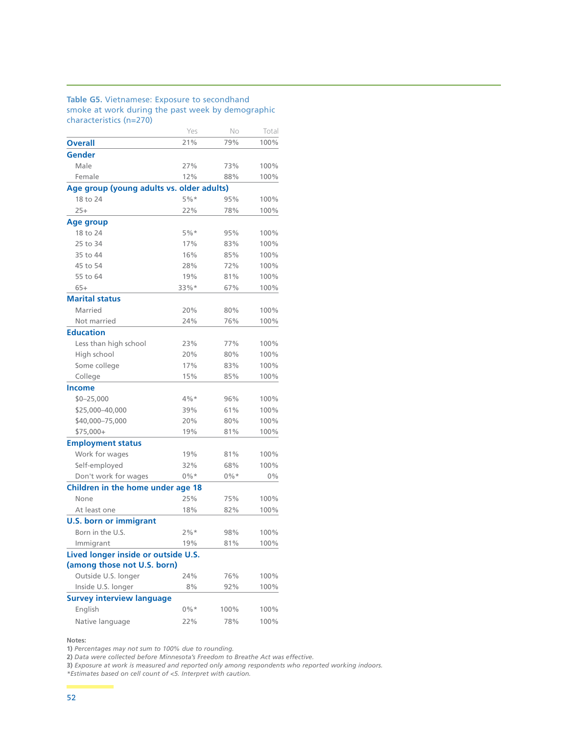**Table G5.** Vietnamese: Exposure to secondhand smoke at work during the past week by demographic characteristics (n=270)

| | Yes | No | Total |
|---|---|---|---|
| **Overall** | 21% | 79% | 100% |
| **Gender** | | | |
| Male | 27% | 73% | 100% |
| Female | 12% | 88% | 100% |
| **Age group (young adults vs. older adults)** | | | |
| 18 to 24 | 5%* | 95% | 100% |
| 25+ | 22% | 78% | 100% |
| **Age group** | | | |
| 18 to 24 | 5%* | 95% | 100% |
| 25 to 34 | 17% | 83% | 100% |
| 35 to 44 | 16% | 85% | 100% |
| 45 to 54 | 28% | 72% | 100% |
| 55 to 64 | 19% | 81% | 100% |
| 65+ | 33%* | 67% | 100% |
| **Marital status** | | | |
| Married | 20% | 80% | 100% |
| Not married | 24% | 76% | 100% |
| **Education** | | | |
| Less than high school | 23% | 77% | 100% |
| High school | 20% | 80% | 100% |
| Some college | 17% | 83% | 100% |
| College | 15% | 85% | 100% |
| **Income** | | | |
| $0–25,000 | 4%* | 96% | 100% |
| $25,000–40,000 | 39% | 61% | 100% |
| $40,000–75,000 | 20% | 80% | 100% |
| $75,000+ | 19% | 81% | 100% |
| **Employment status** | | | |
| Work for wages | 19% | 81% | 100% |
| Self-employed | 32% | 68% | 100% |
| Don't work for wages | 0%* | 0%* | 0% |
| **Children in the home under age 18** | | | |
| None | 25% | 75% | 100% |
| At least one | 18% | 82% | 100% |
| **U.S. born or immigrant** | | | |
| Born in the U.S. | 2%* | 98% | 100% |
| Immigrant | 19% | 81% | 100% |
| **Lived longer inside or outside U.S. (among those not U.S. born)** | | | |
| Outside U.S. longer | 24% | 76% | 100% |
| Inside U.S. longer | 8% | 92% | 100% |
| **Survey interview language** | | | |
| English | 0%* | 100% | 100% |
| Native language | 22% | 78% | 100% |

**Notes:**
**1)** *Percentages may not sum to 100% due to rounding.*
**2)** *Data were collected before Minnesota's Freedom to Breathe Act was effective.*
**3)** *Exposure at work is measured and reported only among respondents who reported working indoors.*
*\*Estimates based on cell count of <5. Interpret with caution.*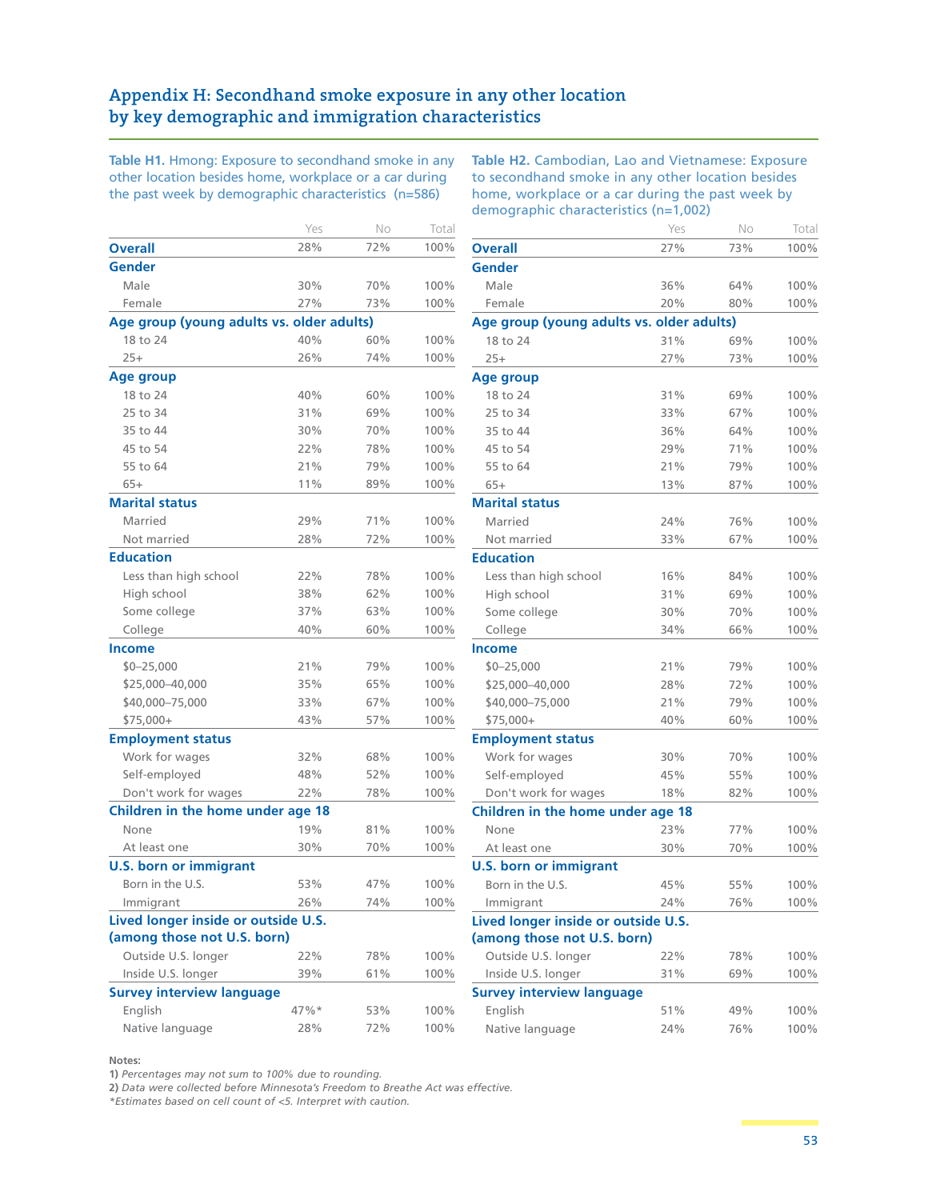## Appendix H: Secondhand smoke exposure in any other location by key demographic and immigration characteristics

**Table H1.** Hmong: Exposure to secondhand smoke in any other location besides home, workplace or a car during the past week by demographic characteristics (n=586)

| | Yes | No | Total |
|---|---|---|---|
| **Overall** | 28% | 72% | 100% |
| **Gender** | | | |
| Male | 30% | 70% | 100% |
| Female | 27% | 73% | 100% |
| **Age group (young adults vs. older adults)** | | | |
| 18 to 24 | 40% | 60% | 100% |
| 25+ | 26% | 74% | 100% |
| **Age group** | | | |
| 18 to 24 | 40% | 60% | 100% |
| 25 to 34 | 31% | 69% | 100% |
| 35 to 44 | 30% | 70% | 100% |
| 45 to 54 | 22% | 78% | 100% |
| 55 to 64 | 21% | 79% | 100% |
| 65+ | 11% | 89% | 100% |
| **Marital status** | | | |
| Married | 29% | 71% | 100% |
| Not married | 28% | 72% | 100% |
| **Education** | | | |
| Less than high school | 22% | 78% | 100% |
| High school | 38% | 62% | 100% |
| Some college | 37% | 63% | 100% |
| College | 40% | 60% | 100% |
| **Income** | | | |
| $0–25,000 | 21% | 79% | 100% |
| $25,000–40,000 | 35% | 65% | 100% |
| $40,000–75,000 | 33% | 67% | 100% |
| $75,000+ | 43% | 57% | 100% |
| **Employment status** | | | |
| Work for wages | 32% | 68% | 100% |
| Self-employed | 48% | 52% | 100% |
| Don't work for wages | 22% | 78% | 100% |
| **Children in the home under age 18** | | | |
| None | 19% | 81% | 100% |
| At least one | 30% | 70% | 100% |
| **U.S. born or immigrant** | | | |
| Born in the U.S. | 53% | 47% | 100% |
| Immigrant | 26% | 74% | 100% |
| **Lived longer inside or outside U.S. (among those not U.S. born)** | | | |
| Outside U.S. longer | 22% | 78% | 100% |
| Inside U.S. longer | 39% | 61% | 100% |
| **Survey interview language** | | | |
| English | 47%* | 53% | 100% |
| Native language | 28% | 72% | 100% |

**Table H2.** Cambodian, Lao and Vietnamese: Exposure to secondhand smoke in any other location besides home, workplace or a car during the past week by demographic characteristics (n=1,002)

| | Yes | No | Total |
|---|---|---|---|
| **Overall** | 27% | 73% | 100% |
| **Gender** | | | |
| Male | 36% | 64% | 100% |
| Female | 20% | 80% | 100% |
| **Age group (young adults vs. older adults)** | | | |
| 18 to 24 | 31% | 69% | 100% |
| 25+ | 27% | 73% | 100% |
| **Age group** | | | |
| 18 to 24 | 31% | 69% | 100% |
| 25 to 34 | 33% | 67% | 100% |
| 35 to 44 | 36% | 64% | 100% |
| 45 to 54 | 29% | 71% | 100% |
| 55 to 64 | 21% | 79% | 100% |
| 65+ | 13% | 87% | 100% |
| **Marital status** | | | |
| Married | 24% | 76% | 100% |
| Not married | 33% | 67% | 100% |
| **Education** | | | |
| Less than high school | 16% | 84% | 100% |
| High school | 31% | 69% | 100% |
| Some college | 30% | 70% | 100% |
| College | 34% | 66% | 100% |
| **Income** | | | |
| $0–25,000 | 21% | 79% | 100% |
| $25,000–40,000 | 28% | 72% | 100% |
| $40,000–75,000 | 21% | 79% | 100% |
| $75,000+ | 40% | 60% | 100% |
| **Employment status** | | | |
| Work for wages | 30% | 70% | 100% |
| Self-employed | 45% | 55% | 100% |
| Don't work for wages | 18% | 82% | 100% |
| **Children in the home under age 18** | | | |
| None | 23% | 77% | 100% |
| At least one | 30% | 70% | 100% |
| **U.S. born or immigrant** | | | |
| Born in the U.S. | 45% | 55% | 100% |
| Immigrant | 24% | 76% | 100% |
| **Lived longer inside or outside U.S. (among those not U.S. born)** | | | |
| Outside U.S. longer | 22% | 78% | 100% |
| Inside U.S. longer | 31% | 69% | 100% |
| **Survey interview language** | | | |
| English | 51% | 49% | 100% |
| Native language | 24% | 76% | 100% |

**Notes:**
**1)** *Percentages may not sum to 100% due to rounding.*
**2)** *Data were collected before Minnesota's Freedom to Breathe Act was effective.*
*\*Estimates based on cell count of <5. Interpret with caution.*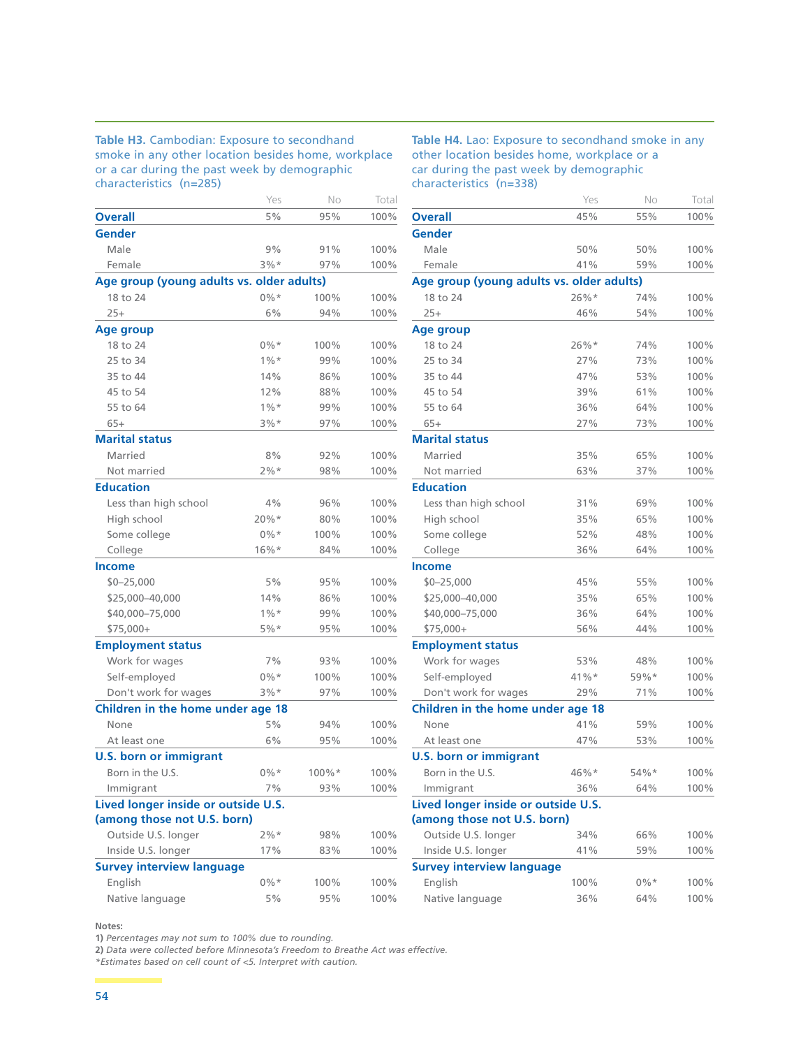**Table H3.** Cambodian: Exposure to secondhand smoke in any other location besides home, workplace or a car during the past week by demographic characteristics (n=285)

| | Yes | No | Total |
|---|---|---|---|
| **Overall** | 5% | 95% | 100% |
| **Gender** | | | |
| Male | 9% | 91% | 100% |
| Female | 3%* | 97% | 100% |
| **Age group (young adults vs. older adults)** | | | |
| 18 to 24 | 0%* | 100% | 100% |
| 25+ | 6% | 94% | 100% |
| **Age group** | | | |
| 18 to 24 | 0%* | 100% | 100% |
| 25 to 34 | 1%* | 99% | 100% |
| 35 to 44 | 14% | 86% | 100% |
| 45 to 54 | 12% | 88% | 100% |
| 55 to 64 | 1%* | 99% | 100% |
| 65+ | 3%* | 97% | 100% |
| **Marital status** | | | |
| Married | 8% | 92% | 100% |
| Not married | 2%* | 98% | 100% |
| **Education** | | | |
| Less than high school | 4% | 96% | 100% |
| High school | 20%* | 80% | 100% |
| Some college | 0%* | 100% | 100% |
| College | 16%* | 84% | 100% |
| **Income** | | | |
| $0–25,000 | 5% | 95% | 100% |
| $25,000–40,000 | 14% | 86% | 100% |
| $40,000–75,000 | 1%* | 99% | 100% |
| $75,000+ | 5%* | 95% | 100% |
| **Employment status** | | | |
| Work for wages | 7% | 93% | 100% |
| Self-employed | 0%* | 100% | 100% |
| Don't work for wages | 3%* | 97% | 100% |
| **Children in the home under age 18** | | | |
| None | 5% | 94% | 100% |
| At least one | 6% | 95% | 100% |
| **U.S. born or immigrant** | | | |
| Born in the U.S. | 0%* | 100%* | 100% |
| Immigrant | 7% | 93% | 100% |
| **Lived longer inside or outside U.S. (among those not U.S. born)** | | | |
| Outside U.S. longer | 2%* | 98% | 100% |
| Inside U.S. longer | 17% | 83% | 100% |
| **Survey interview language** | | | |
| English | 0%* | 100% | 100% |
| Native language | 5% | 95% | 100% |

**Table H4.** Lao: Exposure to secondhand smoke in any other location besides home, workplace or a car during the past week by demographic characteristics (n=338)

| | Yes | No | Total |
|---|---|---|---|
| **Overall** | 45% | 55% | 100% |
| **Gender** | | | |
| Male | 50% | 50% | 100% |
| Female | 41% | 59% | 100% |
| **Age group (young adults vs. older adults)** | | | |
| 18 to 24 | 26%* | 74% | 100% |
| 25+ | 46% | 54% | 100% |
| **Age group** | | | |
| 18 to 24 | 26%* | 74% | 100% |
| 25 to 34 | 27% | 73% | 100% |
| 35 to 44 | 47% | 53% | 100% |
| 45 to 54 | 39% | 61% | 100% |
| 55 to 64 | 36% | 64% | 100% |
| 65+ | 27% | 73% | 100% |
| **Marital status** | | | |
| Married | 35% | 65% | 100% |
| Not married | 63% | 37% | 100% |
| **Education** | | | |
| Less than high school | 31% | 69% | 100% |
| High school | 35% | 65% | 100% |
| Some college | 52% | 48% | 100% |
| College | 36% | 64% | 100% |
| **Income** | | | |
| $0–25,000 | 45% | 55% | 100% |
| $25,000–40,000 | 35% | 65% | 100% |
| $40,000–75,000 | 36% | 64% | 100% |
| $75,000+ | 56% | 44% | 100% |
| **Employment status** | | | |
| Work for wages | 53% | 48% | 100% |
| Self-employed | 41%* | 59%* | 100% |
| Don't work for wages | 29% | 71% | 100% |
| **Children in the home under age 18** | | | |
| None | 41% | 59% | 100% |
| At least one | 47% | 53% | 100% |
| **U.S. born or immigrant** | | | |
| Born in the U.S. | 46%* | 54%* | 100% |
| Immigrant | 36% | 64% | 100% |
| **Lived longer inside or outside U.S. (among those not U.S. born)** | | | |
| Outside U.S. longer | 34% | 66% | 100% |
| Inside U.S. longer | 41% | 59% | 100% |
| **Survey interview language** | | | |
| English | 100% | 0%* | 100% |
| Native language | 36% | 64% | 100% |

**Notes:**
**1)** *Percentages may not sum to 100% due to rounding.*
**2)** *Data were collected before Minnesota's Freedom to Breathe Act was effective.*
**\****Estimates based on cell count of <5. Interpret with caution.*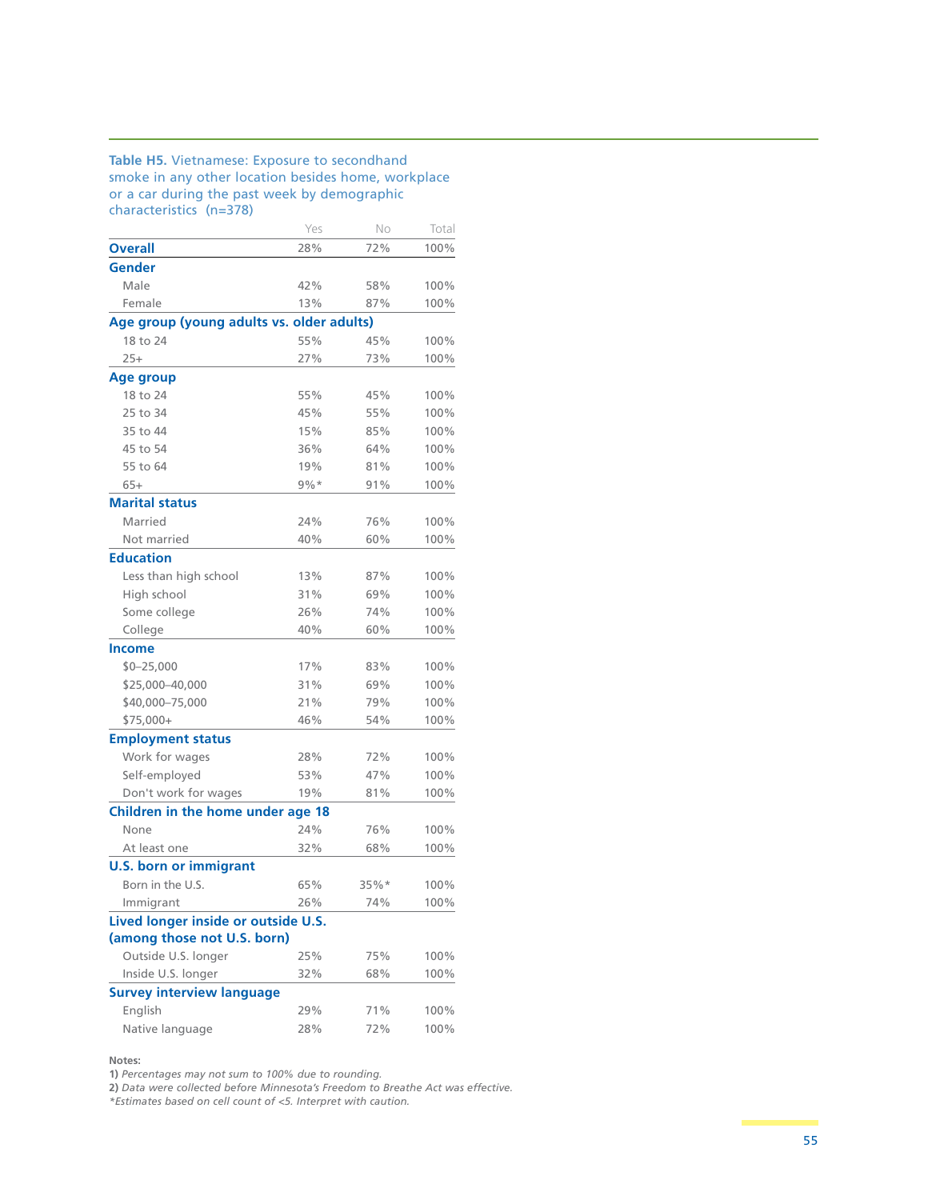**Table H5.** Vietnamese: Exposure to secondhand smoke in any other location besides home, workplace or a car during the past week by demographic characteristics (n=378)

| | Yes | No | Total |
|---|---|---|---|
| **Overall** | 28% | 72% | 100% |
| **Gender** | | | |
| Male | 42% | 58% | 100% |
| Female | 13% | 87% | 100% |
| **Age group (young adults vs. older adults)** | | | |
| 18 to 24 | 55% | 45% | 100% |
| 25+ | 27% | 73% | 100% |
| **Age group** | | | |
| 18 to 24 | 55% | 45% | 100% |
| 25 to 34 | 45% | 55% | 100% |
| 35 to 44 | 15% | 85% | 100% |
| 45 to 54 | 36% | 64% | 100% |
| 55 to 64 | 19% | 81% | 100% |
| 65+ | 9%* | 91% | 100% |
| **Marital status** | | | |
| Married | 24% | 76% | 100% |
| Not married | 40% | 60% | 100% |
| **Education** | | | |
| Less than high school | 13% | 87% | 100% |
| High school | 31% | 69% | 100% |
| Some college | 26% | 74% | 100% |
| College | 40% | 60% | 100% |
| **Income** | | | |
| $0–25,000 | 17% | 83% | 100% |
| $25,000–40,000 | 31% | 69% | 100% |
| $40,000–75,000 | 21% | 79% | 100% |
| $75,000+ | 46% | 54% | 100% |
| **Employment status** | | | |
| Work for wages | 28% | 72% | 100% |
| Self-employed | 53% | 47% | 100% |
| Don't work for wages | 19% | 81% | 100% |
| **Children in the home under age 18** | | | |
| None | 24% | 76% | 100% |
| At least one | 32% | 68% | 100% |
| **U.S. born or immigrant** | | | |
| Born in the U.S. | 65% | 35%* | 100% |
| Immigrant | 26% | 74% | 100% |
| **Lived longer inside or outside U.S. (among those not U.S. born)** | | | |
| Outside U.S. longer | 25% | 75% | 100% |
| Inside U.S. longer | 32% | 68% | 100% |
| **Survey interview language** | | | |
| English | 29% | 71% | 100% |
| Native language | 28% | 72% | 100% |

**Notes:**
**1)** *Percentages may not sum to 100% due to rounding.*
**2)** *Data were collected before Minnesota's Freedom to Breathe Act was effective.*
*\*Estimates based on cell count of <5. Interpret with caution.*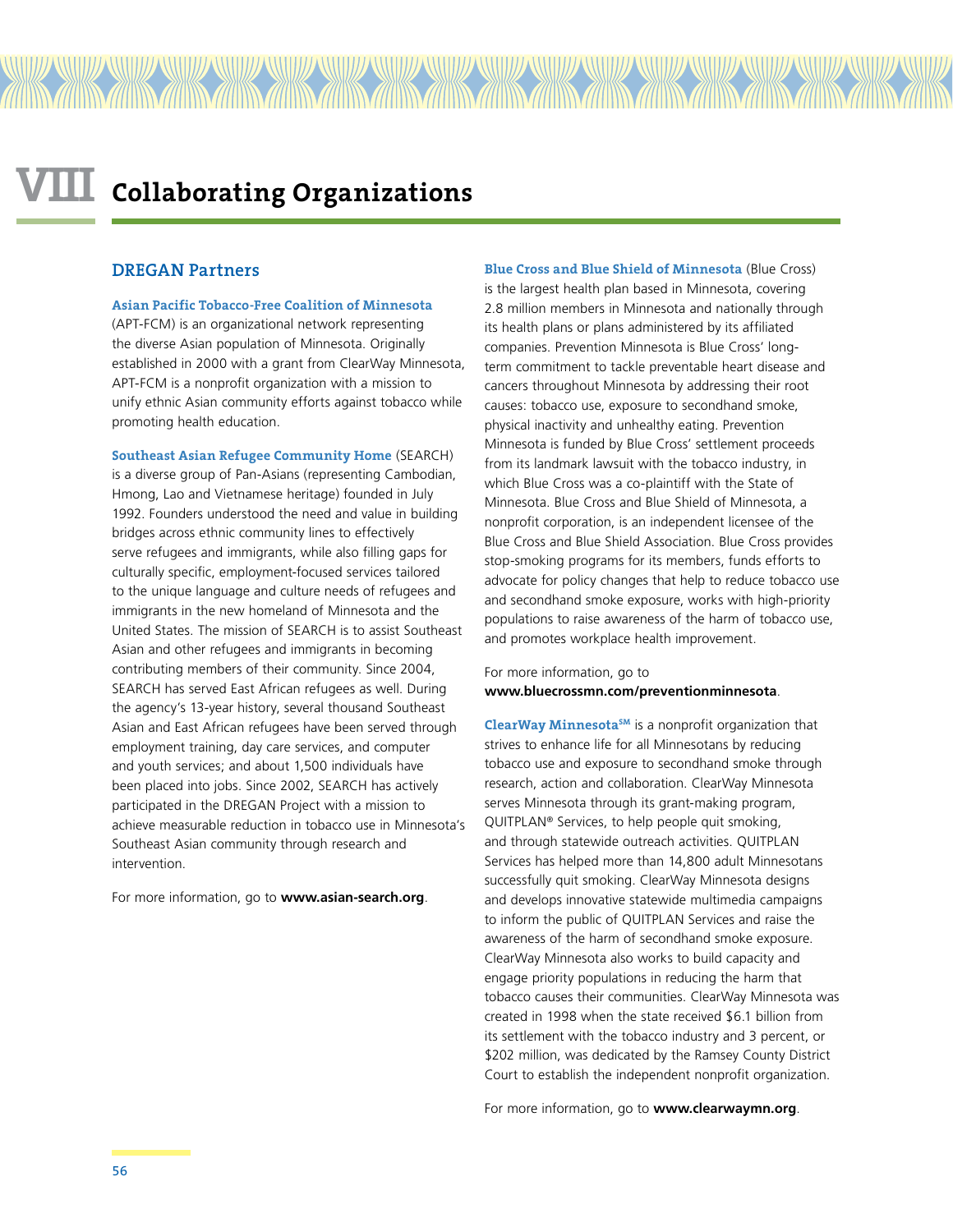# VIII Collaborating Organizations

## DREGAN Partners

**Asian Pacific Tobacco-Free Coalition of Minnesota** (APT-FCM) is an organizational network representing the diverse Asian population of Minnesota. Originally established in 2000 with a grant from ClearWay Minnesota, APT-FCM is a nonprofit organization with a mission to unify ethnic Asian community efforts against tobacco while promoting health education.

**Southeast Asian Refugee Community Home** (SEARCH) is a diverse group of Pan-Asians (representing Cambodian, Hmong, Lao and Vietnamese heritage) founded in July 1992. Founders understood the need and value in building bridges across ethnic community lines to effectively serve refugees and immigrants, while also filling gaps for culturally specific, employment-focused services tailored to the unique language and culture needs of refugees and immigrants in the new homeland of Minnesota and the United States. The mission of SEARCH is to assist Southeast Asian and other refugees and immigrants in becoming contributing members of their community. Since 2004, SEARCH has served East African refugees as well. During the agency's 13-year history, several thousand Southeast Asian and East African refugees have been served through employment training, day care services, and computer and youth services; and about 1,500 individuals have been placed into jobs. Since 2002, SEARCH has actively participated in the DREGAN Project with a mission to achieve measurable reduction in tobacco use in Minnesota's Southeast Asian community through research and intervention.

For more information, go to **www.asian-search.org**.

**Blue Cross and Blue Shield of Minnesota** (Blue Cross) is the largest health plan based in Minnesota, covering 2.8 million members in Minnesota and nationally through its health plans or plans administered by its affiliated companies. Prevention Minnesota is Blue Cross' long-term commitment to tackle preventable heart disease and cancers throughout Minnesota by addressing their root causes: tobacco use, exposure to secondhand smoke, physical inactivity and unhealthy eating. Prevention Minnesota is funded by Blue Cross' settlement proceeds from its landmark lawsuit with the tobacco industry, in which Blue Cross was a co-plaintiff with the State of Minnesota. Blue Cross and Blue Shield of Minnesota, a nonprofit corporation, is an independent licensee of the Blue Cross and Blue Shield Association. Blue Cross provides stop-smoking programs for its members, funds efforts to advocate for policy changes that help to reduce tobacco use and secondhand smoke exposure, works with high-priority populations to raise awareness of the harm of tobacco use, and promotes workplace health improvement.

For more information, go to **www.bluecrossmn.com/preventionminnesota**.

**ClearWay Minnesota℠** is a nonprofit organization that strives to enhance life for all Minnesotans by reducing tobacco use and exposure to secondhand smoke through research, action and collaboration. ClearWay Minnesota serves Minnesota through its grant-making program, QUITPLAN® Services, to help people quit smoking, and through statewide outreach activities. QUITPLAN Services has helped more than 14,800 adult Minnesotans successfully quit smoking. ClearWay Minnesota designs and develops innovative statewide multimedia campaigns to inform the public of QUITPLAN Services and raise the awareness of the harm of secondhand smoke exposure. ClearWay Minnesota also works to build capacity and engage priority populations in reducing the harm that tobacco causes their communities. ClearWay Minnesota was created in 1998 when the state received $6.1 billion from its settlement with the tobacco industry and 3 percent, or $202 million, was dedicated by the Ramsey County District Court to establish the independent nonprofit organization.

For more information, go to **www.clearwaymn.org**.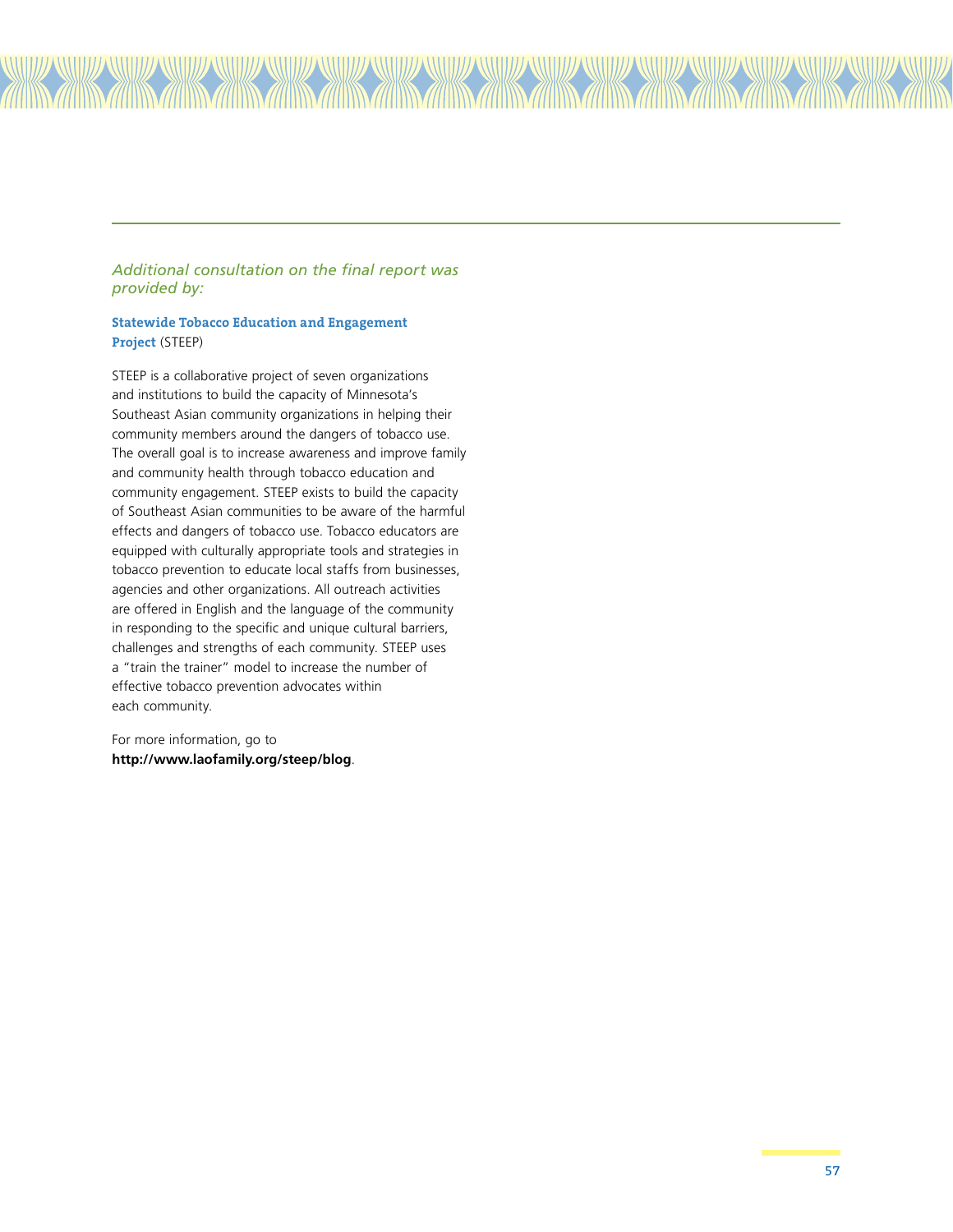*Additional consultation on the final report was provided by:*

**Statewide Tobacco Education and Engagement Project** (STEEP)

STEEP is a collaborative project of seven organizations and institutions to build the capacity of Minnesota's Southeast Asian community organizations in helping their community members around the dangers of tobacco use. The overall goal is to increase awareness and improve family and community health through tobacco education and community engagement. STEEP exists to build the capacity of Southeast Asian communities to be aware of the harmful effects and dangers of tobacco use. Tobacco educators are equipped with culturally appropriate tools and strategies in tobacco prevention to educate local staffs from businesses, agencies and other organizations. All outreach activities are offered in English and the language of the community in responding to the specific and unique cultural barriers, challenges and strengths of each community. STEEP uses a "train the trainer" model to increase the number of effective tobacco prevention advocates within each community.

For more information, go to **http://www.laofamily.org/steep/blog**.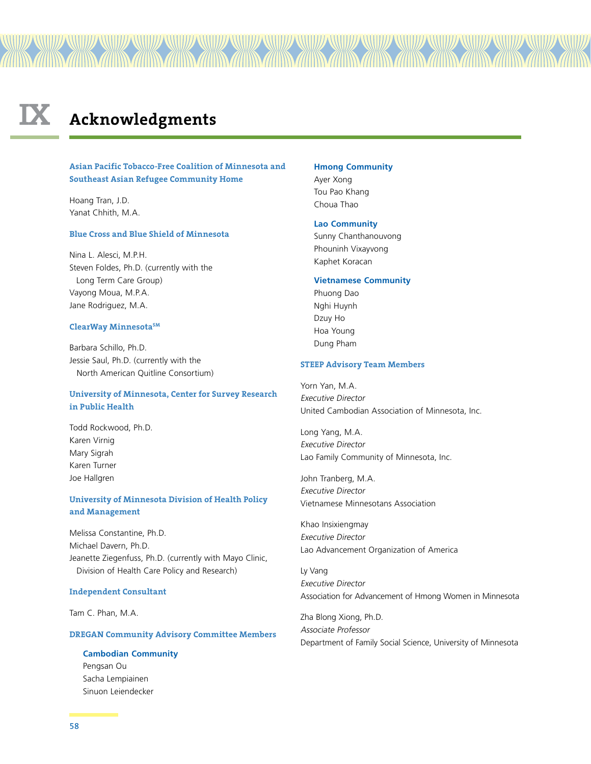# IX Acknowledgments

### Asian Pacific Tobacco-Free Coalition of Minnesota and Southeast Asian Refugee Community Home

Hoang Tran, J.D.
Yanat Chhith, M.A.

### Blue Cross and Blue Shield of Minnesota

Nina L. Alesci, M.P.H.
Steven Foldes, Ph.D. (currently with the Long Term Care Group)
Vayong Moua, M.P.A.
Jane Rodriguez, M.A.

### ClearWay Minnesota℠

Barbara Schillo, Ph.D.
Jessie Saul, Ph.D. (currently with the North American Quitline Consortium)

### University of Minnesota, Center for Survey Research in Public Health

Todd Rockwood, Ph.D.
Karen Virnig
Mary Sigrah
Karen Turner
Joe Hallgren

### University of Minnesota Division of Health Policy and Management

Melissa Constantine, Ph.D.
Michael Davern, Ph.D.
Jeanette Ziegenfuss, Ph.D. (currently with Mayo Clinic, Division of Health Care Policy and Research)

### Independent Consultant

Tam C. Phan, M.A.

### DREGAN Community Advisory Committee Members

#### Cambodian Community

Pengsan Ou
Sacha Lempiainen
Sinuon Leiendecker

#### Hmong Community

Ayer Xong
Tou Pao Khang
Choua Thao

#### Lao Community

Sunny Chanthanouvong
Phouninh Vixayvong
Kaphet Koracan

#### Vietnamese Community

Phuong Dao
Nghi Huynh
Dzuy Ho
Hoa Young
Dung Pham

### STEEP Advisory Team Members

Yorn Yan, M.A.
*Executive Director*
United Cambodian Association of Minnesota, Inc.

Long Yang, M.A.
*Executive Director*
Lao Family Community of Minnesota, Inc.

John Tranberg, M.A.
*Executive Director*
Vietnamese Minnesotans Association

Khao Insixiengmay
*Executive Director*
Lao Advancement Organization of America

Ly Vang
*Executive Director*
Association for Advancement of Hmong Women in Minnesota

Zha Blong Xiong, Ph.D.
*Associate Professor*
Department of Family Social Science, University of Minnesota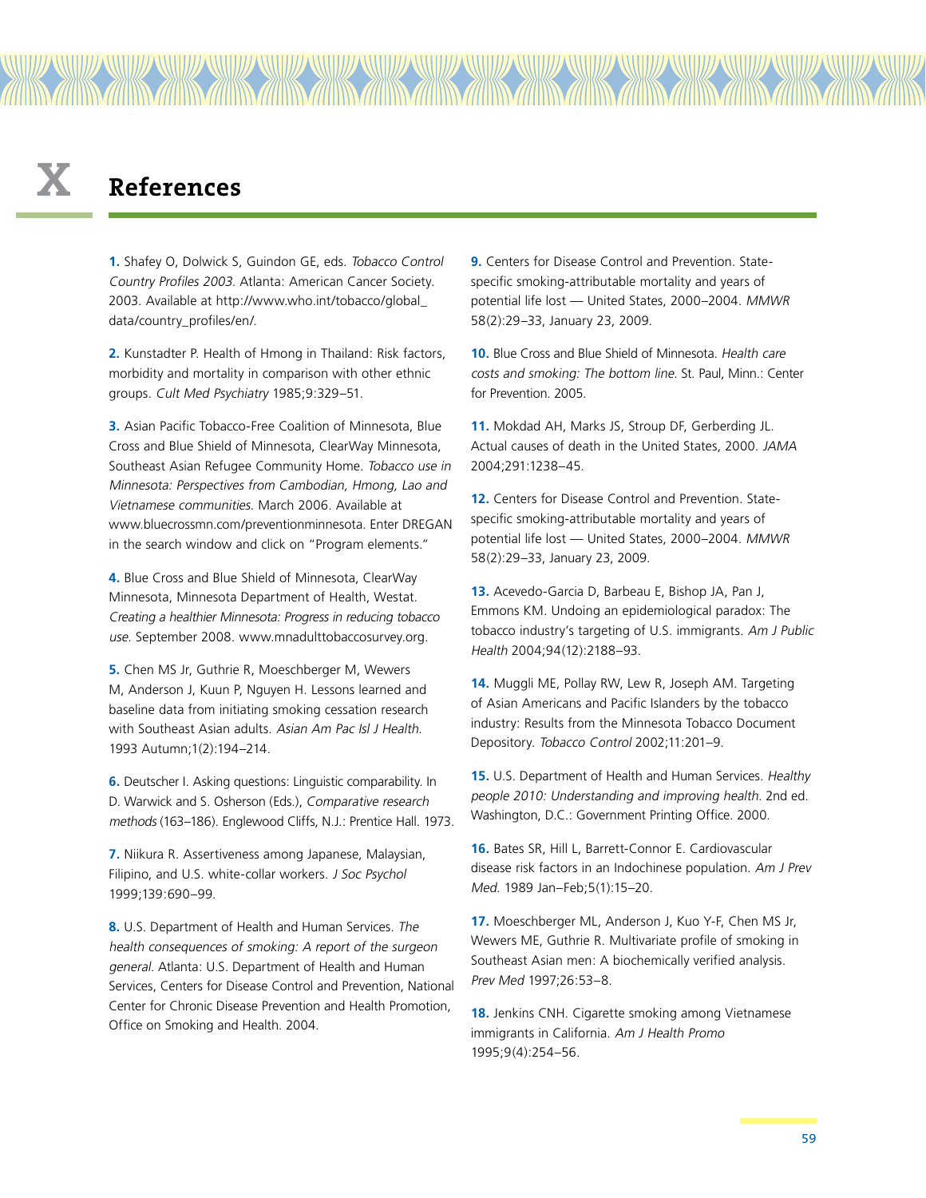# X References

**1.** Shafey O, Dolwick S, Guindon GE, eds. *Tobacco Control Country Profiles 2003.* Atlanta: American Cancer Society. 2003. Available at http://www.who.int/tobacco/global_data/country_profiles/en/.

**2.** Kunstadter P. Health of Hmong in Thailand: Risk factors, morbidity and mortality in comparison with other ethnic groups. *Cult Med Psychiatry* 1985;9:329–51.

**3.** Asian Pacific Tobacco-Free Coalition of Minnesota, Blue Cross and Blue Shield of Minnesota, ClearWay Minnesota, Southeast Asian Refugee Community Home. *Tobacco use in Minnesota: Perspectives from Cambodian, Hmong, Lao and Vietnamese communities.* March 2006. Available at www.bluecrossmn.com/preventionminnesota. Enter DREGAN in the search window and click on "Program elements."

**4.** Blue Cross and Blue Shield of Minnesota, ClearWay Minnesota, Minnesota Department of Health, Westat. *Creating a healthier Minnesota: Progress in reducing tobacco use.* September 2008. www.mnadulttobaccosurvey.org.

**5.** Chen MS Jr, Guthrie R, Moeschberger M, Wewers M, Anderson J, Kuun P, Nguyen H. Lessons learned and baseline data from initiating smoking cessation research with Southeast Asian adults. *Asian Am Pac Isl J Health.* 1993 Autumn;1(2):194–214.

**6.** Deutscher I. Asking questions: Linguistic comparability. In D. Warwick and S. Osherson (Eds.), *Comparative research methods* (163–186). Englewood Cliffs, N.J.: Prentice Hall. 1973.

**7.** Niikura R. Assertiveness among Japanese, Malaysian, Filipino, and U.S. white-collar workers. *J Soc Psychol* 1999;139:690–99.

**8.** U.S. Department of Health and Human Services. *The health consequences of smoking: A report of the surgeon general.* Atlanta: U.S. Department of Health and Human Services, Centers for Disease Control and Prevention, National Center for Chronic Disease Prevention and Health Promotion, Office on Smoking and Health. 2004.

**9.** Centers for Disease Control and Prevention. State-specific smoking-attributable mortality and years of potential life lost — United States, 2000–2004. *MMWR* 58(2):29–33, January 23, 2009.

**10.** Blue Cross and Blue Shield of Minnesota. *Health care costs and smoking: The bottom line.* St. Paul, Minn.: Center for Prevention. 2005.

**11.** Mokdad AH, Marks JS, Stroup DF, Gerberding JL. Actual causes of death in the United States, 2000. *JAMA* 2004;291:1238–45.

**12.** Centers for Disease Control and Prevention. State-specific smoking-attributable mortality and years of potential life lost — United States, 2000–2004. *MMWR* 58(2):29–33, January 23, 2009.

**13.** Acevedo-Garcia D, Barbeau E, Bishop JA, Pan J, Emmons KM. Undoing an epidemiological paradox: The tobacco industry's targeting of U.S. immigrants. *Am J Public Health* 2004;94(12):2188–93.

**14.** Muggli ME, Pollay RW, Lew R, Joseph AM. Targeting of Asian Americans and Pacific Islanders by the tobacco industry: Results from the Minnesota Tobacco Document Depository. *Tobacco Control* 2002;11:201–9.

**15.** U.S. Department of Health and Human Services. *Healthy people 2010: Understanding and improving health.* 2nd ed. Washington, D.C.: Government Printing Office. 2000.

**16.** Bates SR, Hill L, Barrett-Connor E. Cardiovascular disease risk factors in an Indochinese population. *Am J Prev Med.* 1989 Jan–Feb;5(1):15–20.

**17.** Moeschberger ML, Anderson J, Kuo Y-F, Chen MS Jr, Wewers ME, Guthrie R. Multivariate profile of smoking in Southeast Asian men: A biochemically verified analysis. *Prev Med* 1997;26:53–8.

**18.** Jenkins CNH. Cigarette smoking among Vietnamese immigrants in California. *Am J Health Promo* 1995;9(4):254–56.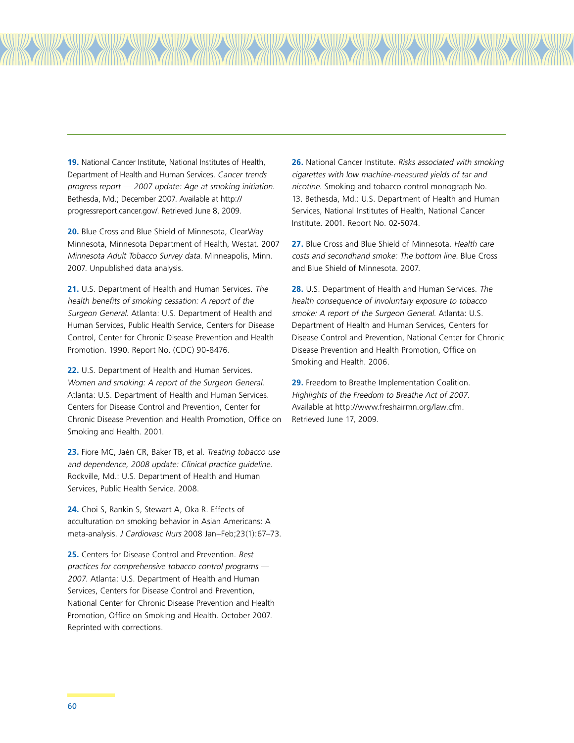**19.** National Cancer Institute, National Institutes of Health, Department of Health and Human Services. *Cancer trends progress report — 2007 update: Age at smoking initiation.* Bethesda, Md.; December 2007. Available at http://progressreport.cancer.gov/. Retrieved June 8, 2009.

**20.** Blue Cross and Blue Shield of Minnesota, ClearWay Minnesota, Minnesota Department of Health, Westat. 2007 *Minnesota Adult Tobacco Survey data.* Minneapolis, Minn. 2007. Unpublished data analysis.

**21.** U.S. Department of Health and Human Services. *The health benefits of smoking cessation: A report of the Surgeon General.* Atlanta: U.S. Department of Health and Human Services, Public Health Service, Centers for Disease Control, Center for Chronic Disease Prevention and Health Promotion. 1990. Report No. (CDC) 90-8476.

**22.** U.S. Department of Health and Human Services. *Women and smoking: A report of the Surgeon General.* Atlanta: U.S. Department of Health and Human Services. Centers for Disease Control and Prevention, Center for Chronic Disease Prevention and Health Promotion, Office on Smoking and Health. 2001.

**23.** Fiore MC, Jaén CR, Baker TB, et al. *Treating tobacco use and dependence, 2008 update: Clinical practice guideline.* Rockville, Md.: U.S. Department of Health and Human Services, Public Health Service. 2008.

**24.** Choi S, Rankin S, Stewart A, Oka R. Effects of acculturation on smoking behavior in Asian Americans: A meta-analysis. *J Cardiovasc Nurs* 2008 Jan–Feb;23(1):67–73.

**25.** Centers for Disease Control and Prevention. *Best practices for comprehensive tobacco control programs — 2007.* Atlanta: U.S. Department of Health and Human Services, Centers for Disease Control and Prevention, National Center for Chronic Disease Prevention and Health Promotion, Office on Smoking and Health. October 2007. Reprinted with corrections.

**26.** National Cancer Institute. *Risks associated with smoking cigarettes with low machine-measured yields of tar and nicotine.* Smoking and tobacco control monograph No. 13. Bethesda, Md.: U.S. Department of Health and Human Services, National Institutes of Health, National Cancer Institute. 2001. Report No. 02-5074.

**27.** Blue Cross and Blue Shield of Minnesota. *Health care costs and secondhand smoke: The bottom line.* Blue Cross and Blue Shield of Minnesota. 2007.

**28.** U.S. Department of Health and Human Services. *The health consequence of involuntary exposure to tobacco smoke: A report of the Surgeon General.* Atlanta: U.S. Department of Health and Human Services, Centers for Disease Control and Prevention, National Center for Chronic Disease Prevention and Health Promotion, Office on Smoking and Health. 2006.

**29.** Freedom to Breathe Implementation Coalition. *Highlights of the Freedom to Breathe Act of 2007.* Available at http://www.freshairmn.org/law.cfm. Retrieved June 17, 2009.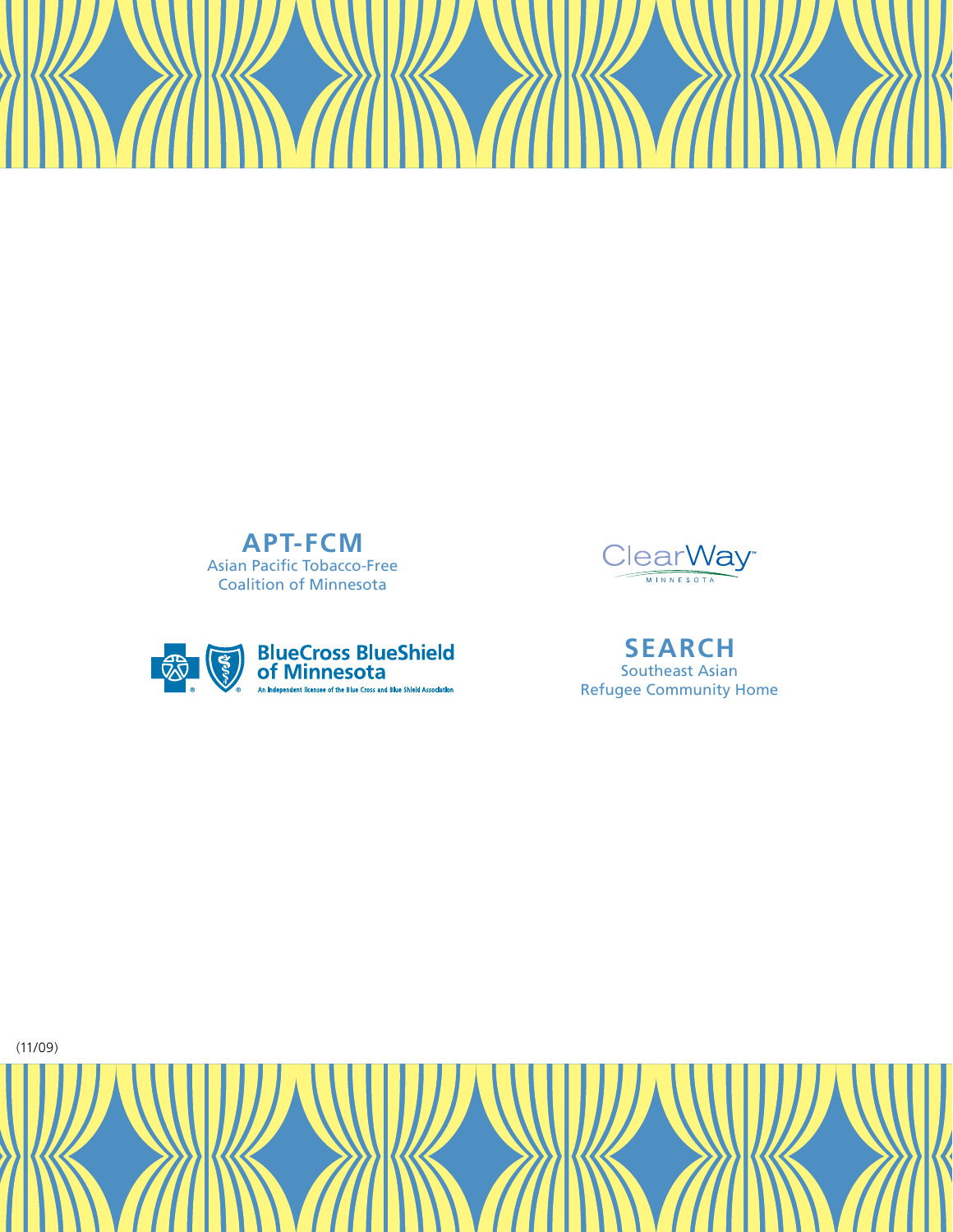**APT-FCM**
Asian Pacific Tobacco-Free
Coalition of Minnesota

ClearWay™
MINNESOTA

BlueCross BlueShield
of Minnesota
An independent licensee of the Blue Cross and Blue Shield Association

**SEARCH**
Southeast Asian
Refugee Community Home

(11/09)